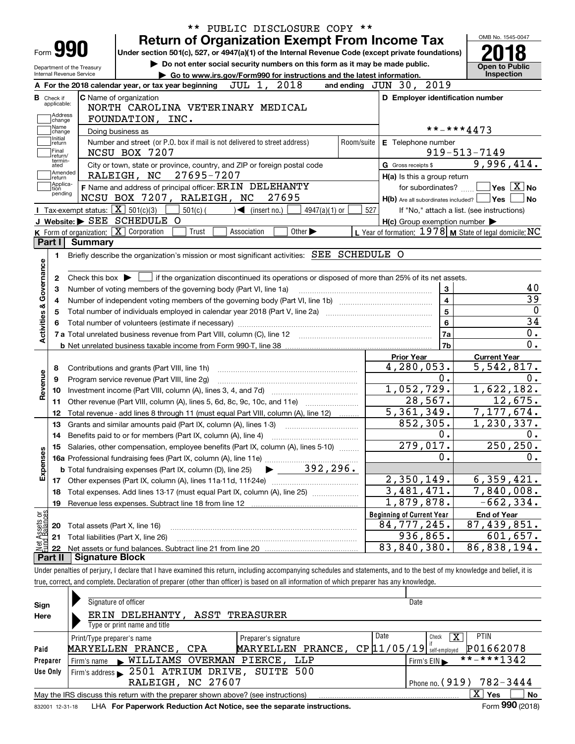** PUBLIC DISCLOSURE COPY **

# Form 990 — Return of Organization Exempt From Income Tax

Under section 501(c), 527, or 4947(a)(1) of the Internal Revenue Code (except private foundations)

▶ Do not enter social security numbers on this form as it may be made public.

▶ Go to www.irs.gov/Form990 for instructions and the latest information.

Department of the Treasury
Internal Revenue Service

OMB No. 1545-0047

**2018**

Open to Public Inspection

**A** For the 2018 calendar year, or tax year beginning JUL 1, 2018 and ending JUN 30, 2019

**B** Check if applicable: Address change, Name change, Initial return, Final return/terminated, Amended return, Application pending

**C** Name of organization: NORTH CAROLINA VETERINARY MEDICAL FOUNDATION, INC.

Doing business as

Number and street (or P.O. box if mail is not delivered to street address): NCSU BOX 7207 — Room/suite

City or town, state or province, country, and ZIP or foreign postal code: RALEIGH, NC 27695-7207

**D** Employer identification number: **-***4473

**E** Telephone number: 919-513-7149

**G** Gross receipts $ 9,996,414.

**F** Name and address of principal officer: ERIN DELEHANTY, NCSU BOX 7207, RALEIGH, NC 27695

**H(a)** Is this a group return for subordinates? Yes [ ] No [X]

**H(b)** Are all subordinates included? Yes [ ] No [ ]
If "No," attach a list. (see instructions)

**I** Tax-exempt status: [X] 501(c)(3) [ ] 501(c) ( ) ◀ (insert no.) [ ] 4947(a)(1) or [ ] 527

**J** Website: ▶ SEE SCHEDULE O

**H(c)** Group exemption number ▶

**K** Form of organization: [X] Corporation [ ] Trust [ ] Association [ ] Other ▶

**L** Year of formation: 1978 **M** State of legal domicile: NC

## Part I Summary

**Activities & Governance**

1 Briefly describe the organization's mission or most significant activities: SEE SCHEDULE O

2 Check this box ▶ [ ] if the organization discontinued its operations or disposed of more than 25% of its net assets.

| | | Line | |
|---|---|---|---|
| 3 | Number of voting members of the governing body (Part VI, line 1a) | 3 | 40 |
| 4 | Number of independent voting members of the governing body (Part VI, line 1b) | 4 | 39 |
| 5 | Total number of individuals employed in calendar year 2018 (Part V, line 2a) | 5 | 0 |
| 6 | Total number of volunteers (estimate if necessary) | 6 | 34 |
| 7a | Total unrelated business revenue from Part VIII, column (C), line 12 | 7a | 0. |
| b | Net unrelated business taxable income from Form 990-T, line 38 | 7b | 0. |

| | | Prior Year | Current Year |
|---|---|---|---|
| **Revenue** | | | |
| 8 | Contributions and grants (Part VIII, line 1h) | 4,280,053. | 5,542,817. |
| 9 | Program service revenue (Part VIII, line 2g) | 0. | 0. |
| 10 | Investment income (Part VIII, column (A), lines 3, 4, and 7d) | 1,052,729. | 1,622,182. |
| 11 | Other revenue (Part VIII, column (A), lines 5, 6d, 8c, 9c, 10c, and 11e) | 28,567. | 12,675. |
| 12 | Total revenue - add lines 8 through 11 (must equal Part VIII, column (A), line 12) | 5,361,349. | 7,177,674. |
| **Expenses** | | | |
| 13 | Grants and similar amounts paid (Part IX, column (A), lines 1-3) | 852,305. | 1,230,337. |
| 14 | Benefits paid to or for members (Part IX, column (A), line 4) | 0. | 0. |
| 15 | Salaries, other compensation, employee benefits (Part IX, column (A), lines 5-10) | 279,017. | 250,250. |
| 16a | Professional fundraising fees (Part IX, column (A), line 11e) | 0. | 0. |
| b | Total fundraising expenses (Part IX, column (D), line 25) ▶ 392,296. | | |
| 17 | Other expenses (Part IX, column (A), lines 11a-11d, 11f-24e) | 2,350,149. | 6,359,421. |
| 18 | Total expenses. Add lines 13-17 (must equal Part IX, column (A), line 25) | 3,481,471. | 7,840,008. |
| 19 | Revenue less expenses. Subtract line 18 from line 12 | 1,879,878. | -662,334. |

| **Net Assets or Fund Balances** | | Beginning of Current Year | End of Year |
|---|---|---|---|
| 20 | Total assets (Part X, line 16) | 84,777,245. | 87,439,851. |
| 21 | Total liabilities (Part X, line 26) | 936,865. | 601,657. |
| 22 | Net assets or fund balances. Subtract line 21 from line 20 | 83,840,380. | 86,838,194. |

## Part II Signature Block

Under penalties of perjury, I declare that I have examined this return, including accompanying schedules and statements, and to the best of my knowledge and belief, it is true, correct, and complete. Declaration of preparer (other than officer) is based on all information of which preparer has any knowledge.

**Sign Here**

Signature of officer — Date

ERIN DELEHANTY, ASST TREASURER
Type or print name and title

**Paid Preparer Use Only**

| Print/Type preparer's name | Preparer's signature | Date | Check [X] if self-employed | PTIN |
|---|---|---|---|---|
| MARYELLEN PRANCE, CPA | MARYELLEN PRANCE, CP | 11/05/19 | | P01662078 |

Firm's name ▶ WILLIAMS OVERMAN PIERCE, LLP — Firm's EIN ▶ **-***1342

Firm's address ▶ 2501 ATRIUM DRIVE, SUITE 500, RALEIGH, NC 27607 — Phone no. (919) 782-3444

May the IRS discuss this return with the preparer shown above? (see instructions) [X] Yes [ ] No

832001 12-31-18 LHA For Paperwork Reduction Act Notice, see the separate instructions. Form **990** (2018)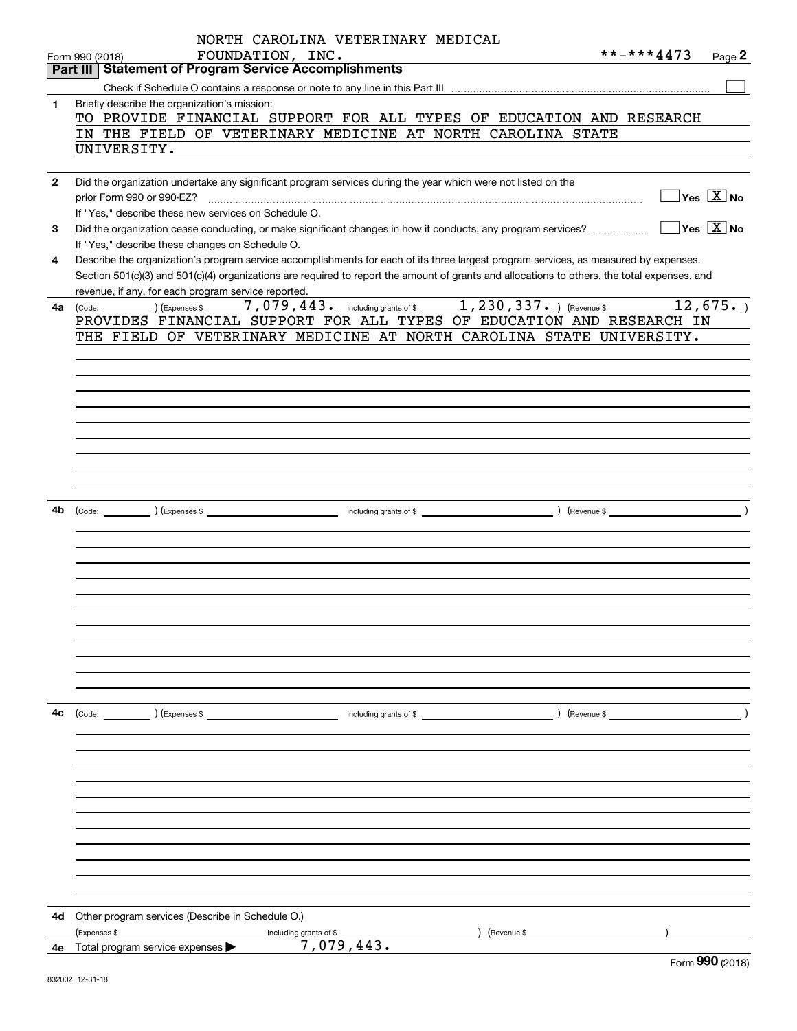NORTH CAROLINA VETERINARY MEDICAL FOUNDATION, INC.

Form 990 (2018) **-***4473 Page 2

## Part III Statement of Program Service Accomplishments

Check if Schedule O contains a response or note to any line in this Part III ☐

**1** Briefly describe the organization's mission:

TO PROVIDE FINANCIAL SUPPORT FOR ALL TYPES OF EDUCATION AND RESEARCH IN THE FIELD OF VETERINARY MEDICINE AT NORTH CAROLINA STATE UNIVERSITY.

**2** Did the organization undertake any significant program services during the year which were not listed on the prior Form 990 or 990-EZ? ☐ Yes ☒ No

If "Yes," describe these new services on Schedule O.

**3** Did the organization cease conducting, or make significant changes in how it conducts, any program services? ☐ Yes ☒ No

If "Yes," describe these changes on Schedule O.

**4** Describe the organization's program service accomplishments for each of its three largest program services, as measured by expenses. Section 501(c)(3) and 501(c)(4) organizations are required to report the amount of grants and allocations to others, the total expenses, and revenue, if any, for each program service reported.

**4a** (Code: ) (Expenses $ 7,079,443. including grants of $ 1,230,337. ) (Revenue $ 12,675. )

PROVIDES FINANCIAL SUPPORT FOR ALL TYPES OF EDUCATION AND RESEARCH IN THE FIELD OF VETERINARY MEDICINE AT NORTH CAROLINA STATE UNIVERSITY.

**4b** (Code: ) (Expenses $ including grants of $ ) (Revenue $ )

**4c** (Code: ) (Expenses $ including grants of $ ) (Revenue $ )

**4d** Other program services (Describe in Schedule O.)

(Expenses $ including grants of $ ) (Revenue $ )

**4e** Total program service expenses ▶ 7,079,443.

Form **990** (2018)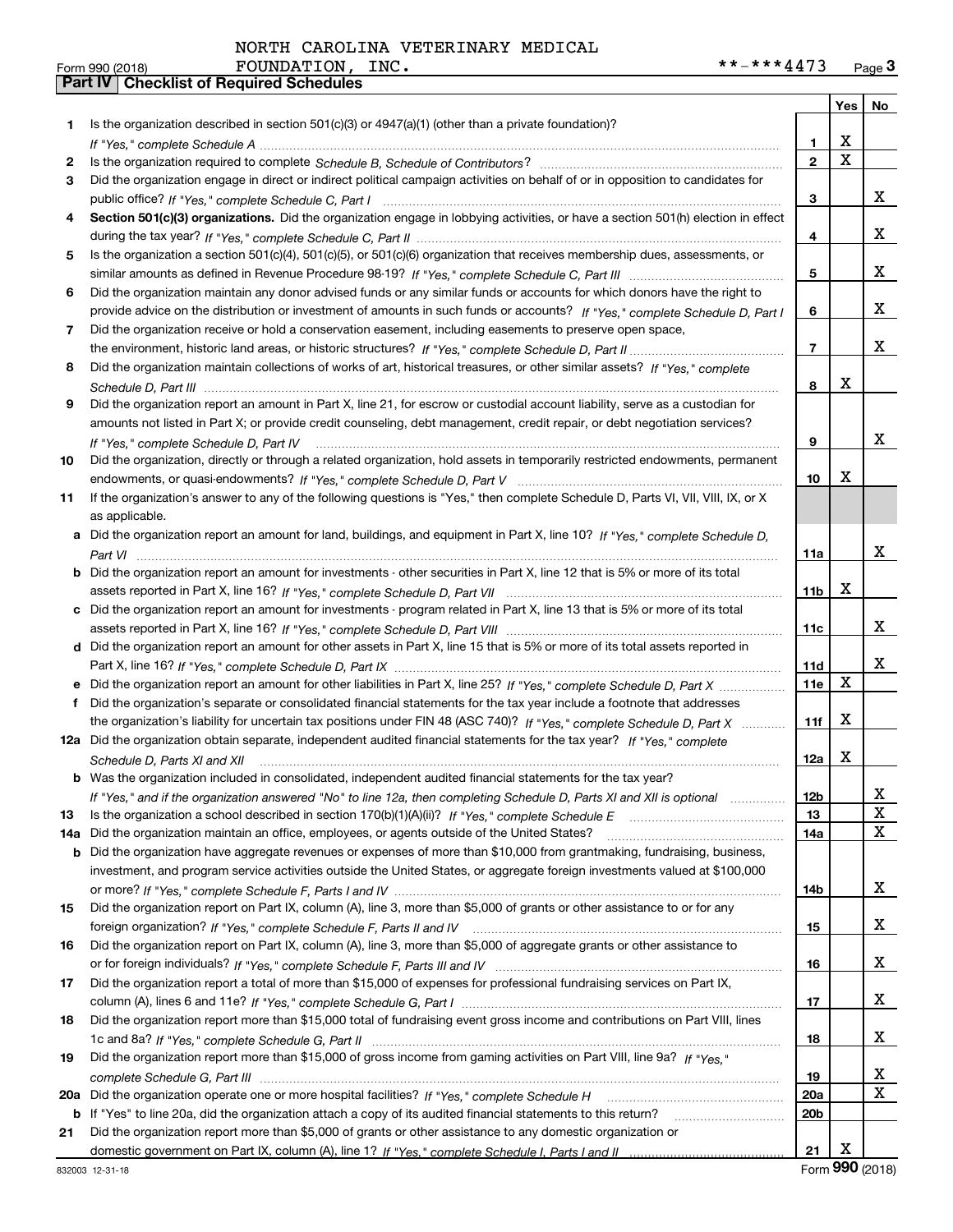NORTH CAROLINA VETERINARY MEDICAL FOUNDATION, INC.

Form 990 (2018) **-***4473 Page **3**

## Part IV Checklist of Required Schedules

| | | | Yes | No |
|---|---|---|---|---|
| 1 | Is the organization described in section 501(c)(3) or 4947(a)(1) (other than a private foundation)? *If "Yes," complete Schedule A* | 1 | X | |
| 2 | Is the organization required to complete *Schedule B, Schedule of Contributors*? | 2 | X | |
| 3 | Did the organization engage in direct or indirect political campaign activities on behalf of or in opposition to candidates for public office? *If "Yes," complete Schedule C, Part I* | 3 | | X |
| 4 | **Section 501(c)(3) organizations.** Did the organization engage in lobbying activities, or have a section 501(h) election in effect during the tax year? *If "Yes," complete Schedule C, Part II* | 4 | | X |
| 5 | Is the organization a section 501(c)(4), 501(c)(5), or 501(c)(6) organization that receives membership dues, assessments, or similar amounts as defined in Revenue Procedure 98-19? *If "Yes," complete Schedule C, Part III* | 5 | | X |
| 6 | Did the organization maintain any donor advised funds or any similar funds or accounts for which donors have the right to provide advice on the distribution or investment of amounts in such funds or accounts? *If "Yes," complete Schedule D, Part I* | 6 | | X |
| 7 | Did the organization receive or hold a conservation easement, including easements to preserve open space, the environment, historic land areas, or historic structures? *If "Yes," complete Schedule D, Part II* | 7 | | X |
| 8 | Did the organization maintain collections of works of art, historical treasures, or other similar assets? *If "Yes," complete Schedule D, Part III* | 8 | X | |
| 9 | Did the organization report an amount in Part X, line 21, for escrow or custodial account liability, serve as a custodian for amounts not listed in Part X; or provide credit counseling, debt management, credit repair, or debt negotiation services? *If "Yes," complete Schedule D, Part IV* | 9 | | X |
| 10 | Did the organization, directly or through a related organization, hold assets in temporarily restricted endowments, permanent endowments, or quasi-endowments? *If "Yes," complete Schedule D, Part V* | 10 | X | |
| 11 | If the organization's answer to any of the following questions is "Yes," then complete Schedule D, Parts VI, VII, VIII, IX, or X as applicable. | | | |
| a | Did the organization report an amount for land, buildings, and equipment in Part X, line 10? *If "Yes," complete Schedule D, Part VI* | 11a | | X |
| b | Did the organization report an amount for investments - other securities in Part X, line 12 that is 5% or more of its total assets reported in Part X, line 16? *If "Yes," complete Schedule D, Part VII* | 11b | X | |
| c | Did the organization report an amount for investments - program related in Part X, line 13 that is 5% or more of its total assets reported in Part X, line 16? *If "Yes," complete Schedule D, Part VIII* | 11c | | X |
| d | Did the organization report an amount for other assets in Part X, line 15 that is 5% or more of its total assets reported in Part X, line 16? *If "Yes," complete Schedule D, Part IX* | 11d | | X |
| e | Did the organization report an amount for other liabilities in Part X, line 25? *If "Yes," complete Schedule D, Part X* | 11e | X | |
| f | Did the organization's separate or consolidated financial statements for the tax year include a footnote that addresses the organization's liability for uncertain tax positions under FIN 48 (ASC 740)? *If "Yes," complete Schedule D, Part X* | 11f | X | |
| 12a | Did the organization obtain separate, independent audited financial statements for the tax year? *If "Yes," complete Schedule D, Parts XI and XII* | 12a | X | |
| b | Was the organization included in consolidated, independent audited financial statements for the tax year? *If "Yes," and if the organization answered "No" to line 12a, then completing Schedule D, Parts XI and XII is optional* | 12b | | X |
| 13 | Is the organization a school described in section 170(b)(1)(A)(ii)? *If "Yes," complete Schedule E* | 13 | | X |
| 14a | Did the organization maintain an office, employees, or agents outside of the United States? | 14a | | X |
| b | Did the organization have aggregate revenues or expenses of more than $10,000 from grantmaking, fundraising, business, investment, and program service activities outside the United States, or aggregate foreign investments valued at $100,000 or more? *If "Yes," complete Schedule F, Parts I and IV* | 14b | | X |
| 15 | Did the organization report on Part IX, column (A), line 3, more than $5,000 of grants or other assistance to or for any foreign organization? *If "Yes," complete Schedule F, Parts II and IV* | 15 | | X |
| 16 | Did the organization report on Part IX, column (A), line 3, more than $5,000 of aggregate grants or other assistance to or for foreign individuals? *If "Yes," complete Schedule F, Parts III and IV* | 16 | | X |
| 17 | Did the organization report a total of more than $15,000 of expenses for professional fundraising services on Part IX, column (A), lines 6 and 11e? *If "Yes," complete Schedule G, Part I* | 17 | | X |
| 18 | Did the organization report more than $15,000 total of fundraising event gross income and contributions on Part VIII, lines 1c and 8a? *If "Yes," complete Schedule G, Part II* | 18 | | X |
| 19 | Did the organization report more than $15,000 of gross income from gaming activities on Part VIII, line 9a? *If "Yes," complete Schedule G, Part III* | 19 | | X |
| 20a | Did the organization operate one or more hospital facilities? *If "Yes," complete Schedule H* | 20a | | X |
| b | If "Yes" to line 20a, did the organization attach a copy of its audited financial statements to this return? | 20b | | |
| 21 | Did the organization report more than $5,000 of grants or other assistance to any domestic organization or domestic government on Part IX, column (A), line 1? *If "Yes," complete Schedule I, Parts I and II* | 21 | X | |

832003 12-31-18 Form **990** (2018)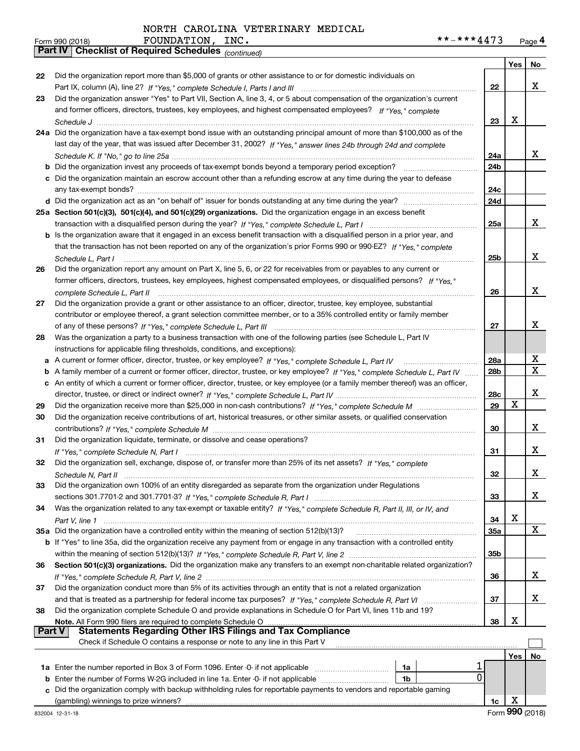NORTH CAROLINA VETERINARY MEDICAL FOUNDATION, INC.

Form 990 (2018) **-***4473 Page 4

**Part IV | Checklist of Required Schedules** *(continued)*

| | | | Yes | No |
|---|---|---|---|---|
| 22 | Did the organization report more than $5,000 of grants or other assistance to or for domestic individuals on Part IX, column (A), line 2? *If "Yes," complete Schedule I, Parts I and III* | 22 | | X |
| 23 | Did the organization answer "Yes" to Part VII, Section A, line 3, 4, or 5 about compensation of the organization's current and former officers, directors, trustees, key employees, and highest compensated employees? *If "Yes," complete Schedule J* | 23 | X | |
| 24a | Did the organization have a tax-exempt bond issue with an outstanding principal amount of more than $100,000 as of the last day of the year, that was issued after December 31, 2002? *If "Yes," answer lines 24b through 24d and complete Schedule K. If "No," go to line 25a* | 24a | | X |
| b | Did the organization invest any proceeds of tax-exempt bonds beyond a temporary period exception? | 24b | | |
| c | Did the organization maintain an escrow account other than a refunding escrow at any time during the year to defease any tax-exempt bonds? | 24c | | |
| d | Did the organization act as an "on behalf of" issuer for bonds outstanding at any time during the year? | 24d | | |
| 25a | **Section 501(c)(3), 501(c)(4), and 501(c)(29) organizations.** Did the organization engage in an excess benefit transaction with a disqualified person during the year? *If "Yes," complete Schedule L, Part I* | 25a | | X |
| b | Is the organization aware that it engaged in an excess benefit transaction with a disqualified person in a prior year, and that the transaction has not been reported on any of the organization's prior Forms 990 or 990-EZ? *If "Yes," complete Schedule L, Part I* | 25b | | X |
| 26 | Did the organization report any amount on Part X, line 5, 6, or 22 for receivables from or payables to any current or former officers, directors, trustees, key employees, highest compensated employees, or disqualified persons? *If "Yes," complete Schedule L, Part II* | 26 | | X |
| 27 | Did the organization provide a grant or other assistance to an officer, director, trustee, key employee, substantial contributor or employee thereof, a grant selection committee member, or to a 35% controlled entity or family member of any of these persons? *If "Yes," complete Schedule L, Part III* | 27 | | X |
| 28 | Was the organization a party to a business transaction with one of the following parties (see Schedule L, Part IV instructions for applicable filing thresholds, conditions, and exceptions): | | | |
| a | A current or former officer, director, trustee, or key employee? *If "Yes," complete Schedule L, Part IV* | 28a | | X |
| b | A family member of a current or former officer, director, trustee, or key employee? *If "Yes," complete Schedule L, Part IV* | 28b | | X |
| c | An entity of which a current or former officer, director, trustee, or key employee (or a family member thereof) was an officer, director, trustee, or direct or indirect owner? *If "Yes," complete Schedule L, Part IV* | 28c | | X |
| 29 | Did the organization receive more than $25,000 in non-cash contributions? *If "Yes," complete Schedule M* | 29 | X | |
| 30 | Did the organization receive contributions of art, historical treasures, or other similar assets, or qualified conservation contributions? *If "Yes," complete Schedule M* | 30 | | X |
| 31 | Did the organization liquidate, terminate, or dissolve and cease operations? *If "Yes," complete Schedule N, Part I* | 31 | | X |
| 32 | Did the organization sell, exchange, dispose of, or transfer more than 25% of its net assets? *If "Yes," complete Schedule N, Part II* | 32 | | X |
| 33 | Did the organization own 100% of an entity disregarded as separate from the organization under Regulations sections 301.7701-2 and 301.7701-3? *If "Yes," complete Schedule R, Part I* | 33 | | X |
| 34 | Was the organization related to any tax-exempt or taxable entity? *If "Yes," complete Schedule R, Part II, III, or IV, and Part V, line 1* | 34 | X | |
| 35a | Did the organization have a controlled entity within the meaning of section 512(b)(13)? | 35a | | X |
| b | If "Yes" to line 35a, did the organization receive any payment from or engage in any transaction with a controlled entity within the meaning of section 512(b)(13)? *If "Yes," complete Schedule R, Part V, line 2* | 35b | | |
| 36 | **Section 501(c)(3) organizations.** Did the organization make any transfers to an exempt non-charitable related organization? *If "Yes," complete Schedule R, Part V, line 2* | 36 | | X |
| 37 | Did the organization conduct more than 5% of its activities through an entity that is not a related organization and that is treated as a partnership for federal income tax purposes? *If "Yes," complete Schedule R, Part VI* | 37 | | X |
| 38 | Did the organization complete Schedule O and provide explanations in Schedule O for Part VI, lines 11b and 19? **Note.** All Form 990 filers are required to complete Schedule O | 38 | X | |

**Part V | Statements Regarding Other IRS Filings and Tax Compliance**

Check if Schedule O contains a response or note to any line in this Part V ☐

| | | | | | Yes | No |
|---|---|---|---|---|---|---|
| 1a | Enter the number reported in Box 3 of Form 1096. Enter -0- if not applicable | 1a | 1 | | | |
| b | Enter the number of Forms W-2G included in line 1a. Enter -0- if not applicable | 1b | 0 | | | |
| c | Did the organization comply with backup withholding rules for reportable payments to vendors and reportable gaming (gambling) winnings to prize winners? | | | 1c | X | |

832004 12-31-18 Form **990** (2018)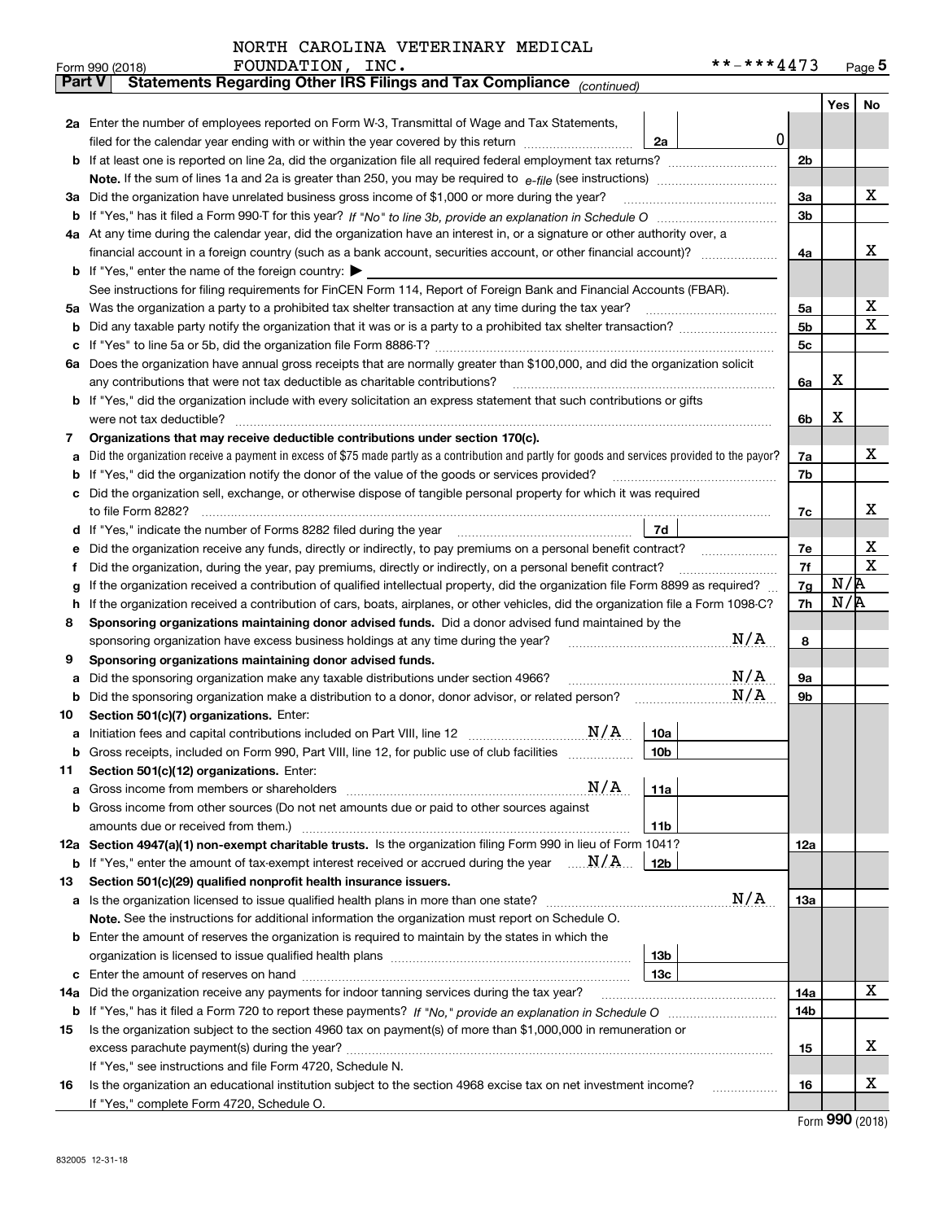NORTH CAROLINA VETERINARY MEDICAL FOUNDATION, INC. **-***4473

Form 990 (2018) Page 5

**Part V Statements Regarding Other IRS Filings and Tax Compliance** *(continued)*

| | | | | | Yes | No |
|---|---|---|---|---|---|---|
| **2a** | Enter the number of employees reported on Form W-3, Transmittal of Wage and Tax Statements, filed for the calendar year ending with or within the year covered by this return | 2a | 0 | | | |
| **b** | If at least one is reported on line 2a, did the organization file all required federal employment tax returns? | | | 2b | | |
| | **Note.** If the sum of lines 1a and 2a is greater than 250, you may be required to *e-file* (see instructions) | | | | | |
| **3a** | Did the organization have unrelated business gross income of $1,000 or more during the year? | | | 3a | | X |
| **b** | If "Yes," has it filed a Form 990-T for this year? *If "No" to line 3b, provide an explanation in Schedule O* | | | 3b | | |
| **4a** | At any time during the calendar year, did the organization have an interest in, or a signature or other authority over, a financial account in a foreign country (such as a bank account, securities account, or other financial account)? | | | 4a | | X |
| **b** | If "Yes," enter the name of the foreign country: ▶ | | | | | |
| | See instructions for filing requirements for FinCEN Form 114, Report of Foreign Bank and Financial Accounts (FBAR). | | | | | |
| **5a** | Was the organization a party to a prohibited tax shelter transaction at any time during the tax year? | | | 5a | | X |
| **b** | Did any taxable party notify the organization that it was or is a party to a prohibited tax shelter transaction? | | | 5b | | X |
| **c** | If "Yes" to line 5a or 5b, did the organization file Form 8886-T? | | | 5c | | |
| **6a** | Does the organization have annual gross receipts that are normally greater than $100,000, and did the organization solicit any contributions that were not tax deductible as charitable contributions? | | | 6a | X | |
| **b** | If "Yes," did the organization include with every solicitation an express statement that such contributions or gifts were not tax deductible? | | | 6b | X | |
| **7** | **Organizations that may receive deductible contributions under section 170(c).** | | | | | |
| **a** | Did the organization receive a payment in excess of $75 made partly as a contribution and partly for goods and services provided to the payor? | | | 7a | | X |
| **b** | If "Yes," did the organization notify the donor of the value of the goods or services provided? | | | 7b | | |
| **c** | Did the organization sell, exchange, or otherwise dispose of tangible personal property for which it was required to file Form 8282? | | | 7c | | X |
| **d** | If "Yes," indicate the number of Forms 8282 filed during the year | 7d | | | | |
| **e** | Did the organization receive any funds, directly or indirectly, to pay premiums on a personal benefit contract? | | | 7e | | X |
| **f** | Did the organization, during the year, pay premiums, directly or indirectly, on a personal benefit contract? | | | 7f | | X |
| **g** | If the organization received a contribution of qualified intellectual property, did the organization file Form 8899 as required? | | | 7g | N/A | |
| **h** | If the organization received a contribution of cars, boats, airplanes, or other vehicles, did the organization file a Form 1098-C? | | | 7h | N/A | |
| **8** | **Sponsoring organizations maintaining donor advised funds.** Did a donor advised fund maintained by the sponsoring organization have excess business holdings at any time during the year? N/A | | | 8 | | |
| **9** | **Sponsoring organizations maintaining donor advised funds.** | | | | | |
| **a** | Did the sponsoring organization make any taxable distributions under section 4966? N/A | | | 9a | | |
| **b** | Did the sponsoring organization make a distribution to a donor, donor advisor, or related person? N/A | | | 9b | | |
| **10** | **Section 501(c)(7) organizations.** Enter: | | | | | |
| **a** | Initiation fees and capital contributions included on Part VIII, line 12 N/A | 10a | | | | |
| **b** | Gross receipts, included on Form 990, Part VIII, line 12, for public use of club facilities | 10b | | | | |
| **11** | **Section 501(c)(12) organizations.** Enter: | | | | | |
| **a** | Gross income from members or shareholders N/A | 11a | | | | |
| **b** | Gross income from other sources (Do not net amounts due or paid to other sources against amounts due or received from them.) | 11b | | | | |
| **12a** | **Section 4947(a)(1) non-exempt charitable trusts.** Is the organization filing Form 990 in lieu of Form 1041? | | | 12a | | |
| **b** | If "Yes," enter the amount of tax-exempt interest received or accrued during the year N/A | 12b | | | | |
| **13** | **Section 501(c)(29) qualified nonprofit health insurance issuers.** | | | | | |
| **a** | Is the organization licensed to issue qualified health plans in more than one state? N/A | | | 13a | | |
| | **Note.** See the instructions for additional information the organization must report on Schedule O. | | | | | |
| **b** | Enter the amount of reserves the organization is required to maintain by the states in which the organization is licensed to issue qualified health plans | 13b | | | | |
| **c** | Enter the amount of reserves on hand | 13c | | | | |
| **14a** | Did the organization receive any payments for indoor tanning services during the tax year? | | | 14a | | X |
| **b** | If "Yes," has it filed a Form 720 to report these payments? *If "No," provide an explanation in Schedule O* | | | 14b | | |
| **15** | Is the organization subject to the section 4960 tax on payment(s) of more than $1,000,000 in remuneration or excess parachute payment(s) during the year? | | | 15 | | X |
| | If "Yes," see instructions and file Form 4720, Schedule N. | | | | | |
| **16** | Is the organization an educational institution subject to the section 4968 excise tax on net investment income? | | | 16 | | X |
| | If "Yes," complete Form 4720, Schedule O. | | | | | |

Form **990** (2018)

832005 12-31-18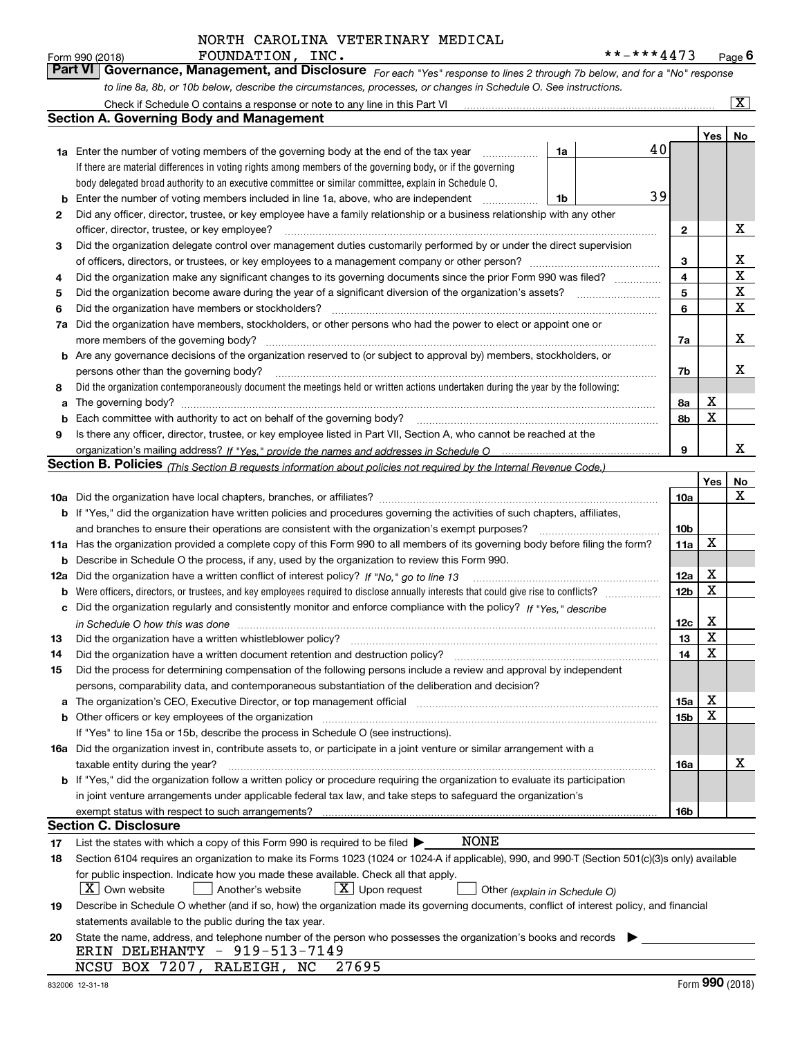NORTH CAROLINA VETERINARY MEDICAL FOUNDATION, INC.

Form 990 (2018) **-***4473 Page 6

## Part VI Governance, Management, and Disclosure

*For each "Yes" response to lines 2 through 7b below, and for a "No" response to line 8a, 8b, or 10b below, describe the circumstances, processes, or changes in Schedule O. See instructions.*

Check if Schedule O contains a response or note to any line in this Part VI ☒

### Section A. Governing Body and Management

| | | | | Yes | No |
|---|---|---|---|---|---|
| 1a | Enter the number of voting members of the governing body at the end of the tax year. If there are material differences in voting rights among members of the governing body, or if the governing body delegated broad authority to an executive committee or similar committee, explain in Schedule O. | 1a | 40 | | |
| b | Enter the number of voting members included in line 1a, above, who are independent | 1b | 39 | | |
| 2 | Did any officer, director, trustee, or key employee have a family relationship or a business relationship with any other officer, director, trustee, or key employee? | 2 | | | X |
| 3 | Did the organization delegate control over management duties customarily performed by or under the direct supervision of officers, directors, or trustees, or key employees to a management company or other person? | 3 | | | X |
| 4 | Did the organization make any significant changes to its governing documents since the prior Form 990 was filed? | 4 | | | X |
| 5 | Did the organization become aware during the year of a significant diversion of the organization's assets? | 5 | | | X |
| 6 | Did the organization have members or stockholders? | 6 | | | X |
| 7a | Did the organization have members, stockholders, or other persons who had the power to elect or appoint one or more members of the governing body? | 7a | | | X |
| b | Are any governance decisions of the organization reserved to (or subject to approval by) members, stockholders, or persons other than the governing body? | 7b | | | X |
| 8 | Did the organization contemporaneously document the meetings held or written actions undertaken during the year by the following: | | | | |
| a | The governing body? | 8a | | X | |
| b | Each committee with authority to act on behalf of the governing body? | 8b | | X | |
| 9 | Is there any officer, director, trustee, or key employee listed in Part VII, Section A, who cannot be reached at the organization's mailing address? *If "Yes," provide the names and addresses in Schedule O* | 9 | | | X |

### Section B. Policies *(This Section B requests information about policies not required by the Internal Revenue Code.)*

| | | | Yes | No |
|---|---|---|---|---|
| 10a | Did the organization have local chapters, branches, or affiliates? | 10a | | X |
| b | If "Yes," did the organization have written policies and procedures governing the activities of such chapters, affiliates, and branches to ensure their operations are consistent with the organization's exempt purposes? | 10b | | |
| 11a | Has the organization provided a complete copy of this Form 990 to all members of its governing body before filing the form? | 11a | X | |
| b | Describe in Schedule O the process, if any, used by the organization to review this Form 990. | | | |
| 12a | Did the organization have a written conflict of interest policy? *If "No," go to line 13* | 12a | X | |
| b | Were officers, directors, or trustees, and key employees required to disclose annually interests that could give rise to conflicts? | 12b | X | |
| c | Did the organization regularly and consistently monitor and enforce compliance with the policy? *If "Yes," describe in Schedule O how this was done* | 12c | X | |
| 13 | Did the organization have a written whistleblower policy? | 13 | X | |
| 14 | Did the organization have a written document retention and destruction policy? | 14 | X | |
| 15 | Did the process for determining compensation of the following persons include a review and approval by independent persons, comparability data, and contemporaneous substantiation of the deliberation and decision? | | | |
| a | The organization's CEO, Executive Director, or top management official | 15a | X | |
| b | Other officers or key employees of the organization | 15b | X | |
| | If "Yes" to line 15a or 15b, describe the process in Schedule O (see instructions). | | | |
| 16a | Did the organization invest in, contribute assets to, or participate in a joint venture or similar arrangement with a taxable entity during the year? | 16a | | X |
| b | If "Yes," did the organization follow a written policy or procedure requiring the organization to evaluate its participation in joint venture arrangements under applicable federal tax law, and take steps to safeguard the organization's exempt status with respect to such arrangements? | 16b | | |

### Section C. Disclosure

17 List the states with which a copy of this Form 990 is required to be filed ▶ NONE

18 Section 6104 requires an organization to make its Forms 1023 (1024 or 1024-A if applicable), 990, and 990-T (Section 501(c)(3)s only) available for public inspection. Indicate how you made these available. Check all that apply.

☒ Own website ☐ Another's website ☒ Upon request ☐ Other *(explain in Schedule O)*

19 Describe in Schedule O whether (and if so, how) the organization made its governing documents, conflict of interest policy, and financial statements available to the public during the tax year.

20 State the name, address, and telephone number of the person who possesses the organization's books and records ▶

ERIN DELEHANTY - 919-513-7149
NCSU BOX 7207, RALEIGH, NC 27695

832006 12-31-18 Form **990** (2018)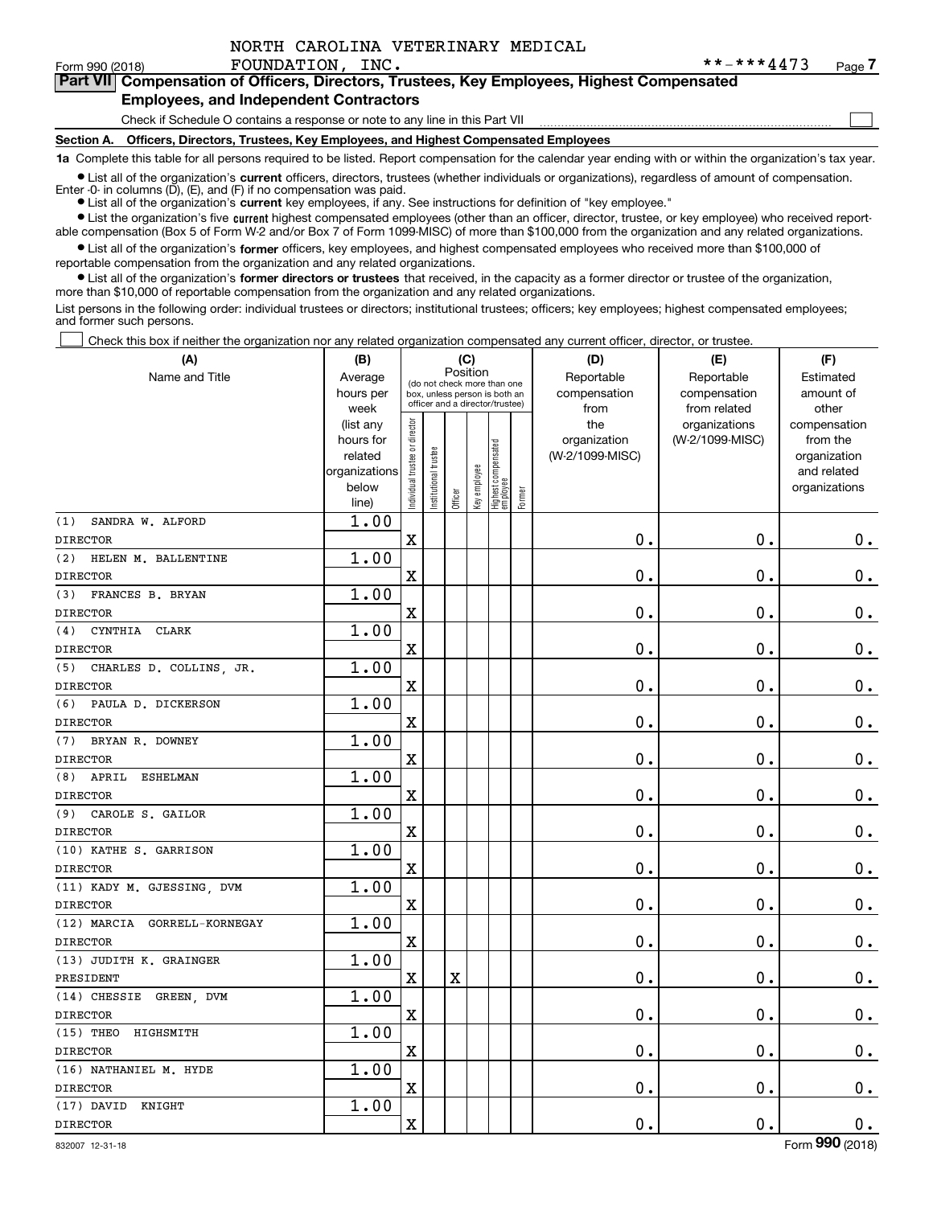NORTH CAROLINA VETERINARY MEDICAL FOUNDATION, INC.

Form 990 (2018) **-***4473 Page 7

## Part VII Compensation of Officers, Directors, Trustees, Key Employees, Highest Compensated Employees, and Independent Contractors

Check if Schedule O contains a response or note to any line in this Part VII

### Section A. Officers, Directors, Trustees, Key Employees, and Highest Compensated Employees

**1a** Complete this table for all persons required to be listed. Report compensation for the calendar year ending with or within the organization's tax year.

- List all of the organization's **current** officers, directors, trustees (whether individuals or organizations), regardless of amount of compensation. Enter -0- in columns (D), (E), and (F) if no compensation was paid.
- List all of the organization's **current** key employees, if any. See instructions for definition of "key employee."
- List the organization's five **current** highest compensated employees (other than an officer, director, trustee, or key employee) who received reportable compensation (Box 5 of Form W-2 and/or Box 7 of Form 1099-MISC) of more than $100,000 from the organization and any related organizations.
- List all of the organization's **former** officers, key employees, and highest compensated employees who received more than $100,000 of reportable compensation from the organization and any related organizations.
- List all of the organization's **former directors or trustees** that received, in the capacity as a former director or trustee of the organization, more than $10,000 of reportable compensation from the organization and any related organizations.

List persons in the following order: individual trustees or directors; institutional trustees; officers; key employees; highest compensated employees; and former such persons.

Check this box if neither the organization nor any related organization compensated any current officer, director, or trustee.

| (A) Name and Title | (B) Average hours per week (list any hours for related organizations below line) | (C) Position: Individual trustee or director | Institutional trustee | Officer | Key employee | Highest compensated employee | Former | (D) Reportable compensation from the organization (W-2/1099-MISC) | (E) Reportable compensation from related organizations (W-2/1099-MISC) | (F) Estimated amount of other compensation from the organization and related organizations |
|---|---|---|---|---|---|---|---|---|---|---|
| (1) SANDRA W. ALFORD<br>DIRECTOR | 1.00 | X | | | | | | 0. | 0. | 0. |
| (2) HELEN M. BALLENTINE<br>DIRECTOR | 1.00 | X | | | | | | 0. | 0. | 0. |
| (3) FRANCES B. BRYAN<br>DIRECTOR | 1.00 | X | | | | | | 0. | 0. | 0. |
| (4) CYNTHIA CLARK<br>DIRECTOR | 1.00 | X | | | | | | 0. | 0. | 0. |
| (5) CHARLES D. COLLINS, JR.<br>DIRECTOR | 1.00 | X | | | | | | 0. | 0. | 0. |
| (6) PAULA D. DICKERSON<br>DIRECTOR | 1.00 | X | | | | | | 0. | 0. | 0. |
| (7) BRYAN R. DOWNEY<br>DIRECTOR | 1.00 | X | | | | | | 0. | 0. | 0. |
| (8) APRIL ESHELMAN<br>DIRECTOR | 1.00 | X | | | | | | 0. | 0. | 0. |
| (9) CAROLE S. GAILOR<br>DIRECTOR | 1.00 | X | | | | | | 0. | 0. | 0. |
| (10) KATHE S. GARRISON<br>DIRECTOR | 1.00 | X | | | | | | 0. | 0. | 0. |
| (11) KADY M. GJESSING, DVM<br>DIRECTOR | 1.00 | X | | | | | | 0. | 0. | 0. |
| (12) MARCIA GORRELL-KORNEGAY<br>DIRECTOR | 1.00 | X | | | | | | 0. | 0. | 0. |
| (13) JUDITH K. GRAINGER<br>PRESIDENT | 1.00 | X | | X | | | | 0. | 0. | 0. |
| (14) CHESSIE GREEN, DVM<br>DIRECTOR | 1.00 | X | | | | | | 0. | 0. | 0. |
| (15) THEO HIGHSMITH<br>DIRECTOR | 1.00 | X | | | | | | 0. | 0. | 0. |
| (16) NATHANIEL M. HYDE<br>DIRECTOR | 1.00 | X | | | | | | 0. | 0. | 0. |
| (17) DAVID KNIGHT<br>DIRECTOR | 1.00 | X | | | | | | 0. | 0. | 0. |

832007 12-31-18 Form 990 (2018)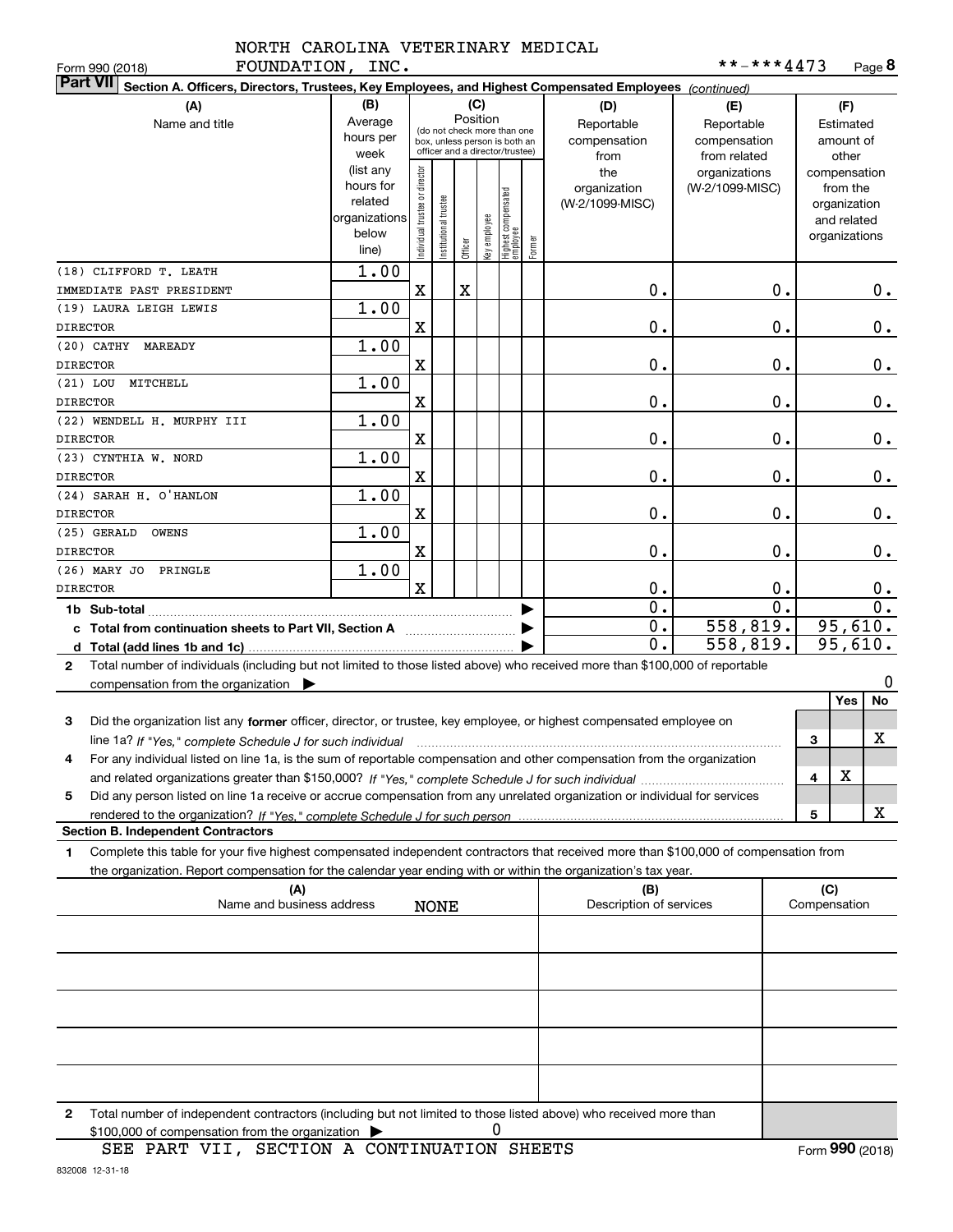NORTH CAROLINA VETERINARY MEDICAL FOUNDATION, INC. **-***4473

Form 990 (2018) Page **8**

**Part VII** Section A. Officers, Directors, Trustees, Key Employees, and Highest Compensated Employees *(continued)*

| (A) Name and title | (B) Average hours per week (list any hours for related organizations below line) | (C) Position: Individual trustee or director | Institutional trustee | Officer | Key employee | Highest compensated employee | Former | (D) Reportable compensation from the organization (W-2/1099-MISC) | (E) Reportable compensation from related organizations (W-2/1099-MISC) | (F) Estimated amount of other compensation from the organization and related organizations |
|---|---|---|---|---|---|---|---|---|---|---|
| (18) CLIFFORD T. LEATH<br>IMMEDIATE PAST PRESIDENT | 1.00 | X | | X | | | | 0. | 0. | 0. |
| (19) LAURA LEIGH LEWIS<br>DIRECTOR | 1.00 | X | | | | | | 0. | 0. | 0. |
| (20) CATHY MAREADY<br>DIRECTOR | 1.00 | X | | | | | | 0. | 0. | 0. |
| (21) LOU MITCHELL<br>DIRECTOR | 1.00 | X | | | | | | 0. | 0. | 0. |
| (22) WENDELL H. MURPHY III<br>DIRECTOR | 1.00 | X | | | | | | 0. | 0. | 0. |
| (23) CYNTHIA W. NORD<br>DIRECTOR | 1.00 | X | | | | | | 0. | 0. | 0. |
| (24) SARAH H. O'HANLON<br>DIRECTOR | 1.00 | X | | | | | | 0. | 0. | 0. |
| (25) GERALD OWENS<br>DIRECTOR | 1.00 | X | | | | | | 0. | 0. | 0. |
| (26) MARY JO PRINGLE<br>DIRECTOR | 1.00 | X | | | | | | 0. | 0. | 0. |
| 1b Sub-total | | | | | | | | 0. | 0. | 0. |
| c Total from continuation sheets to Part VII, Section A | | | | | | | | 0. | 558,819. | 95,610. |
| d Total (add lines 1b and 1c) | | | | | | | | 0. | 558,819. | 95,610. |

**2** Total number of individuals (including but not limited to those listed above) who received more than $100,000 of reportable compensation from the organization ▶ 0

| | | | Yes | No |
|---|---|---|---|---|
| **3** | Did the organization list any **former** officer, director, or trustee, key employee, or highest compensated employee on line 1a? *If "Yes," complete Schedule J for such individual* | 3 | | X |
| **4** | For any individual listed on line 1a, is the sum of reportable compensation and other compensation from the organization and related organizations greater than $150,000? *If "Yes," complete Schedule J for such individual* | 4 | X | |
| **5** | Did any person listed on line 1a receive or accrue compensation from any unrelated organization or individual for services rendered to the organization? *If "Yes," complete Schedule J for such person* | 5 | | X |

**Section B. Independent Contractors**

**1** Complete this table for your five highest compensated independent contractors that received more than $100,000 of compensation from the organization. Report compensation for the calendar year ending with or within the organization's tax year.

| (A) Name and business address | (B) Description of services | (C) Compensation |
|---|---|---|
| NONE | | |
| | | |
| | | |
| | | |
| | | |

**2** Total number of independent contractors (including but not limited to those listed above) who received more than $100,000 of compensation from the organization ▶ 0

SEE PART VII, SECTION A CONTINUATION SHEETS

Form **990** (2018)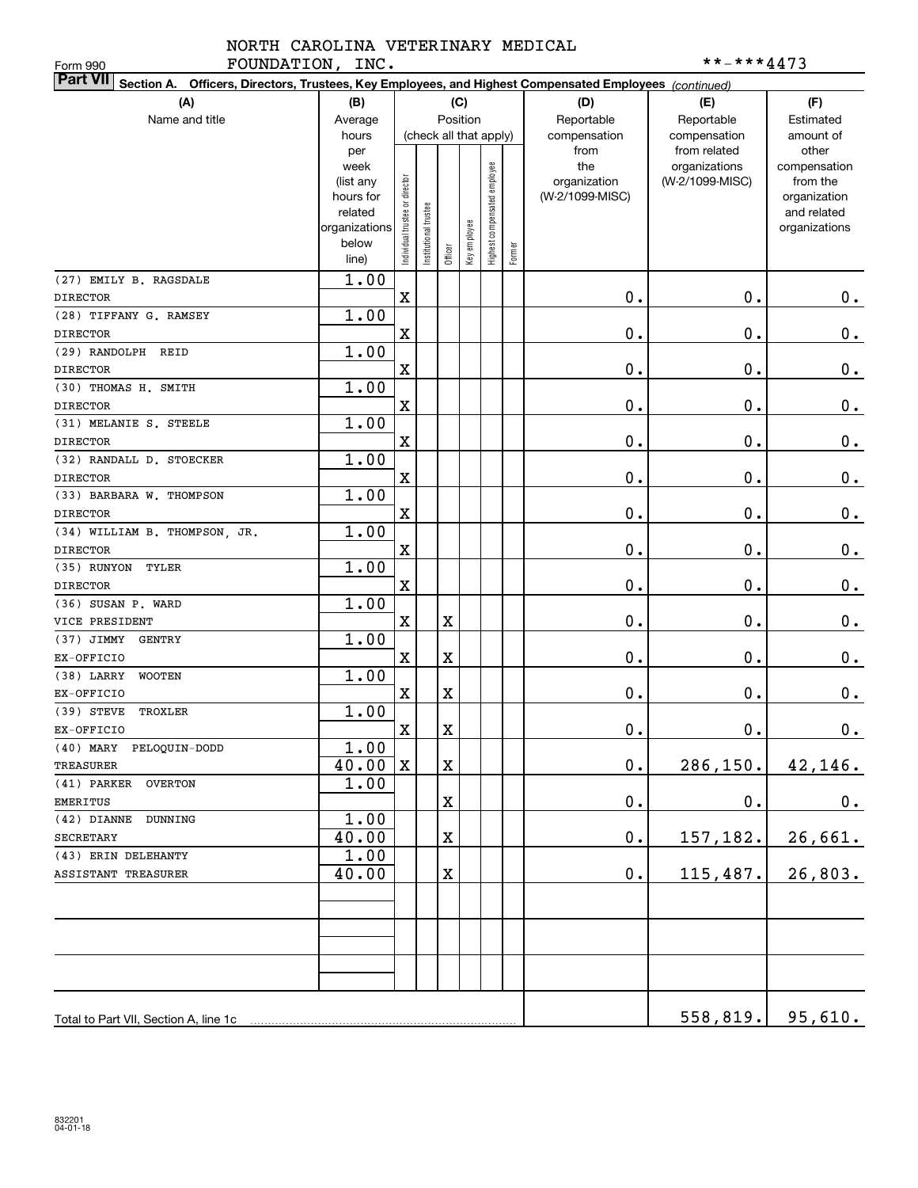NORTH CAROLINA VETERINARY MEDICAL FOUNDATION, INC.

Form 990

**-***4473

**Part VII** **Section A. Officers, Directors, Trustees, Key Employees, and Highest Compensated Employees** *(continued)*

| (A) Name and title | (B) Average hours per week (list any hours for related organizations below line) | (C) Position: Individual trustee or director | Institutional trustee | Officer | Key employee | Highest compensated employee | Former | (D) Reportable compensation from the organization (W-2/1099-MISC) | (E) Reportable compensation from related organizations (W-2/1099-MISC) | (F) Estimated amount of other compensation from the organization and related organizations |
|---|---|---|---|---|---|---|---|---|---|---|
| (27) EMILY B. RAGSDALE<br>DIRECTOR | 1.00 | X | | | | | | 0. | 0. | 0. |
| (28) TIFFANY G. RAMSEY<br>DIRECTOR | 1.00 | X | | | | | | 0. | 0. | 0. |
| (29) RANDOLPH REID<br>DIRECTOR | 1.00 | X | | | | | | 0. | 0. | 0. |
| (30) THOMAS H. SMITH<br>DIRECTOR | 1.00 | X | | | | | | 0. | 0. | 0. |
| (31) MELANIE S. STEELE<br>DIRECTOR | 1.00 | X | | | | | | 0. | 0. | 0. |
| (32) RANDALL D. STOECKER<br>DIRECTOR | 1.00 | X | | | | | | 0. | 0. | 0. |
| (33) BARBARA W. THOMPSON<br>DIRECTOR | 1.00 | X | | | | | | 0. | 0. | 0. |
| (34) WILLIAM B. THOMPSON, JR.<br>DIRECTOR | 1.00 | X | | | | | | 0. | 0. | 0. |
| (35) RUNYON TYLER<br>DIRECTOR | 1.00 | X | | | | | | 0. | 0. | 0. |
| (36) SUSAN P. WARD<br>VICE PRESIDENT | 1.00 | X | | X | | | | 0. | 0. | 0. |
| (37) JIMMY GENTRY<br>EX-OFFICIO | 1.00 | X | | X | | | | 0. | 0. | 0. |
| (38) LARRY WOOTEN<br>EX-OFFICIO | 1.00 | X | | X | | | | 0. | 0. | 0. |
| (39) STEVE TROXLER<br>EX-OFFICIO | 1.00 | X | | X | | | | 0. | 0. | 0. |
| (40) MARY PELOQUIN-DODD<br>TREASURER | 1.00<br>40.00 | X | | X | | | | 0. | 286,150. | 42,146. |
| (41) PARKER OVERTON<br>EMERITUS | 1.00 | | | X | | | | 0. | 0. | 0. |
| (42) DIANNE DUNNING<br>SECRETARY | 1.00<br>40.00 | | | X | | | | 0. | 157,182. | 26,661. |
| (43) ERIN DELEHANTY<br>ASSISTANT TREASURER | 1.00<br>40.00 | | | X | | | | 0. | 115,487. | 26,803. |
| | | | | | | | | | | |
| | | | | | | | | | | |
| | | | | | | | | | | |
| Total to Part VII, Section A, line 1c | | | | | | | | | 558,819. | 95,610. |

832201
04-01-18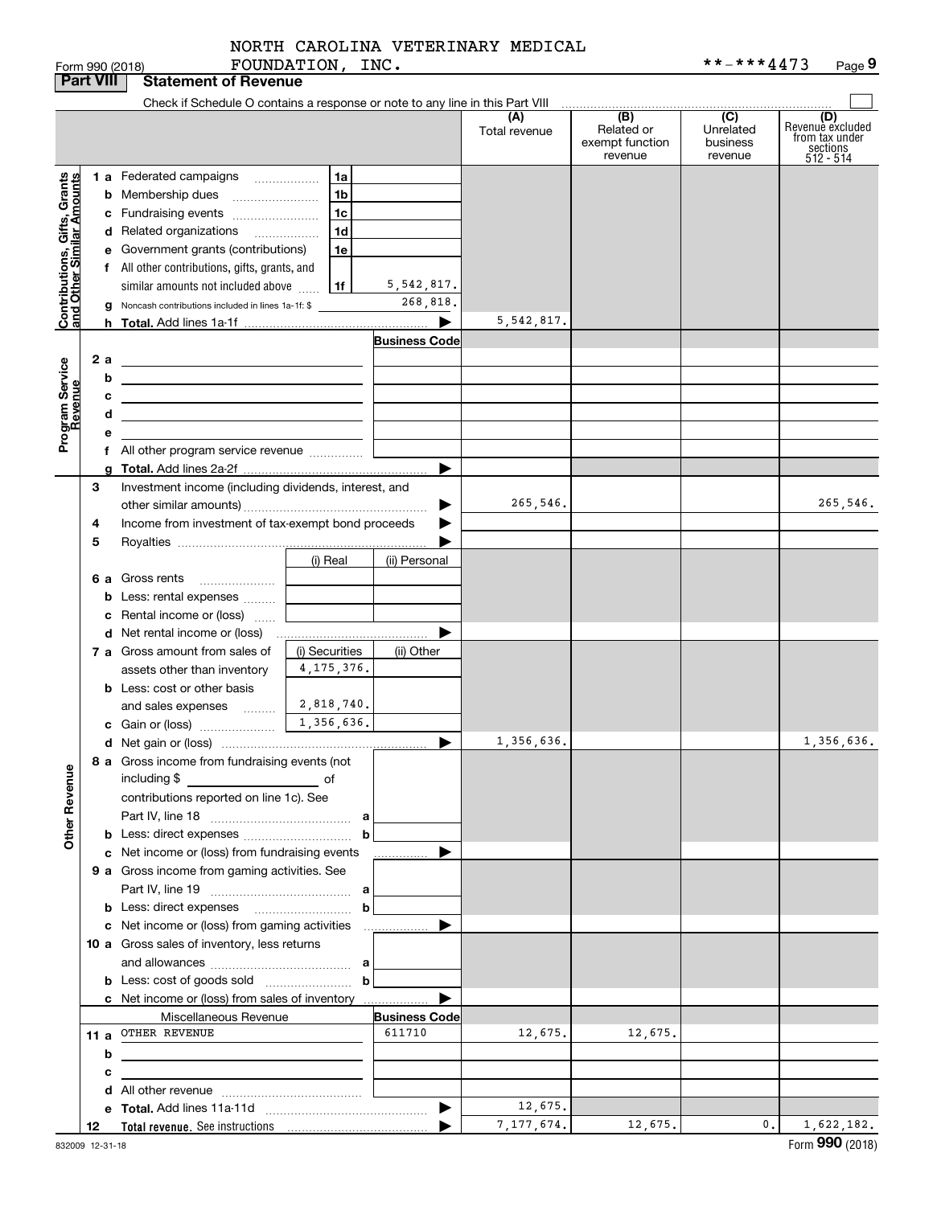NORTH CAROLINA VETERINARY MEDICAL FOUNDATION, INC.

Form 990 (2018) **-***4473 Page 9

**Part VIII Statement of Revenue**

Check if Schedule O contains a response or note to any line in this Part VIII

| | | | | (A) Total revenue | (B) Related or exempt function revenue | (C) Unrelated business revenue | (D) Revenue excluded from tax under sections 512 - 514 |
|---|---|---|---|---|---|---|---|
| Contributions, Gifts, Grants and Other Similar Amounts | 1 a Federated campaigns | 1a | | | | | |
| | b Membership dues | 1b | | | | | |
| | c Fundraising events | 1c | | | | | |
| | d Related organizations | 1d | | | | | |
| | e Government grants (contributions) | 1e | | | | | |
| | f All other contributions, gifts, grants, and similar amounts not included above | 1f | 5,542,817. | | | | |
| | g Noncash contributions included in lines 1a-1f: $ | | 268,818. | | | | |
| | h Total. Add lines 1a-1f | | | 5,542,817. | | | |
| Program Service Revenue | | | Business Code | | | | |
| | 2 a | | | | | | |
| | b | | | | | | |
| | c | | | | | | |
| | d | | | | | | |
| | e | | | | | | |
| | f All other program service revenue | | | | | | |
| | g Total. Add lines 2a-2f | | | | | | |
| | 3 Investment income (including dividends, interest, and other similar amounts) | | | 265,546. | | | 265,546. |
| | 4 Income from investment of tax-exempt bond proceeds | | | | | | |
| | 5 Royalties | | | | | | |
| | | (i) Real | (ii) Personal | | | | |
| | 6 a Gross rents | | | | | | |
| | b Less: rental expenses | | | | | | |
| | c Rental income or (loss) | | | | | | |
| | d Net rental income or (loss) | | | | | | |
| | 7 a Gross amount from sales of assets other than inventory | (i) Securities 4,175,376. | (ii) Other | | | | |
| | b Less: cost or other basis and sales expenses | 2,818,740. | | | | | |
| | c Gain or (loss) | 1,356,636. | | | | | |
| | d Net gain or (loss) | | | 1,356,636. | | | 1,356,636. |
| Other Revenue | 8 a Gross income from fundraising events (not including $ ______ of contributions reported on line 1c). See Part IV, line 18 | a | | | | | |
| | b Less: direct expenses | b | | | | | |
| | c Net income or (loss) from fundraising events | | | | | | |
| | 9 a Gross income from gaming activities. See Part IV, line 19 | a | | | | | |
| | b Less: direct expenses | b | | | | | |
| | c Net income or (loss) from gaming activities | | | | | | |
| | 10 a Gross sales of inventory, less returns and allowances | a | | | | | |
| | b Less: cost of goods sold | b | | | | | |
| | c Net income or (loss) from sales of inventory | | | | | | |
| | Miscellaneous Revenue | | Business Code | | | | |
| | 11 a OTHER REVENUE | | 611710 | 12,675. | 12,675. | | |
| | b | | | | | | |
| | c | | | | | | |
| | d All other revenue | | | | | | |
| | e Total. Add lines 11a-11d | | | 12,675. | | | |
| | 12 Total revenue. See instructions | | | 7,177,674. | 12,675. | 0. | 1,622,182. |

832009 12-31-18

Form **990** (2018)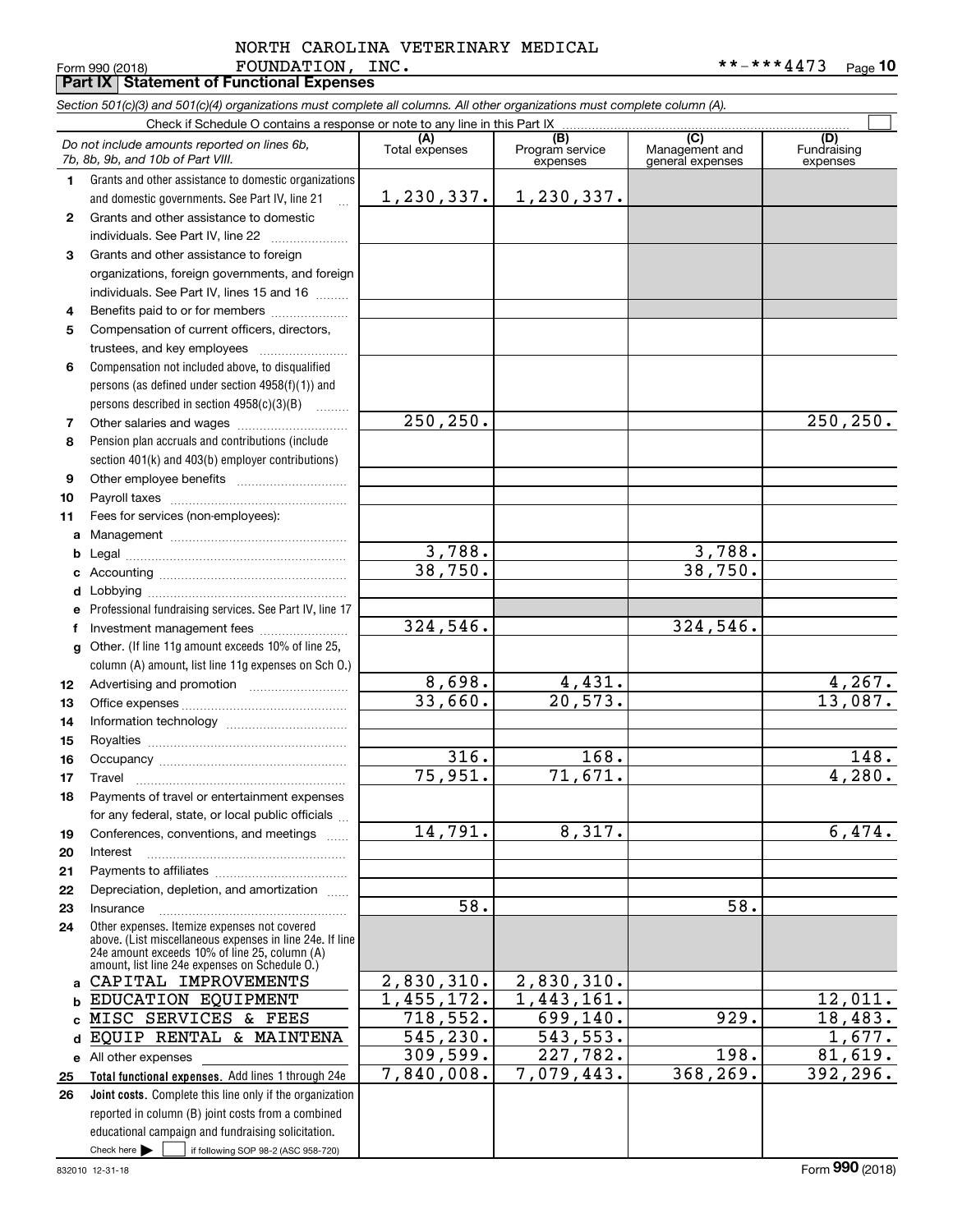NORTH CAROLINA VETERINARY MEDICAL FOUNDATION, INC.

Form 990 (2018) **-***4473 Page 10

**Part IX Statement of Functional Expenses**

*Section 501(c)(3) and 501(c)(4) organizations must complete all columns. All other organizations must complete column (A).*

Check if Schedule O contains a response or note to any line in this Part IX ☐

| | *Do not include amounts reported on lines 6b, 7b, 8b, 9b, and 10b of Part VIII.* | (A) Total expenses | (B) Program service expenses | (C) Management and general expenses | (D) Fundraising expenses |
|---|---|---|---|---|---|
| 1 | Grants and other assistance to domestic organizations and domestic governments. See Part IV, line 21 | 1,230,337. | 1,230,337. | | |
| 2 | Grants and other assistance to domestic individuals. See Part IV, line 22 | | | | |
| 3 | Grants and other assistance to foreign organizations, foreign governments, and foreign individuals. See Part IV, lines 15 and 16 | | | | |
| 4 | Benefits paid to or for members | | | | |
| 5 | Compensation of current officers, directors, trustees, and key employees | | | | |
| 6 | Compensation not included above, to disqualified persons (as defined under section 4958(f)(1)) and persons described in section 4958(c)(3)(B) | | | | |
| 7 | Other salaries and wages | 250,250. | | | 250,250. |
| 8 | Pension plan accruals and contributions (include section 401(k) and 403(b) employer contributions) | | | | |
| 9 | Other employee benefits | | | | |
| 10 | Payroll taxes | | | | |
| 11 | Fees for services (non-employees): | | | | |
| a | Management | | | | |
| b | Legal | 3,788. | | 3,788. | |
| c | Accounting | 38,750. | | 38,750. | |
| d | Lobbying | | | | |
| e | Professional fundraising services. See Part IV, line 17 | | | | |
| f | Investment management fees | 324,546. | | 324,546. | |
| g | Other. (If line 11g amount exceeds 10% of line 25, column (A) amount, list line 11g expenses on Sch O.) | | | | |
| 12 | Advertising and promotion | 8,698. | 4,431. | | 4,267. |
| 13 | Office expenses | 33,660. | 20,573. | | 13,087. |
| 14 | Information technology | | | | |
| 15 | Royalties | | | | |
| 16 | Occupancy | 316. | 168. | | 148. |
| 17 | Travel | 75,951. | 71,671. | | 4,280. |
| 18 | Payments of travel or entertainment expenses for any federal, state, or local public officials | | | | |
| 19 | Conferences, conventions, and meetings | 14,791. | 8,317. | | 6,474. |
| 20 | Interest | | | | |
| 21 | Payments to affiliates | | | | |
| 22 | Depreciation, depletion, and amortization | | | | |
| 23 | Insurance | 58. | | 58. | |
| 24 | Other expenses. Itemize expenses not covered above. (List miscellaneous expenses in line 24e. If line 24e amount exceeds 10% of line 25, column (A) amount, list line 24e expenses on Schedule O.) | | | | |
| a | CAPITAL IMPROVEMENTS | 2,830,310. | 2,830,310. | | |
| b | EDUCATION EQUIPMENT | 1,455,172. | 1,443,161. | | 12,011. |
| c | MISC SERVICES & FEES | 718,552. | 699,140. | 929. | 18,483. |
| d | EQUIP RENTAL & MAINTENA | 545,230. | 543,553. | | 1,677. |
| e | All other expenses | 309,599. | 227,782. | 198. | 81,619. |
| 25 | **Total functional expenses.** Add lines 1 through 24e | 7,840,008. | 7,079,443. | 368,269. | 392,296. |
| 26 | **Joint costs.** Complete this line only if the organization reported in column (B) joint costs from a combined educational campaign and fundraising solicitation. Check here ☐ if following SOP 98-2 (ASC 958-720) | | | | |

832010 12-31-18

Form **990** (2018)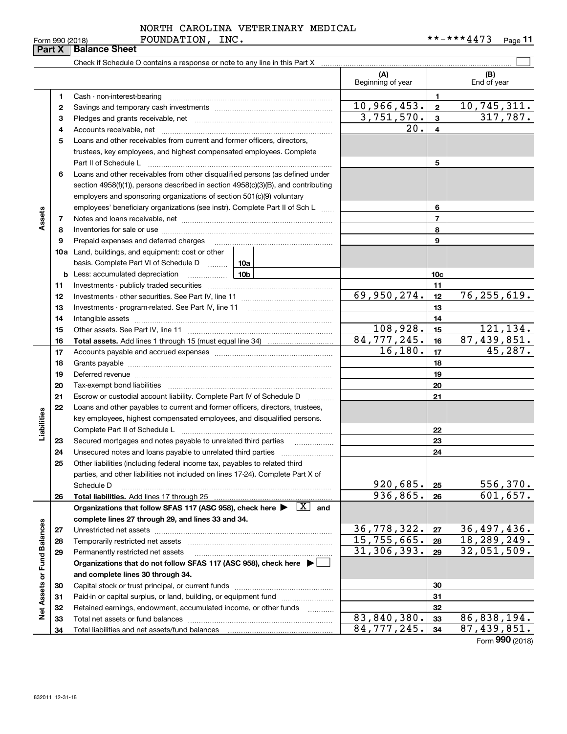NORTH CAROLINA VETERINARY MEDICAL FOUNDATION, INC. **-***4473

Form 990 (2018)

## Part X Balance Sheet

Check if Schedule O contains a response or note to any line in this Part X

| | | | (A) Beginning of year | | (B) End of year |
|---|---|---|---|---|---|
| Assets | 1 | Cash - non-interest-bearing | | 1 | |
| | 2 | Savings and temporary cash investments | 10,966,453. | 2 | 10,745,311. |
| | 3 | Pledges and grants receivable, net | 3,751,570. | 3 | 317,787. |
| | 4 | Accounts receivable, net | 20. | 4 | |
| | 5 | Loans and other receivables from current and former officers, directors, trustees, key employees, and highest compensated employees. Complete Part II of Schedule L | | 5 | |
| | 6 | Loans and other receivables from other disqualified persons (as defined under section 4958(f)(1)), persons described in section 4958(c)(3)(B), and contributing employers and sponsoring organizations of section 501(c)(9) voluntary employees' beneficiary organizations (see instr). Complete Part II of Sch L | | 6 | |
| | 7 | Notes and loans receivable, net | | 7 | |
| | 8 | Inventories for sale or use | | 8 | |
| | 9 | Prepaid expenses and deferred charges | | 9 | |
| | 10a | Land, buildings, and equipment: cost or other basis. Complete Part VI of Schedule D — 10a | | | |
| | b | Less: accumulated depreciation — 10b | | 10c | |
| | 11 | Investments - publicly traded securities | | 11 | |
| | 12 | Investments - other securities. See Part IV, line 11 | 69,950,274. | 12 | 76,255,619. |
| | 13 | Investments - program-related. See Part IV, line 11 | | 13 | |
| | 14 | Intangible assets | | 14 | |
| | 15 | Other assets. See Part IV, line 11 | 108,928. | 15 | 121,134. |
| | 16 | **Total assets.** Add lines 1 through 15 (must equal line 34) | 84,777,245. | 16 | 87,439,851. |
| Liabilities | 17 | Accounts payable and accrued expenses | 16,180. | 17 | 45,287. |
| | 18 | Grants payable | | 18 | |
| | 19 | Deferred revenue | | 19 | |
| | 20 | Tax-exempt bond liabilities | | 20 | |
| | 21 | Escrow or custodial account liability. Complete Part IV of Schedule D | | 21 | |
| | 22 | Loans and other payables to current and former officers, directors, trustees, key employees, highest compensated employees, and disqualified persons. Complete Part II of Schedule L | | 22 | |
| | 23 | Secured mortgages and notes payable to unrelated third parties | | 23 | |
| | 24 | Unsecured notes and loans payable to unrelated third parties | | 24 | |
| | 25 | Other liabilities (including federal income tax, payables to related third parties, and other liabilities not included on lines 17-24). Complete Part X of Schedule D | 920,685. | 25 | 556,370. |
| | 26 | **Total liabilities.** Add lines 17 through 25 | 936,865. | 26 | 601,657. |
| Net Assets or Fund Balances | | **Organizations that follow SFAS 117 (ASC 958), check here ▶ [X] and complete lines 27 through 29, and lines 33 and 34.** | | | |
| | 27 | Unrestricted net assets | 36,778,322. | 27 | 36,497,436. |
| | 28 | Temporarily restricted net assets | 15,755,665. | 28 | 18,289,249. |
| | 29 | Permanently restricted net assets | 31,306,393. | 29 | 32,051,509. |
| | | **Organizations that do not follow SFAS 117 (ASC 958), check here ▶ [ ] and complete lines 30 through 34.** | | | |
| | 30 | Capital stock or trust principal, or current funds | | 30 | |
| | 31 | Paid-in or capital surplus, or land, building, or equipment fund | | 31 | |
| | 32 | Retained earnings, endowment, accumulated income, or other funds | | 32 | |
| | 33 | Total net assets or fund balances | 83,840,380. | 33 | 86,838,194. |
| | 34 | Total liabilities and net assets/fund balances | 84,777,245. | 34 | 87,439,851. |

Form **990** (2018)

832011 12-31-18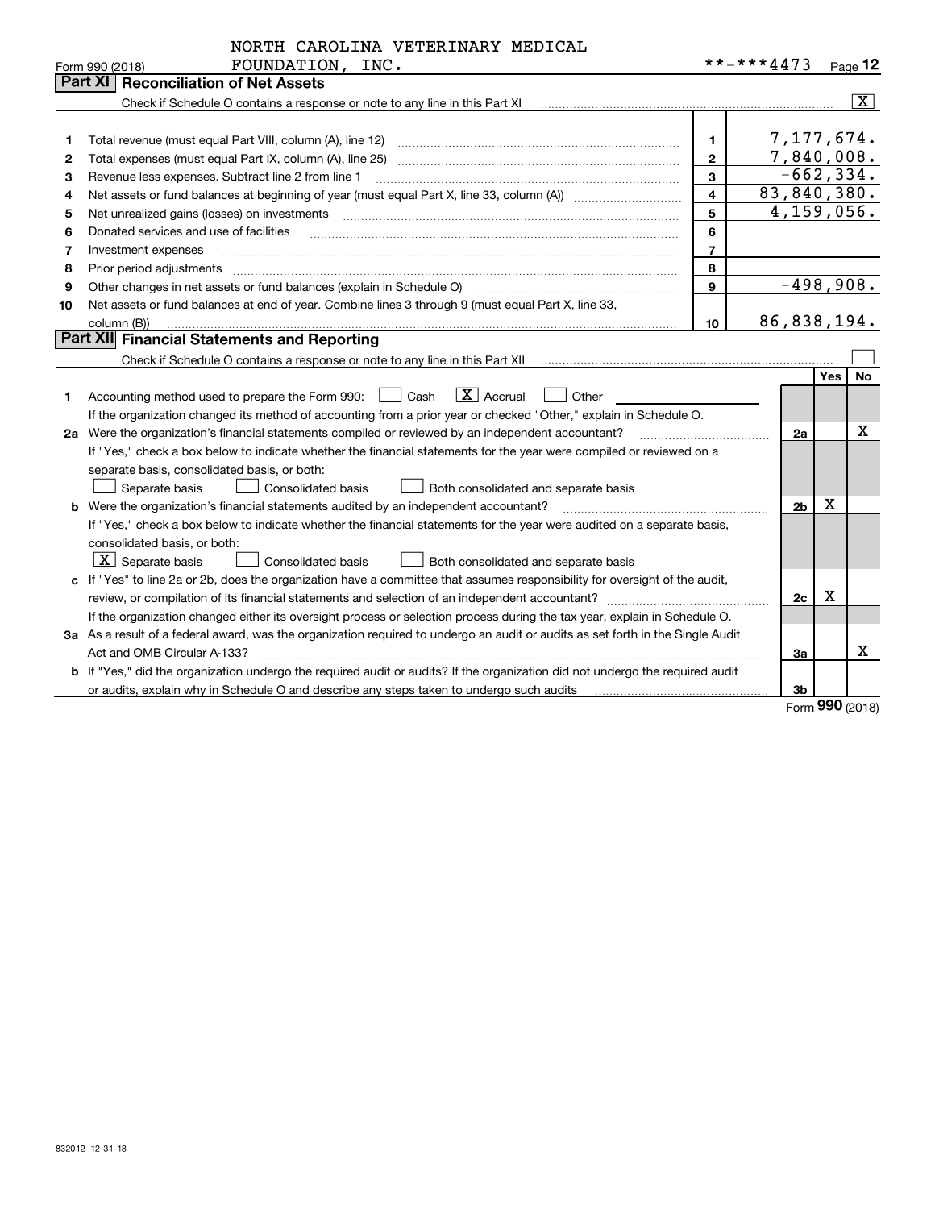NORTH CAROLINA VETERINARY MEDICAL FOUNDATION, INC. **-***4473

Form 990 (2018)

## Part XI Reconciliation of Net Assets

Check if Schedule O contains a response or note to any line in this Part XI ..... [X]

| | | | |
|---|---|---|---|
| 1 | Total revenue (must equal Part VIII, column (A), line 12) | 1 | 7,177,674. |
| 2 | Total expenses (must equal Part IX, column (A), line 25) | 2 | 7,840,008. |
| 3 | Revenue less expenses. Subtract line 2 from line 1 | 3 | -662,334. |
| 4 | Net assets or fund balances at beginning of year (must equal Part X, line 33, column (A)) | 4 | 83,840,380. |
| 5 | Net unrealized gains (losses) on investments | 5 | 4,159,056. |
| 6 | Donated services and use of facilities | 6 | |
| 7 | Investment expenses | 7 | |
| 8 | Prior period adjustments | 8 | |
| 9 | Other changes in net assets or fund balances (explain in Schedule O) | 9 | -498,908. |
| 10 | Net assets or fund balances at end of year. Combine lines 3 through 9 (must equal Part X, line 33, column (B)) | 10 | 86,838,194. |

## Part XII Financial Statements and Reporting

Check if Schedule O contains a response or note to any line in this Part XII ..... [ ]

| | | | Yes | No |
|---|---|---|---|---|
| 1 | Accounting method used to prepare the Form 990: [ ] Cash [X] Accrual [ ] Other<br>If the organization changed its method of accounting from a prior year or checked "Other," explain in Schedule O. | | | |
| 2a | Were the organization's financial statements compiled or reviewed by an independent accountant?<br>If "Yes," check a box below to indicate whether the financial statements for the year were compiled or reviewed on a separate basis, consolidated basis, or both:<br>[ ] Separate basis [ ] Consolidated basis [ ] Both consolidated and separate basis | 2a | | X |
| b | Were the organization's financial statements audited by an independent accountant?<br>If "Yes," check a box below to indicate whether the financial statements for the year were audited on a separate basis, consolidated basis, or both:<br>[X] Separate basis [ ] Consolidated basis [ ] Both consolidated and separate basis | 2b | X | |
| c | If "Yes" to line 2a or 2b, does the organization have a committee that assumes responsibility for oversight of the audit, review, or compilation of its financial statements and selection of an independent accountant?<br>If the organization changed either its oversight process or selection process during the tax year, explain in Schedule O. | 2c | X | |
| 3a | As a result of a federal award, was the organization required to undergo an audit or audits as set forth in the Single Audit Act and OMB Circular A-133? | 3a | | X |
| b | If "Yes," did the organization undergo the required audit or audits? If the organization did not undergo the required audit or audits, explain why in Schedule O and describe any steps taken to undergo such audits | 3b | | |

Form 990 (2018)

832012 12-31-18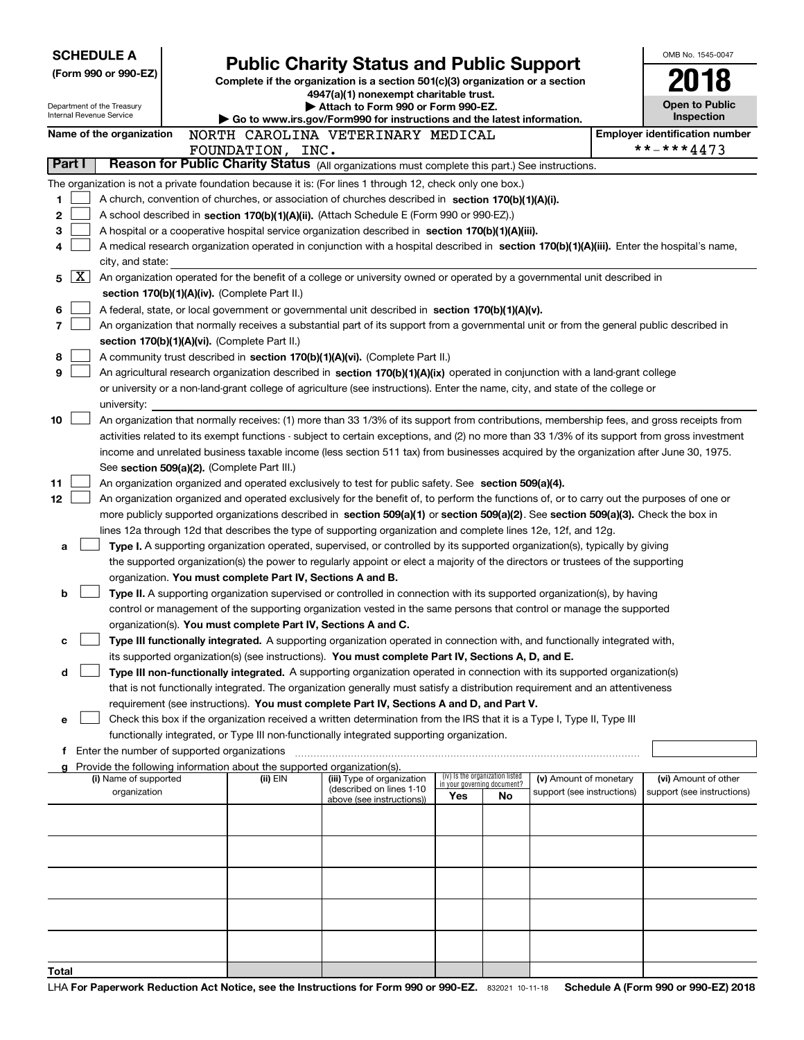**SCHEDULE A**
**(Form 990 or 990-EZ)**

Department of the Treasury
Internal Revenue Service

# Public Charity Status and Public Support

**Complete if the organization is a section 501(c)(3) organization or a section 4947(a)(1) nonexempt charitable trust.**
**▶ Attach to Form 990 or Form 990-EZ.**
**▶ Go to www.irs.gov/Form990 for instructions and the latest information.**

OMB No. 1545-0047
**2018**
**Open to Public Inspection**

**Name of the organization** NORTH CAROLINA VETERINARY MEDICAL FOUNDATION, INC.

**Employer identification number** **-***4473

**Part I** **Reason for Public Charity Status** (All organizations must complete this part.) See instructions.

The organization is not a private foundation because it is: (For lines 1 through 12, check only one box.)

1 [ ] A church, convention of churches, or association of churches described in **section 170(b)(1)(A)(i).**

2 [ ] A school described in **section 170(b)(1)(A)(ii).** (Attach Schedule E (Form 990 or 990-EZ).)

3 [ ] A hospital or a cooperative hospital service organization described in **section 170(b)(1)(A)(iii).**

4 [ ] A medical research organization operated in conjunction with a hospital described in **section 170(b)(1)(A)(iii).** Enter the hospital's name, city, and state:

5 [X] An organization operated for the benefit of a college or university owned or operated by a governmental unit described in **section 170(b)(1)(A)(iv).** (Complete Part II.)

6 [ ] A federal, state, or local government or governmental unit described in **section 170(b)(1)(A)(v).**

7 [ ] An organization that normally receives a substantial part of its support from a governmental unit or from the general public described in **section 170(b)(1)(A)(vi).** (Complete Part II.)

8 [ ] A community trust described in **section 170(b)(1)(A)(vi).** (Complete Part II.)

9 [ ] An agricultural research organization described in **section 170(b)(1)(A)(ix)** operated in conjunction with a land-grant college or university or a non-land-grant college of agriculture (see instructions). Enter the name, city, and state of the college or university:

10 [ ] An organization that normally receives: (1) more than 33 1/3% of its support from contributions, membership fees, and gross receipts from activities related to its exempt functions - subject to certain exceptions, and (2) no more than 33 1/3% of its support from gross investment income and unrelated business taxable income (less section 511 tax) from businesses acquired by the organization after June 30, 1975. See **section 509(a)(2).** (Complete Part III.)

11 [ ] An organization organized and operated exclusively to test for public safety. See **section 509(a)(4).**

12 [ ] An organization organized and operated exclusively for the benefit of, to perform the functions of, or to carry out the purposes of one or more publicly supported organizations described in **section 509(a)(1)** or **section 509(a)(2).** See **section 509(a)(3).** Check the box in lines 12a through 12d that describes the type of supporting organization and complete lines 12e, 12f, and 12g.

a [ ] **Type I.** A supporting organization operated, supervised, or controlled by its supported organization(s), typically by giving the supported organization(s) the power to regularly appoint or elect a majority of the directors or trustees of the supporting organization. **You must complete Part IV, Sections A and B.**

b [ ] **Type II.** A supporting organization supervised or controlled in connection with its supported organization(s), by having control or management of the supporting organization vested in the same persons that control or manage the supported organization(s). **You must complete Part IV, Sections A and C.**

c [ ] **Type III functionally integrated.** A supporting organization operated in connection with, and functionally integrated with, its supported organization(s) (see instructions). **You must complete Part IV, Sections A, D, and E.**

d [ ] **Type III non-functionally integrated.** A supporting organization operated in connection with its supported organization(s) that is not functionally integrated. The organization generally must satisfy a distribution requirement and an attentiveness requirement (see instructions). **You must complete Part IV, Sections A and D, and Part V.**

e [ ] Check this box if the organization received a written determination from the IRS that it is a Type I, Type II, Type III functionally integrated, or Type III non-functionally integrated supporting organization.

f Enter the number of supported organizations

g Provide the following information about the supported organization(s).

| (i) Name of supported organization | (ii) EIN | (iii) Type of organization (described on lines 1-10 above (see instructions)) | (iv) Is the organization listed in your governing document? Yes | No | (v) Amount of monetary support (see instructions) | (vi) Amount of other support (see instructions) |
|---|---|---|---|---|---|---|
| | | | | | | |
| | | | | | | |
| | | | | | | |
| | | | | | | |
| | | | | | | |
| **Total** | | | | | | |

LHA **For Paperwork Reduction Act Notice, see the Instructions for Form 990 or 990-EZ.** 832021 10-11-18 **Schedule A (Form 990 or 990-EZ) 2018**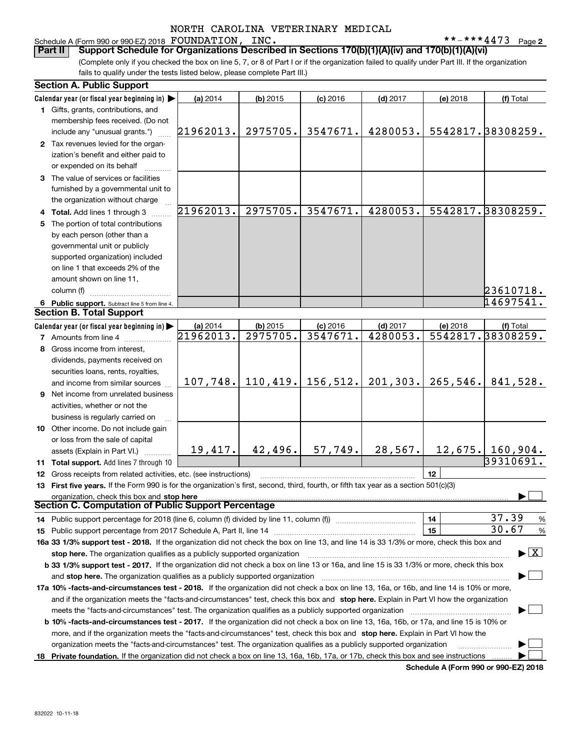NORTH CAROLINA VETERINARY MEDICAL

Schedule A (Form 990 or 990-EZ) 2018 FOUNDATION, INC. **-***4473 Page 2

**Part II Support Schedule for Organizations Described in Sections 170(b)(1)(A)(iv) and 170(b)(1)(A)(vi)**

(Complete only if you checked the box on line 5, 7, or 8 of Part I or if the organization failed to qualify under Part III. If the organization fails to qualify under the tests listed below, please complete Part III.)

## Section A. Public Support

| Calendar year (or fiscal year beginning in) ▶ | (a) 2014 | (b) 2015 | (c) 2016 | (d) 2017 | (e) 2018 | (f) Total |
|---|---|---|---|---|---|---|
| **1** Gifts, grants, contributions, and membership fees received. (Do not include any "unusual grants.") | 21962013. | 2975705. | 3547671. | 4280053. | 5542817. | 38308259. |
| **2** Tax revenues levied for the organization's benefit and either paid to or expended on its behalf | | | | | | |
| **3** The value of services or facilities furnished by a governmental unit to the organization without charge | | | | | | |
| **4 Total.** Add lines 1 through 3 | 21962013. | 2975705. | 3547671. | 4280053. | 5542817. | 38308259. |
| **5** The portion of total contributions by each person (other than a governmental unit or publicly supported organization) included on line 1 that exceeds 2% of the amount shown on line 11, column (f) | | | | | | 23610718. |
| **6 Public support.** Subtract line 5 from line 4. | | | | | | 14697541. |

## Section B. Total Support

| Calendar year (or fiscal year beginning in) ▶ | (a) 2014 | (b) 2015 | (c) 2016 | (d) 2017 | (e) 2018 | (f) Total |
|---|---|---|---|---|---|---|
| **7** Amounts from line 4 | 21962013. | 2975705. | 3547671. | 4280053. | 5542817. | 38308259. |
| **8** Gross income from interest, dividends, payments received on securities loans, rents, royalties, and income from similar sources | 107,748. | 110,419. | 156,512. | 201,303. | 265,546. | 841,528. |
| **9** Net income from unrelated business activities, whether or not the business is regularly carried on | | | | | | |
| **10** Other income. Do not include gain or loss from the sale of capital assets (Explain in Part VI.) | 19,417. | 42,496. | 57,749. | 28,567. | 12,675. | 160,904. |
| **11 Total support.** Add lines 7 through 10 | | | | | | 39310691. |

**12** Gross receipts from related activities, etc. (see instructions) | **12** |

**13 First five years.** If the Form 990 is for the organization's first, second, third, fourth, or fifth tax year as a section 501(c)(3) organization, check this box and **stop here** ▶ ☐

## Section C. Computation of Public Support Percentage

**14** Public support percentage for 2018 (line 6, column (f) divided by line 11, column (f)) | **14** | 37.39 %

**15** Public support percentage from 2017 Schedule A, Part II, line 14 | **15** | 30.67 %

**16a 33 1/3% support test - 2018.** If the organization did not check the box on line 13, and line 14 is 33 1/3% or more, check this box and **stop here.** The organization qualifies as a publicly supported organization ▶ ☒

**b 33 1/3% support test - 2017.** If the organization did not check a box on line 13 or 16a, and line 15 is 33 1/3% or more, check this box and **stop here.** The organization qualifies as a publicly supported organization ▶ ☐

**17a 10% -facts-and-circumstances test - 2018.** If the organization did not check a box on line 13, 16a, or 16b, and line 14 is 10% or more, and if the organization meets the "facts-and-circumstances" test, check this box and **stop here.** Explain in Part VI how the organization meets the "facts-and-circumstances" test. The organization qualifies as a publicly supported organization ▶ ☐

**b 10% -facts-and-circumstances test - 2017.** If the organization did not check a box on line 13, 16a, 16b, or 17a, and line 15 is 10% or more, and if the organization meets the "facts-and-circumstances" test, check this box and **stop here.** Explain in Part VI how the organization meets the "facts-and-circumstances" test. The organization qualifies as a publicly supported organization ▶ ☐

**18 Private foundation.** If the organization did not check a box on line 13, 16a, 16b, 17a, or 17b, check this box and see instructions ▶ ☐

**Schedule A (Form 990 or 990-EZ) 2018**

832022 10-11-18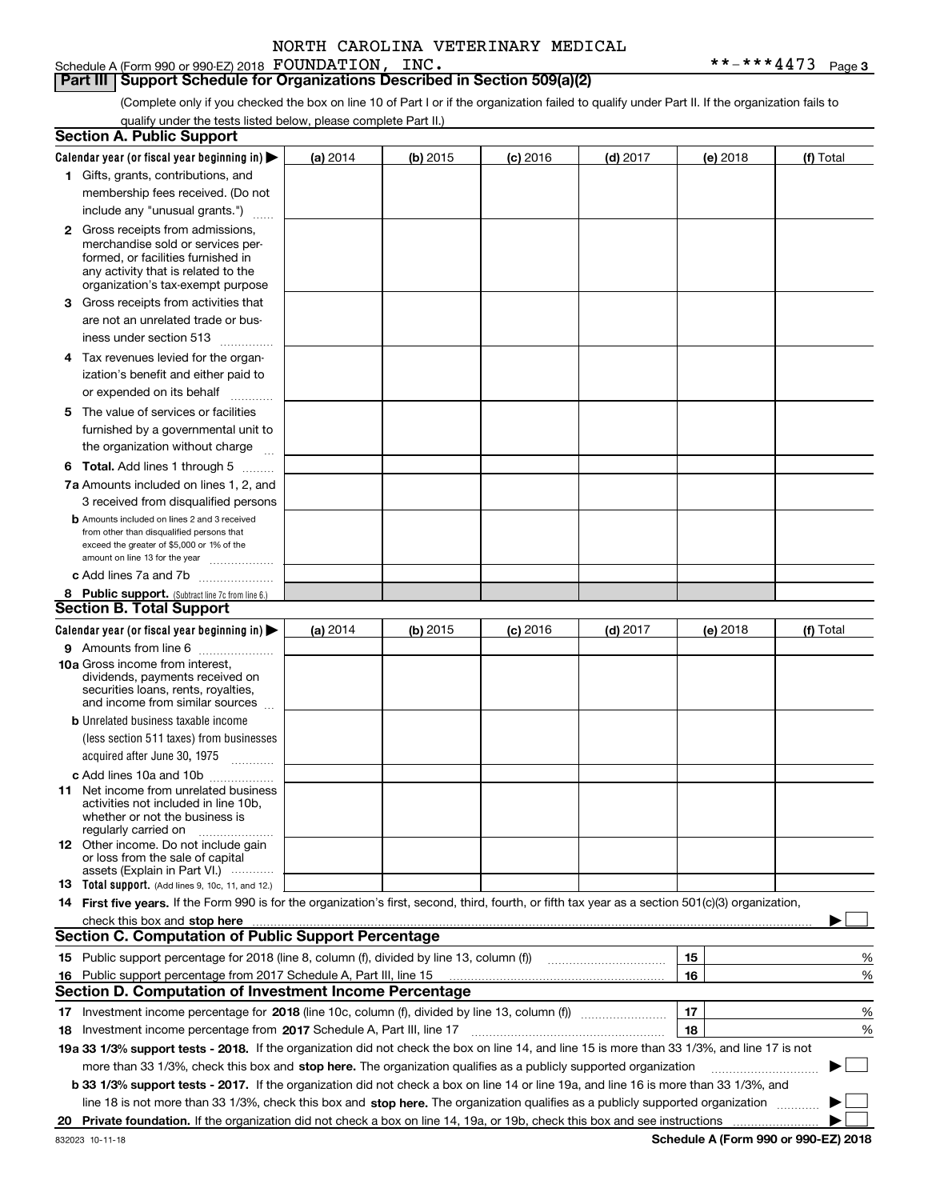NORTH CAROLINA VETERINARY MEDICAL

Schedule A (Form 990 or 990-EZ) 2018 FOUNDATION, INC. **-***4473 Page 3

## Part III Support Schedule for Organizations Described in Section 509(a)(2)

(Complete only if you checked the box on line 10 of Part I or if the organization failed to qualify under Part II. If the organization fails to qualify under the tests listed below, please complete Part II.)

### Section A. Public Support

| Calendar year (or fiscal year beginning in) ▶ | (a) 2014 | (b) 2015 | (c) 2016 | (d) 2017 | (e) 2018 | (f) Total |
|---|---|---|---|---|---|---|
| **1** Gifts, grants, contributions, and membership fees received. (Do not include any "unusual grants.") | | | | | | |
| **2** Gross receipts from admissions, merchandise sold or services performed, or facilities furnished in any activity that is related to the organization's tax-exempt purpose | | | | | | |
| **3** Gross receipts from activities that are not an unrelated trade or business under section 513 | | | | | | |
| **4** Tax revenues levied for the organization's benefit and either paid to or expended on its behalf | | | | | | |
| **5** The value of services or facilities furnished by a governmental unit to the organization without charge | | | | | | |
| **6 Total.** Add lines 1 through 5 | | | | | | |
| **7a** Amounts included on lines 1, 2, and 3 received from disqualified persons | | | | | | |
| **b** Amounts included on lines 2 and 3 received from other than disqualified persons that exceed the greater of $5,000 or 1% of the amount on line 13 for the year | | | | | | |
| **c** Add lines 7a and 7b | | | | | | |
| **8 Public support.** (Subtract line 7c from line 6.) | | | | | | |

### Section B. Total Support

| Calendar year (or fiscal year beginning in) ▶ | (a) 2014 | (b) 2015 | (c) 2016 | (d) 2017 | (e) 2018 | (f) Total |
|---|---|---|---|---|---|---|
| **9** Amounts from line 6 | | | | | | |
| **10a** Gross income from interest, dividends, payments received on securities loans, rents, royalties, and income from similar sources | | | | | | |
| **b** Unrelated business taxable income (less section 511 taxes) from businesses acquired after June 30, 1975 | | | | | | |
| **c** Add lines 10a and 10b | | | | | | |
| **11** Net income from unrelated business activities not included in line 10b, whether or not the business is regularly carried on | | | | | | |
| **12** Other income. Do not include gain or loss from the sale of capital assets (Explain in Part VI.) | | | | | | |
| **13 Total support.** (Add lines 9, 10c, 11, and 12.) | | | | | | |

**14 First five years.** If the Form 990 is for the organization's first, second, third, fourth, or fifth tax year as a section 501(c)(3) organization, check this box and **stop here** ▶ ☐

### Section C. Computation of Public Support Percentage

| | | | |
|---|---|---|---|
| **15** | Public support percentage for 2018 (line 8, column (f), divided by line 13, column (f)) | 15 | % |
| **16** | Public support percentage from 2017 Schedule A, Part III, line 15 | 16 | % |

### Section D. Computation of Investment Income Percentage

| | | | |
|---|---|---|---|
| **17** | Investment income percentage for **2018** (line 10c, column (f), divided by line 13, column (f)) | 17 | % |
| **18** | Investment income percentage from **2017** Schedule A, Part III, line 17 | 18 | % |

**19a 33 1/3% support tests - 2018.** If the organization did not check the box on line 14, and line 15 is more than 33 1/3%, and line 17 is not more than 33 1/3%, check this box and **stop here.** The organization qualifies as a publicly supported organization ▶ ☐

**b 33 1/3% support tests - 2017.** If the organization did not check a box on line 14 or line 19a, and line 16 is more than 33 1/3%, and line 18 is not more than 33 1/3%, check this box and **stop here.** The organization qualifies as a publicly supported organization ▶ ☐

**20 Private foundation.** If the organization did not check a box on line 14, 19a, or 19b, check this box and see instructions ▶ ☐

832023 10-11-18 **Schedule A (Form 990 or 990-EZ) 2018**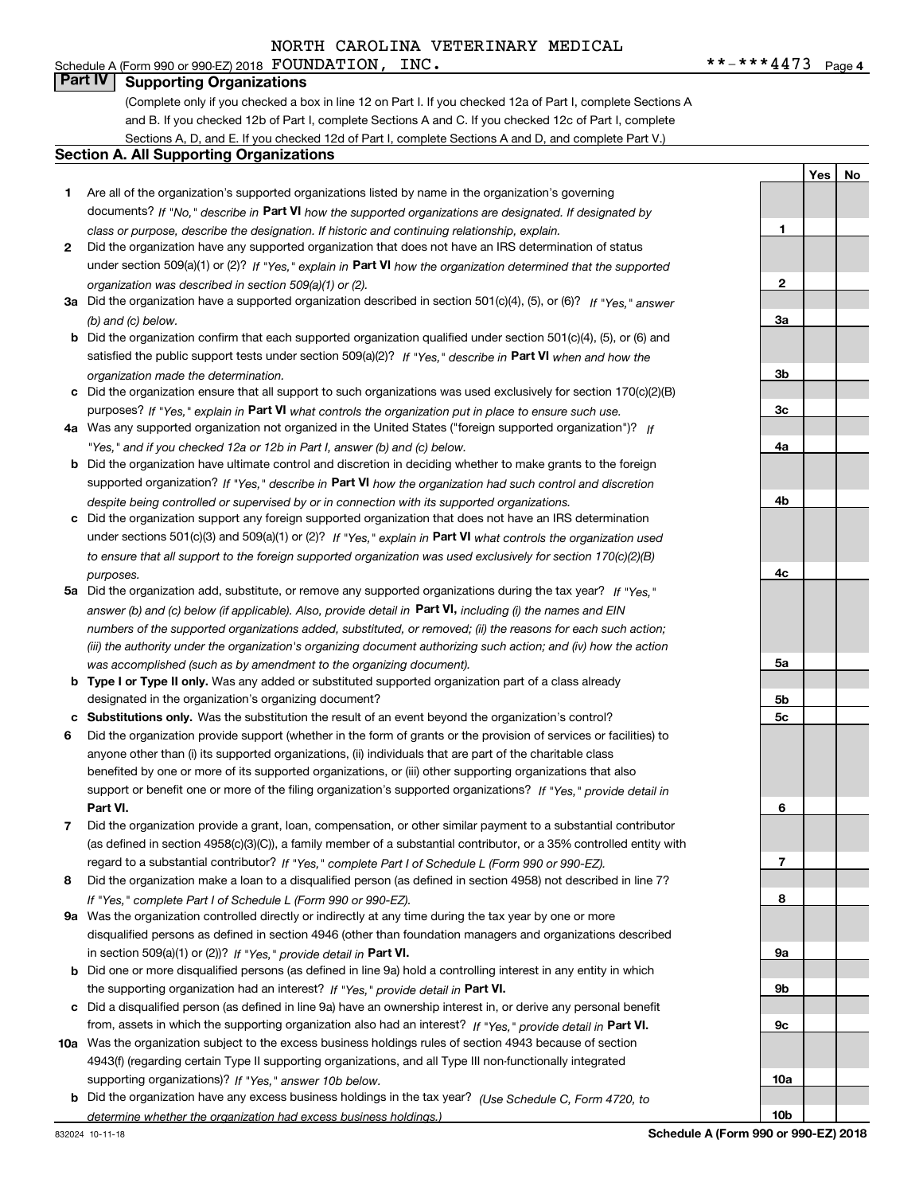NORTH CAROLINA VETERINARY MEDICAL

Schedule A (Form 990 or 990-EZ) 2018 FOUNDATION, INC. **-***4473 Page 4

## Part IV Supporting Organizations

(Complete only if you checked a box in line 12 on Part I. If you checked 12a of Part I, complete Sections A and B. If you checked 12b of Part I, complete Sections A and C. If you checked 12c of Part I, complete Sections A, D, and E. If you checked 12d of Part I, complete Sections A and D, and complete Part V.)

### Section A. All Supporting Organizations

| | | | Yes | No |
|---|---|---|---|---|
| **1** | Are all of the organization's supported organizations listed by name in the organization's governing documents? *If "No," describe in* **Part VI** *how the supported organizations are designated. If designated by class or purpose, describe the designation. If historic and continuing relationship, explain.* | **1** | | |
| **2** | Did the organization have any supported organization that does not have an IRS determination of status under section 509(a)(1) or (2)? *If "Yes," explain in* **Part VI** *how the organization determined that the supported organization was described in section 509(a)(1) or (2).* | **2** | | |
| **3a** | Did the organization have a supported organization described in section 501(c)(4), (5), or (6)? *If "Yes," answer (b) and (c) below.* | **3a** | | |
| **b** | Did the organization confirm that each supported organization qualified under section 501(c)(4), (5), or (6) and satisfied the public support tests under section 509(a)(2)? *If "Yes," describe in* **Part VI** *when and how the organization made the determination.* | **3b** | | |
| **c** | Did the organization ensure that all support to such organizations was used exclusively for section 170(c)(2)(B) purposes? *If "Yes," explain in* **Part VI** *what controls the organization put in place to ensure such use.* | **3c** | | |
| **4a** | Was any supported organization not organized in the United States ("foreign supported organization")? *If "Yes," and if you checked 12a or 12b in Part I, answer (b) and (c) below.* | **4a** | | |
| **b** | Did the organization have ultimate control and discretion in deciding whether to make grants to the foreign supported organization? *If "Yes," describe in* **Part VI** *how the organization had such control and discretion despite being controlled or supervised by or in connection with its supported organizations.* | **4b** | | |
| **c** | Did the organization support any foreign supported organization that does not have an IRS determination under sections 501(c)(3) and 509(a)(1) or (2)? *If "Yes," explain in* **Part VI** *what controls the organization used to ensure that all support to the foreign supported organization was used exclusively for section 170(c)(2)(B) purposes.* | **4c** | | |
| **5a** | Did the organization add, substitute, or remove any supported organizations during the tax year? *If "Yes," answer (b) and (c) below (if applicable). Also, provide detail in* **Part VI,** *including (i) the names and EIN numbers of the supported organizations added, substituted, or removed; (ii) the reasons for each such action; (iii) the authority under the organization's organizing document authorizing such action; and (iv) how the action was accomplished (such as by amendment to the organizing document).* | **5a** | | |
| **b** | **Type I or Type II only.** Was any added or substituted supported organization part of a class already designated in the organization's organizing document? | **5b** | | |
| **c** | **Substitutions only.** Was the substitution the result of an event beyond the organization's control? | **5c** | | |
| **6** | Did the organization provide support (whether in the form of grants or the provision of services or facilities) to anyone other than (i) its supported organizations, (ii) individuals that are part of the charitable class benefited by one or more of its supported organizations, or (iii) other supporting organizations that also support or benefit one or more of the filing organization's supported organizations? *If "Yes," provide detail in* **Part VI.** | **6** | | |
| **7** | Did the organization provide a grant, loan, compensation, or other similar payment to a substantial contributor (as defined in section 4958(c)(3)(C)), a family member of a substantial contributor, or a 35% controlled entity with regard to a substantial contributor? *If "Yes," complete Part I of Schedule L (Form 990 or 990-EZ).* | **7** | | |
| **8** | Did the organization make a loan to a disqualified person (as defined in section 4958) not described in line 7? *If "Yes," complete Part I of Schedule L (Form 990 or 990-EZ).* | **8** | | |
| **9a** | Was the organization controlled directly or indirectly at any time during the tax year by one or more disqualified persons as defined in section 4946 (other than foundation managers and organizations described in section 509(a)(1) or (2))? *If "Yes," provide detail in* **Part VI.** | **9a** | | |
| **b** | Did one or more disqualified persons (as defined in line 9a) hold a controlling interest in any entity in which the supporting organization had an interest? *If "Yes," provide detail in* **Part VI.** | **9b** | | |
| **c** | Did a disqualified person (as defined in line 9a) have an ownership interest in, or derive any personal benefit from, assets in which the supporting organization also had an interest? *If "Yes," provide detail in* **Part VI.** | **9c** | | |
| **10a** | Was the organization subject to the excess business holdings rules of section 4943 because of section 4943(f) (regarding certain Type II supporting organizations, and all Type III non-functionally integrated supporting organizations)? *If "Yes," answer 10b below.* | **10a** | | |
| **b** | Did the organization have any excess business holdings in the tax year? *(Use Schedule C, Form 4720, to determine whether the organization had excess business holdings.)* | **10b** | | |

832024 10-11-18 **Schedule A (Form 990 or 990-EZ) 2018**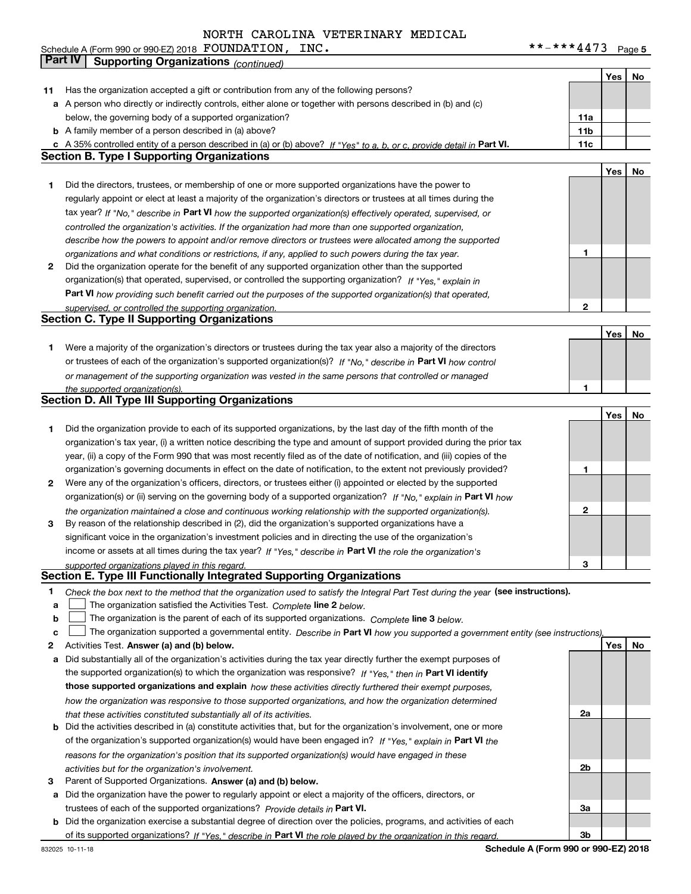NORTH CAROLINA VETERINARY MEDICAL

Schedule A (Form 990 or 990-EZ) 2018 FOUNDATION, INC. **-***4473 Page 5

## Part IV Supporting Organizations *(continued)*

| | | | Yes | No |
|---|---|---|---|---|
| **11** | Has the organization accepted a gift or contribution from any of the following persons? | | | |
| **a** | A person who directly or indirectly controls, either alone or together with persons described in (b) and (c) below, the governing body of a supported organization? | 11a | | |
| **b** | A family member of a person described in (a) above? | 11b | | |
| **c** | A 35% controlled entity of a person described in (a) or (b) above? *If "Yes" to a, b, or c, provide detail in* **Part VI.** | 11c | | |

### Section B. Type I Supporting Organizations

| | | | Yes | No |
|---|---|---|---|---|
| **1** | Did the directors, trustees, or membership of one or more supported organizations have the power to regularly appoint or elect at least a majority of the organization's directors or trustees at all times during the tax year? *If "No," describe in* **Part VI** *how the supported organization(s) effectively operated, supervised, or controlled the organization's activities. If the organization had more than one supported organization, describe how the powers to appoint and/or remove directors or trustees were allocated among the supported organizations and what conditions or restrictions, if any, applied to such powers during the tax year.* | 1 | | |
| **2** | Did the organization operate for the benefit of any supported organization other than the supported organization(s) that operated, supervised, or controlled the supporting organization? *If "Yes," explain in* **Part VI** *how providing such benefit carried out the purposes of the supported organization(s) that operated, supervised, or controlled the supporting organization.* | 2 | | |

### Section C. Type II Supporting Organizations

| | | | Yes | No |
|---|---|---|---|---|
| **1** | Were a majority of the organization's directors or trustees during the tax year also a majority of the directors or trustees of each of the organization's supported organization(s)? *If "No," describe in* **Part VI** *how control or management of the supporting organization was vested in the same persons that controlled or managed the supported organization(s).* | 1 | | |

### Section D. All Type III Supporting Organizations

| | | | Yes | No |
|---|---|---|---|---|
| **1** | Did the organization provide to each of its supported organizations, by the last day of the fifth month of the organization's tax year, (i) a written notice describing the type and amount of support provided during the prior tax year, (ii) a copy of the Form 990 that was most recently filed as of the date of notification, and (iii) copies of the organization's governing documents in effect on the date of notification, to the extent not previously provided? | 1 | | |
| **2** | Were any of the organization's officers, directors, or trustees either (i) appointed or elected by the supported organization(s) or (ii) serving on the governing body of a supported organization? *If "No," explain in* **Part VI** *how the organization maintained a close and continuous working relationship with the supported organization(s).* | 2 | | |
| **3** | By reason of the relationship described in (2), did the organization's supported organizations have a significant voice in the organization's investment policies and in directing the use of the organization's income or assets at all times during the tax year? *If "Yes," describe in* **Part VI** *the role the organization's supported organizations played in this regard.* | 3 | | |

### Section E. Type III Functionally Integrated Supporting Organizations

**1** *Check the box next to the method that the organization used to satisfy the Integral Part Test during the year* **(see instructions).**

- **a** ☐ The organization satisfied the Activities Test. *Complete* **line 2** *below.*
- **b** ☐ The organization is the parent of each of its supported organizations. *Complete* **line 3** *below.*
- **c** ☐ The organization supported a governmental entity. *Describe in* **Part VI** *how you supported a government entity (see instructions).*

| | | | Yes | No |
|---|---|---|---|---|
| **2** | Activities Test. **Answer (a) and (b) below.** | | | |
| **a** | Did substantially all of the organization's activities during the tax year directly further the exempt purposes of the supported organization(s) to which the organization was responsive? *If "Yes," then in* **Part VI identify those supported organizations and explain** *how these activities directly furthered their exempt purposes, how the organization was responsive to those supported organizations, and how the organization determined that these activities constituted substantially all of its activities.* | 2a | | |
| **b** | Did the activities described in (a) constitute activities that, but for the organization's involvement, one or more of the organization's supported organization(s) would have been engaged in? *If "Yes," explain in* **Part VI** *the reasons for the organization's position that its supported organization(s) would have engaged in these activities but for the organization's involvement.* | 2b | | |
| **3** | Parent of Supported Organizations. **Answer (a) and (b) below.** | | | |
| **a** | Did the organization have the power to regularly appoint or elect a majority of the officers, directors, or trustees of each of the supported organizations? *Provide details in* **Part VI.** | 3a | | |
| **b** | Did the organization exercise a substantial degree of direction over the policies, programs, and activities of each of its supported organizations? *If "Yes," describe in* **Part VI** *the role played by the organization in this regard.* | 3b | | |

832025 10-11-18 **Schedule A (Form 990 or 990-EZ) 2018**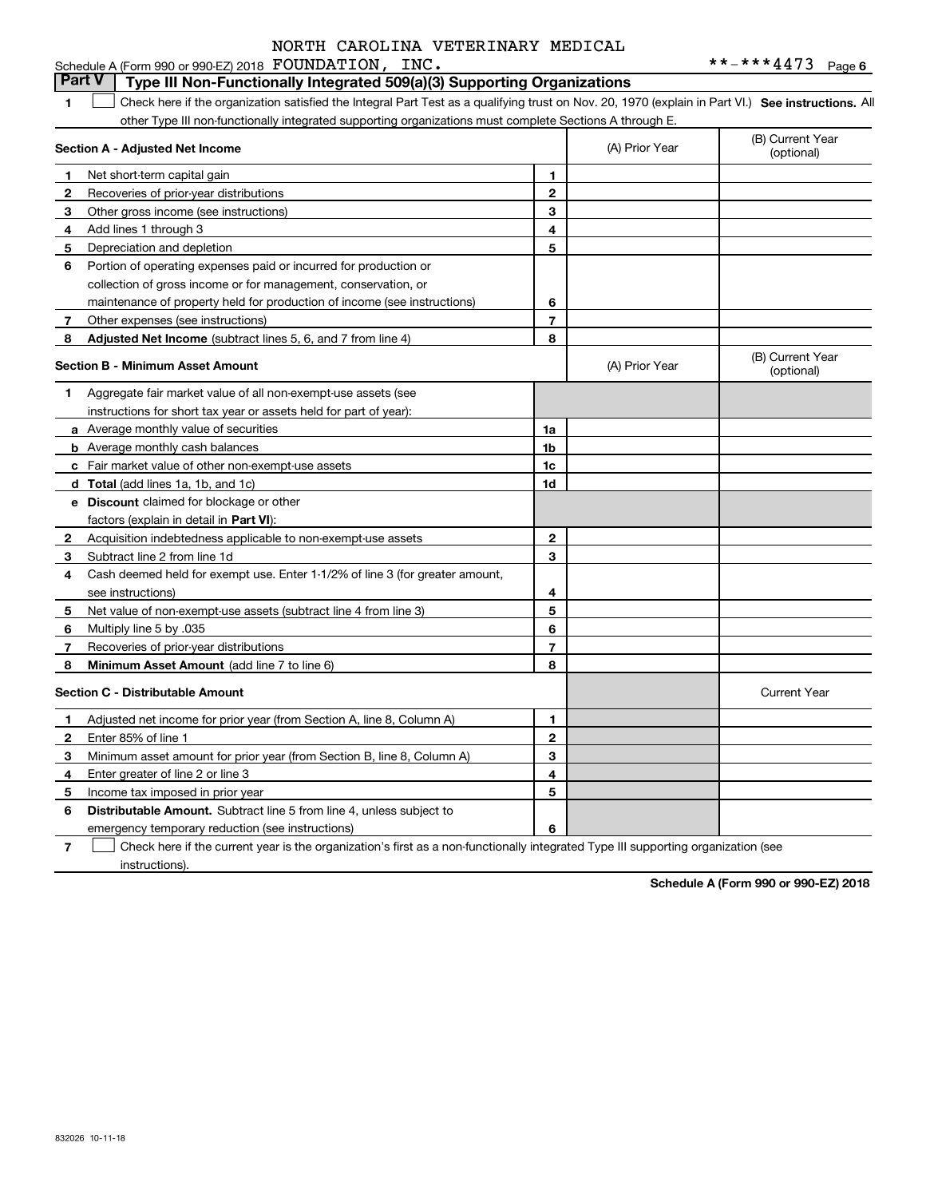NORTH CAROLINA VETERINARY MEDICAL

Schedule A (Form 990 or 990-EZ) 2018 FOUNDATION, INC. **-***4473 Page 6

**Part V | Type III Non-Functionally Integrated 509(a)(3) Supporting Organizations**

1 ☐ Check here if the organization satisfied the Integral Part Test as a qualifying trust on Nov. 20, 1970 (explain in Part VI.) **See instructions.** All other Type III non-functionally integrated supporting organizations must complete Sections A through E.

| | Section A - Adjusted Net Income | | (A) Prior Year | (B) Current Year (optional) |
|---|---|---|---|---|
| 1 | Net short-term capital gain | 1 | | |
| 2 | Recoveries of prior-year distributions | 2 | | |
| 3 | Other gross income (see instructions) | 3 | | |
| 4 | Add lines 1 through 3 | 4 | | |
| 5 | Depreciation and depletion | 5 | | |
| 6 | Portion of operating expenses paid or incurred for production or collection of gross income or for management, conservation, or maintenance of property held for production of income (see instructions) | 6 | | |
| 7 | Other expenses (see instructions) | 7 | | |
| 8 | **Adjusted Net Income** (subtract lines 5, 6, and 7 from line 4) | 8 | | |

| | Section B - Minimum Asset Amount | | (A) Prior Year | (B) Current Year (optional) |
|---|---|---|---|---|
| 1 | Aggregate fair market value of all non-exempt-use assets (see instructions for short tax year or assets held for part of year): | | | |
| a | Average monthly value of securities | 1a | | |
| b | Average monthly cash balances | 1b | | |
| c | Fair market value of other non-exempt-use assets | 1c | | |
| d | **Total** (add lines 1a, 1b, and 1c) | 1d | | |
| e | **Discount** claimed for blockage or other factors (explain in detail in **Part VI**): | | | |
| 2 | Acquisition indebtedness applicable to non-exempt-use assets | 2 | | |
| 3 | Subtract line 2 from line 1d | 3 | | |
| 4 | Cash deemed held for exempt use. Enter 1-1/2% of line 3 (for greater amount, see instructions) | 4 | | |
| 5 | Net value of non-exempt-use assets (subtract line 4 from line 3) | 5 | | |
| 6 | Multiply line 5 by .035 | 6 | | |
| 7 | Recoveries of prior-year distributions | 7 | | |
| 8 | **Minimum Asset Amount** (add line 7 to line 6) | 8 | | |

| | Section C - Distributable Amount | | | Current Year |
|---|---|---|---|---|
| 1 | Adjusted net income for prior year (from Section A, line 8, Column A) | 1 | | |
| 2 | Enter 85% of line 1 | 2 | | |
| 3 | Minimum asset amount for prior year (from Section B, line 8, Column A) | 3 | | |
| 4 | Enter greater of line 2 or line 3 | 4 | | |
| 5 | Income tax imposed in prior year | 5 | | |
| 6 | **Distributable Amount.** Subtract line 5 from line 4, unless subject to emergency temporary reduction (see instructions) | 6 | | |

7 ☐ Check here if the current year is the organization's first as a non-functionally integrated Type III supporting organization (see instructions).

**Schedule A (Form 990 or 990-EZ) 2018**

832026 10-11-18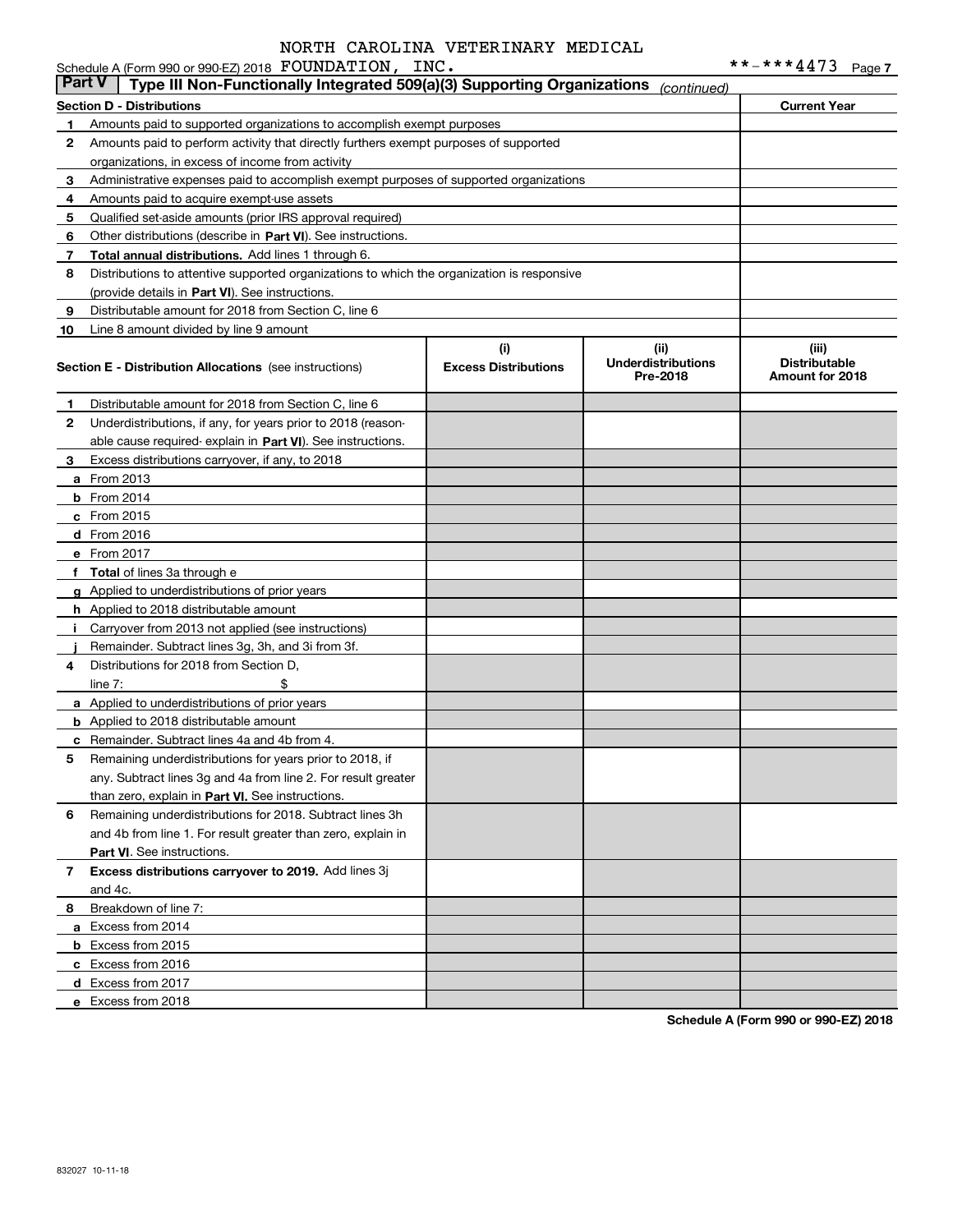NORTH CAROLINA VETERINARY MEDICAL

Schedule A (Form 990 or 990-EZ) 2018 FOUNDATION, INC. **-***4473 Page 7

**Part V** **Type III Non-Functionally Integrated 509(a)(3) Supporting Organizations** *(continued)*

| **Section D - Distributions** | | **Current Year** |
|---|---|---|
| 1 | Amounts paid to supported organizations to accomplish exempt purposes | |
| 2 | Amounts paid to perform activity that directly furthers exempt purposes of supported organizations, in excess of income from activity | |
| 3 | Administrative expenses paid to accomplish exempt purposes of supported organizations | |
| 4 | Amounts paid to acquire exempt-use assets | |
| 5 | Qualified set-aside amounts (prior IRS approval required) | |
| 6 | Other distributions (describe in **Part VI**). See instructions. | |
| 7 | **Total annual distributions.** Add lines 1 through 6. | |
| 8 | Distributions to attentive supported organizations to which the organization is responsive (provide details in **Part VI**). See instructions. | |
| 9 | Distributable amount for 2018 from Section C, line 6 | |
| 10 | Line 8 amount divided by line 9 amount | |

| **Section E - Distribution Allocations** (see instructions) | | (i) **Excess Distributions** | (ii) **Underdistributions Pre-2018** | (iii) **Distributable Amount for 2018** |
|---|---|---|---|---|
| 1 | Distributable amount for 2018 from Section C, line 6 | | | |
| 2 | Underdistributions, if any, for years prior to 2018 (reasonable cause required- explain in **Part VI**). See instructions. | | | |
| 3 | Excess distributions carryover, if any, to 2018 | | | |
| a | From 2013 | | | |
| b | From 2014 | | | |
| c | From 2015 | | | |
| d | From 2016 | | | |
| e | From 2017 | | | |
| f | **Total** of lines 3a through e | | | |
| g | Applied to underdistributions of prior years | | | |
| h | Applied to 2018 distributable amount | | | |
| i | Carryover from 2013 not applied (see instructions) | | | |
| j | Remainder. Subtract lines 3g, 3h, and 3i from 3f. | | | |
| 4 | Distributions for 2018 from Section D, line 7: $ | | | |
| a | Applied to underdistributions of prior years | | | |
| b | Applied to 2018 distributable amount | | | |
| c | Remainder. Subtract lines 4a and 4b from 4. | | | |
| 5 | Remaining underdistributions for years prior to 2018, if any. Subtract lines 3g and 4a from line 2. For result greater than zero, explain in **Part VI.** See instructions. | | | |
| 6 | Remaining underdistributions for 2018. Subtract lines 3h and 4b from line 1. For result greater than zero, explain in **Part VI**. See instructions. | | | |
| 7 | **Excess distributions carryover to 2019.** Add lines 3j and 4c. | | | |
| 8 | Breakdown of line 7: | | | |
| a | Excess from 2014 | | | |
| b | Excess from 2015 | | | |
| c | Excess from 2016 | | | |
| d | Excess from 2017 | | | |
| e | Excess from 2018 | | | |

**Schedule A (Form 990 or 990-EZ) 2018**

832027 10-11-18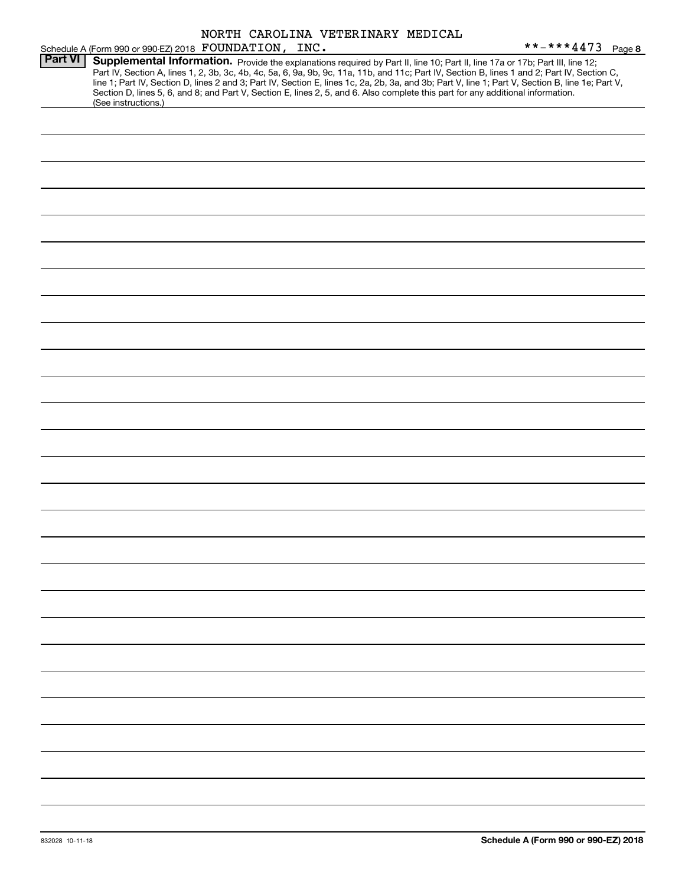NORTH CAROLINA VETERINARY MEDICAL

Schedule A (Form 990 or 990-EZ) 2018 FOUNDATION, INC. **-***4473 Page 8

**Part VI** **Supplemental Information.** Provide the explanations required by Part II, line 10; Part II, line 17a or 17b; Part III, line 12; Part IV, Section A, lines 1, 2, 3b, 3c, 4b, 4c, 5a, 6, 9a, 9b, 9c, 11a, 11b, and 11c; Part IV, Section B, lines 1 and 2; Part IV, Section C, line 1; Part IV, Section D, lines 2 and 3; Part IV, Section E, lines 1c, 2a, 2b, 3a, and 3b; Part V, line 1; Part V, Section B, line 1e; Part V, Section D, lines 5, 6, and 8; and Part V, Section E, lines 2, 5, and 6. Also complete this part for any additional information. (See instructions.)

832028 10-11-18

**Schedule A (Form 990 or 990-EZ) 2018**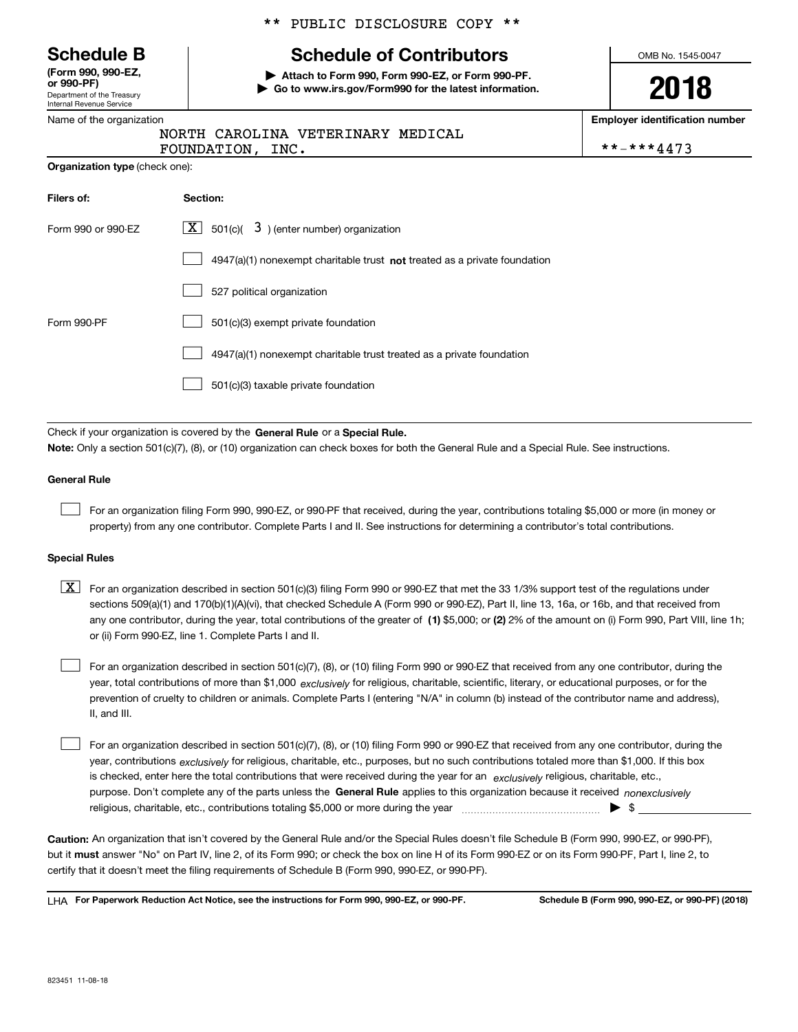** PUBLIC DISCLOSURE COPY **

# Schedule B (Form 990, 990-EZ, or 990-PF)

Department of the Treasury
Internal Revenue Service

## Schedule of Contributors

▶ Attach to Form 990, Form 990-EZ, or Form 990-PF.
▶ Go to www.irs.gov/Form990 for the latest information.

OMB No. 1545-0047

**2018**

Name of the organization: NORTH CAROLINA VETERINARY MEDICAL FOUNDATION, INC.

Employer identification number: **-***4473

**Organization type** (check one):

| Filers of: | Section: |
|---|---|
| Form 990 or 990-EZ | [X] 501(c)( 3 ) (enter number) organization |
| | [ ] 4947(a)(1) nonexempt charitable trust **not** treated as a private foundation |
| | [ ] 527 political organization |
| Form 990-PF | [ ] 501(c)(3) exempt private foundation |
| | [ ] 4947(a)(1) nonexempt charitable trust treated as a private foundation |
| | [ ] 501(c)(3) taxable private foundation |

Check if your organization is covered by the **General Rule** or a **Special Rule.**

**Note:** Only a section 501(c)(7), (8), or (10) organization can check boxes for both the General Rule and a Special Rule. See instructions.

### General Rule

[ ] For an organization filing Form 990, 990-EZ, or 990-PF that received, during the year, contributions totaling $5,000 or more (in money or property) from any one contributor. Complete Parts I and II. See instructions for determining a contributor's total contributions.

### Special Rules

[X] For an organization described in section 501(c)(3) filing Form 990 or 990-EZ that met the 33 1/3% support test of the regulations under sections 509(a)(1) and 170(b)(1)(A)(vi), that checked Schedule A (Form 990 or 990-EZ), Part II, line 13, 16a, or 16b, and that received from any one contributor, during the year, total contributions of the greater of **(1)** $5,000; or **(2)** 2% of the amount on (i) Form 990, Part VIII, line 1h; or (ii) Form 990-EZ, line 1. Complete Parts I and II.

[ ] For an organization described in section 501(c)(7), (8), or (10) filing Form 990 or 990-EZ that received from any one contributor, during the year, total contributions of more than $1,000 *exclusively* for religious, charitable, scientific, literary, or educational purposes, or for the prevention of cruelty to children or animals. Complete Parts I (entering "N/A" in column (b) instead of the contributor name and address), II, and III.

[ ] For an organization described in section 501(c)(7), (8), or (10) filing Form 990 or 990-EZ that received from any one contributor, during the year, contributions *exclusively* for religious, charitable, etc., purposes, but no such contributions totaled more than $1,000. If this box is checked, enter here the total contributions that were received during the year for an *exclusively* religious, charitable, etc., purpose. Don't complete any of the parts unless the **General Rule** applies to this organization because it received *nonexclusively* religious, charitable, etc., contributions totaling $5,000 or more during the year ▶ $ ____________

**Caution:** An organization that isn't covered by the General Rule and/or the Special Rules doesn't file Schedule B (Form 990, 990-EZ, or 990-PF), but it **must** answer "No" on Part IV, line 2, of its Form 990; or check the box on line H of its Form 990-EZ or on its Form 990-PF, Part I, line 2, to certify that it doesn't meet the filing requirements of Schedule B (Form 990, 990-EZ, or 990-PF).

LHA **For Paperwork Reduction Act Notice, see the instructions for Form 990, 990-EZ, or 990-PF.** **Schedule B (Form 990, 990-EZ, or 990-PF) (2018)**

823451 11-08-18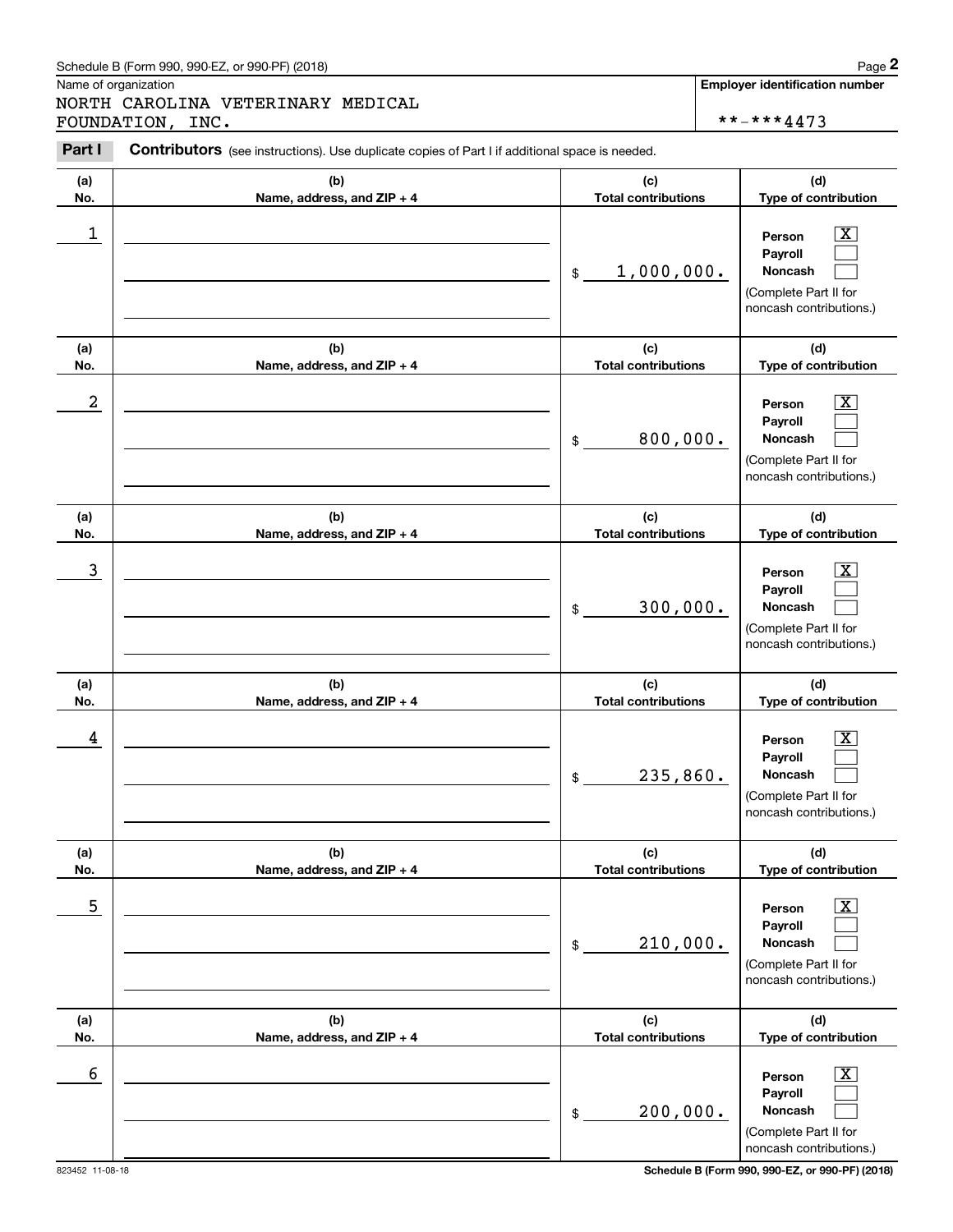Schedule B (Form 990, 990-EZ, or 990-PF) (2018)

Name of organization

NORTH CAROLINA VETERINARY MEDICAL FOUNDATION, INC.

**Employer identification number**

**-***4473

**Part I** **Contributors** (see instructions). Use duplicate copies of Part I if additional space is needed.

| (a) No. | (b) Name, address, and ZIP + 4 | (c) Total contributions | (d) Type of contribution |
|---|---|---|---|
| 1 | | $ 1,000,000. | Person [X] Payroll [ ] Noncash [ ] (Complete Part II for noncash contributions.) |
| 2 | | $ 800,000. | Person [X] Payroll [ ] Noncash [ ] (Complete Part II for noncash contributions.) |
| 3 | | $ 300,000. | Person [X] Payroll [ ] Noncash [ ] (Complete Part II for noncash contributions.) |
| 4 | | $ 235,860. | Person [X] Payroll [ ] Noncash [ ] (Complete Part II for noncash contributions.) |
| 5 | | $ 210,000. | Person [X] Payroll [ ] Noncash [ ] (Complete Part II for noncash contributions.) |
| 6 | | $ 200,000. | Person [X] Payroll [ ] Noncash [ ] (Complete Part II for noncash contributions.) |

823452 11-08-18

**Schedule B (Form 990, 990-EZ, or 990-PF) (2018)**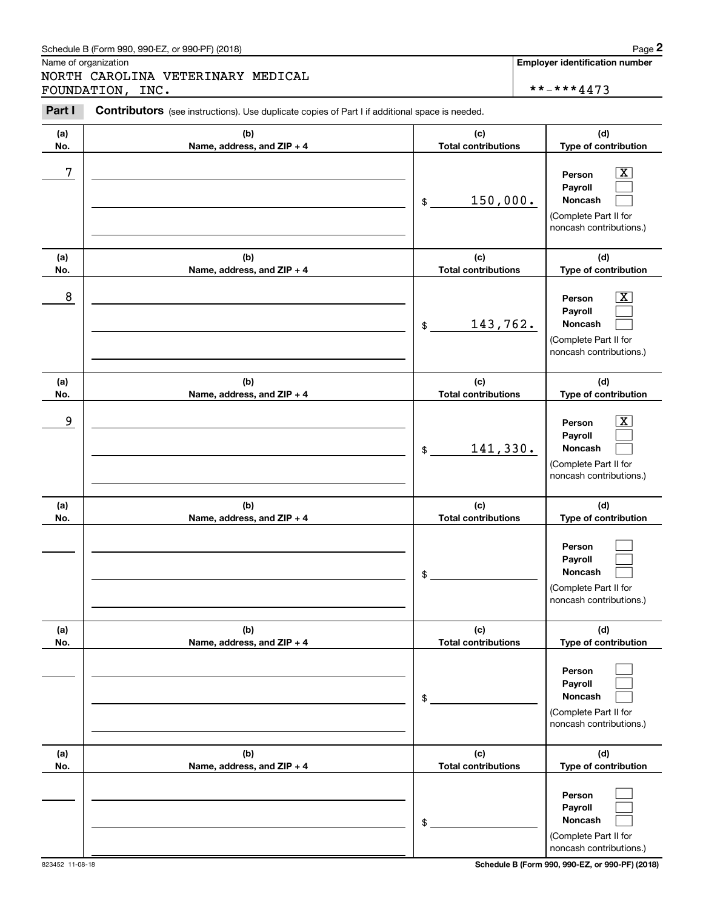Schedule B (Form 990, 990-EZ, or 990-PF) (2018)

Name of organization: NORTH CAROLINA VETERINARY MEDICAL FOUNDATION, INC.

**Employer identification number**: **-***4473

**Part I** **Contributors** (see instructions). Use duplicate copies of Part I if additional space is needed.

| (a) No. | (b) Name, address, and ZIP + 4 | (c) Total contributions | (d) Type of contribution |
|---|---|---|---|
| 7 | | $ 150,000. | Person [X] Payroll [ ] Noncash [ ] (Complete Part II for noncash contributions.) |
| 8 | | $ 143,762. | Person [X] Payroll [ ] Noncash [ ] (Complete Part II for noncash contributions.) |
| 9 | | $ 141,330. | Person [X] Payroll [ ] Noncash [ ] (Complete Part II for noncash contributions.) |
| | | $ | Person [ ] Payroll [ ] Noncash [ ] (Complete Part II for noncash contributions.) |
| | | $ | Person [ ] Payroll [ ] Noncash [ ] (Complete Part II for noncash contributions.) |
| | | $ | Person [ ] Payroll [ ] Noncash [ ] (Complete Part II for noncash contributions.) |

823452 11-08-18

**Schedule B (Form 990, 990-EZ, or 990-PF) (2018)**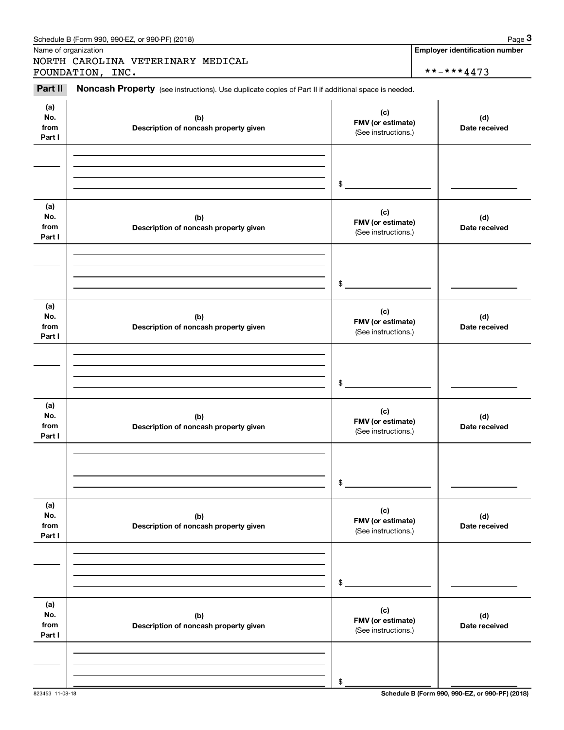Schedule B (Form 990, 990-EZ, or 990-PF) (2018)

Name of organization

NORTH CAROLINA VETERINARY MEDICAL FOUNDATION, INC.

**Employer identification number**

**-***4473

**Part II** **Noncash Property** (see instructions). Use duplicate copies of Part II if additional space is needed.

| (a) No. from Part I | (b) Description of noncash property given | (c) FMV (or estimate) (See instructions.) | (d) Date received |
|---|---|---|---|
| | | $ | |

| (a) No. from Part I | (b) Description of noncash property given | (c) FMV (or estimate) (See instructions.) | (d) Date received |
|---|---|---|---|
| | | $ | |

| (a) No. from Part I | (b) Description of noncash property given | (c) FMV (or estimate) (See instructions.) | (d) Date received |
|---|---|---|---|
| | | $ | |

| (a) No. from Part I | (b) Description of noncash property given | (c) FMV (or estimate) (See instructions.) | (d) Date received |
|---|---|---|---|
| | | $ | |

| (a) No. from Part I | (b) Description of noncash property given | (c) FMV (or estimate) (See instructions.) | (d) Date received |
|---|---|---|---|
| | | $ | |

| (a) No. from Part I | (b) Description of noncash property given | (c) FMV (or estimate) (See instructions.) | (d) Date received |
|---|---|---|---|
| | | $ | |

823453 11-08-18

**Schedule B (Form 990, 990-EZ, or 990-PF) (2018)**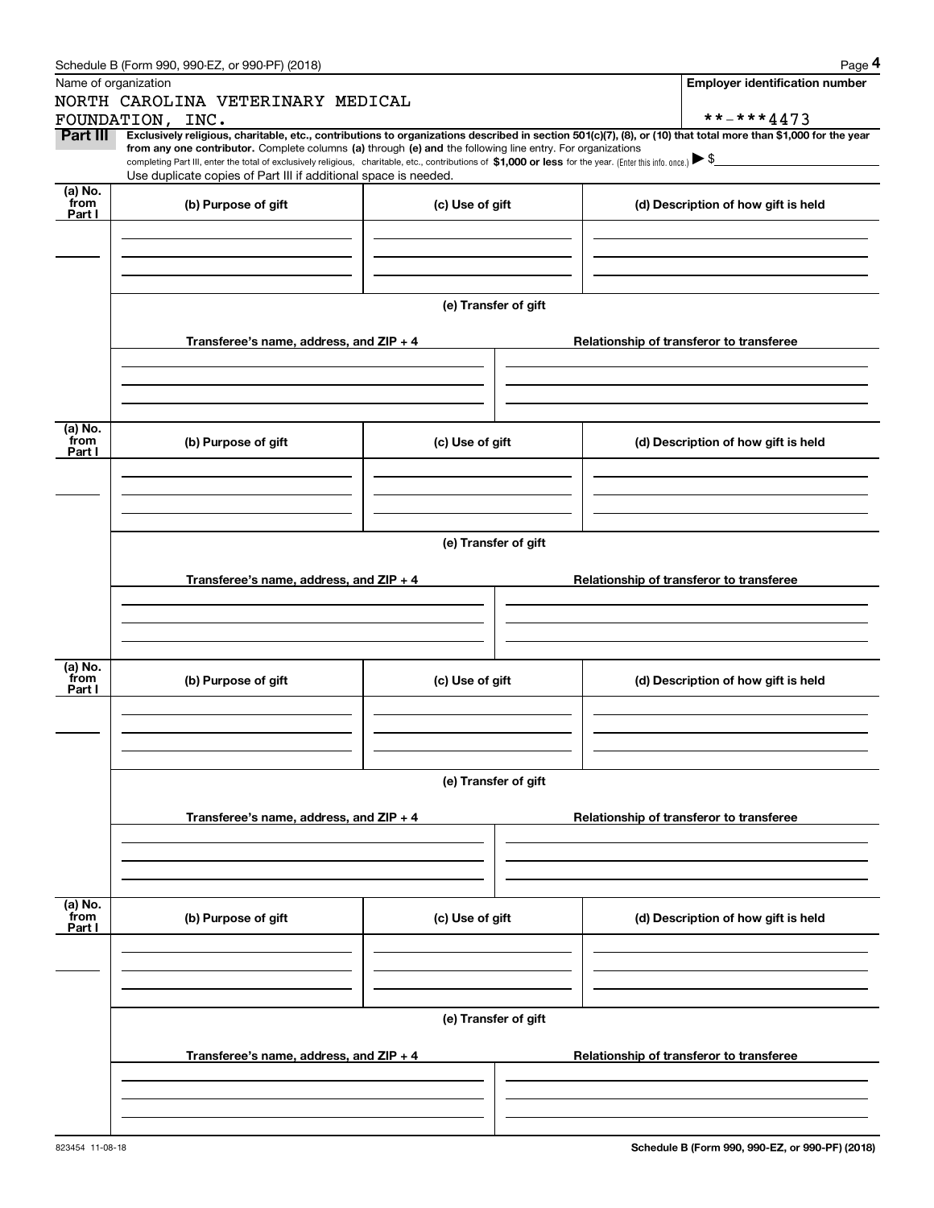Schedule B (Form 990, 990-EZ, or 990-PF) (2018)

Name of organization

NORTH CAROLINA VETERINARY MEDICAL FOUNDATION, INC.

**Employer identification number**

**-***4473

**Part III** **Exclusively religious, charitable, etc., contributions to organizations described in section 501(c)(7), (8), or (10) that total more than $1,000 for the year from any one contributor.** Complete columns **(a)** through **(e)** and the following line entry. For organizations completing Part III, enter the total of exclusively religious, charitable, etc., contributions of **$1,000 or less** for the year. (Enter this info. once.) ▶ $

Use duplicate copies of Part III if additional space is needed.

| (a) No. from Part I | (b) Purpose of gift | (c) Use of gift | (d) Description of how gift is held |
|---|---|---|---|
| | | | |

(e) Transfer of gift

| Transferee's name, address, and ZIP + 4 | Relationship of transferor to transferee |
|---|---|
| | |

| (a) No. from Part I | (b) Purpose of gift | (c) Use of gift | (d) Description of how gift is held |
|---|---|---|---|
| | | | |

(e) Transfer of gift

| Transferee's name, address, and ZIP + 4 | Relationship of transferor to transferee |
|---|---|
| | |

| (a) No. from Part I | (b) Purpose of gift | (c) Use of gift | (d) Description of how gift is held |
|---|---|---|---|
| | | | |

(e) Transfer of gift

| Transferee's name, address, and ZIP + 4 | Relationship of transferor to transferee |
|---|---|
| | |

| (a) No. from Part I | (b) Purpose of gift | (c) Use of gift | (d) Description of how gift is held |
|---|---|---|---|
| | | | |

(e) Transfer of gift

| Transferee's name, address, and ZIP + 4 | Relationship of transferor to transferee |
|---|---|
| | |

823454 11-08-18

**Schedule B (Form 990, 990-EZ, or 990-PF) (2018)**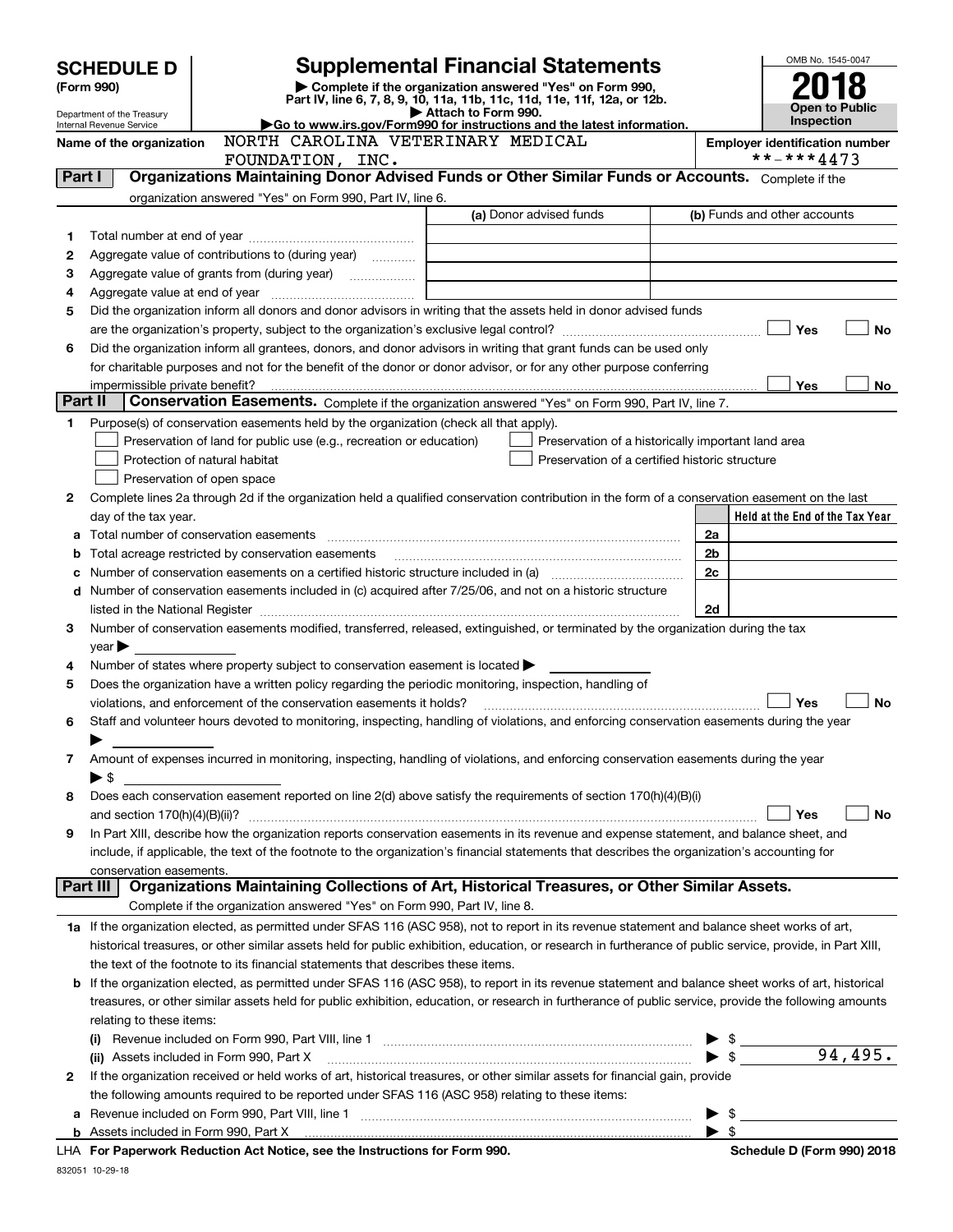# SCHEDULE D (Form 990)

Department of the Treasury
Internal Revenue Service

## Supplemental Financial Statements

▶ Complete if the organization answered "Yes" on Form 990, Part IV, line 6, 7, 8, 9, 10, 11a, 11b, 11c, 11d, 11e, 11f, 12a, or 12b.
▶ Attach to Form 990.
▶Go to www.irs.gov/Form990 for instructions and the latest information.

OMB No. 1545-0047

**2018**

**Open to Public Inspection**

**Name of the organization** NORTH CAROLINA VETERINARY MEDICAL FOUNDATION, INC.

**Employer identification number** **-***4473

### Part I — Organizations Maintaining Donor Advised Funds or Other Similar Funds or Accounts.
Complete if the organization answered "Yes" on Form 990, Part IV, line 6.

| | | (a) Donor advised funds | (b) Funds and other accounts |
|---|---|---|---|
| 1 | Total number at end of year | | |
| 2 | Aggregate value of contributions to (during year) | | |
| 3 | Aggregate value of grants from (during year) | | |
| 4 | Aggregate value at end of year | | |

5 Did the organization inform all donors and donor advisors in writing that the assets held in donor advised funds are the organization's property, subject to the organization's exclusive legal control? ☐ Yes ☐ No

6 Did the organization inform all grantees, donors, and donor advisors in writing that grant funds can be used only for charitable purposes and not for the benefit of the donor or donor advisor, or for any other purpose conferring impermissible private benefit? ☐ Yes ☐ No

### Part II — Conservation Easements.
Complete if the organization answered "Yes" on Form 990, Part IV, line 7.

1 Purpose(s) of conservation easements held by the organization (check all that apply).

☐ Preservation of land for public use (e.g., recreation or education)
☐ Protection of natural habitat
☐ Preservation of open space
☐ Preservation of a historically important land area
☐ Preservation of a certified historic structure

2 Complete lines 2a through 2d if the organization held a qualified conservation contribution in the form of a conservation easement on the last day of the tax year.

| | | | Held at the End of the Tax Year |
|---|---|---|---|
| a | Total number of conservation easements | 2a | |
| b | Total acreage restricted by conservation easements | 2b | |
| c | Number of conservation easements on a certified historic structure included in (a) | 2c | |
| d | Number of conservation easements included in (c) acquired after 7/25/06, and not on a historic structure listed in the National Register | 2d | |

3 Number of conservation easements modified, transferred, released, extinguished, or terminated by the organization during the tax year ▶

4 Number of states where property subject to conservation easement is located ▶

5 Does the organization have a written policy regarding the periodic monitoring, inspection, handling of violations, and enforcement of the conservation easements it holds? ☐ Yes ☐ No

6 Staff and volunteer hours devoted to monitoring, inspecting, handling of violations, and enforcing conservation easements during the year ▶

7 Amount of expenses incurred in monitoring, inspecting, handling of violations, and enforcing conservation easements during the year ▶ $

8 Does each conservation easement reported on line 2(d) above satisfy the requirements of section 170(h)(4)(B)(i) and section 170(h)(4)(B)(ii)? ☐ Yes ☐ No

9 In Part XIII, describe how the organization reports conservation easements in its revenue and expense statement, and balance sheet, and include, if applicable, the text of the footnote to the organization's financial statements that describes the organization's accounting for conservation easements.

### Part III — Organizations Maintaining Collections of Art, Historical Treasures, or Other Similar Assets.
Complete if the organization answered "Yes" on Form 990, Part IV, line 8.

1a If the organization elected, as permitted under SFAS 116 (ASC 958), not to report in its revenue statement and balance sheet works of art, historical treasures, or other similar assets held for public exhibition, education, or research in furtherance of public service, provide, in Part XIII, the text of the footnote to its financial statements that describes these items.

b If the organization elected, as permitted under SFAS 116 (ASC 958), to report in its revenue statement and balance sheet works of art, historical treasures, or other similar assets held for public exhibition, education, or research in furtherance of public service, provide the following amounts relating to these items:

(i) Revenue included on Form 990, Part VIII, line 1 ▶ $

(ii) Assets included in Form 990, Part X ▶ $ 94,495.

2 If the organization received or held works of art, historical treasures, or other similar assets for financial gain, provide the following amounts required to be reported under SFAS 116 (ASC 958) relating to these items:

a Revenue included on Form 990, Part VIII, line 1 ▶ $

b Assets included in Form 990, Part X ▶ $

LHA For Paperwork Reduction Act Notice, see the Instructions for Form 990. Schedule D (Form 990) 2018

832051 10-29-18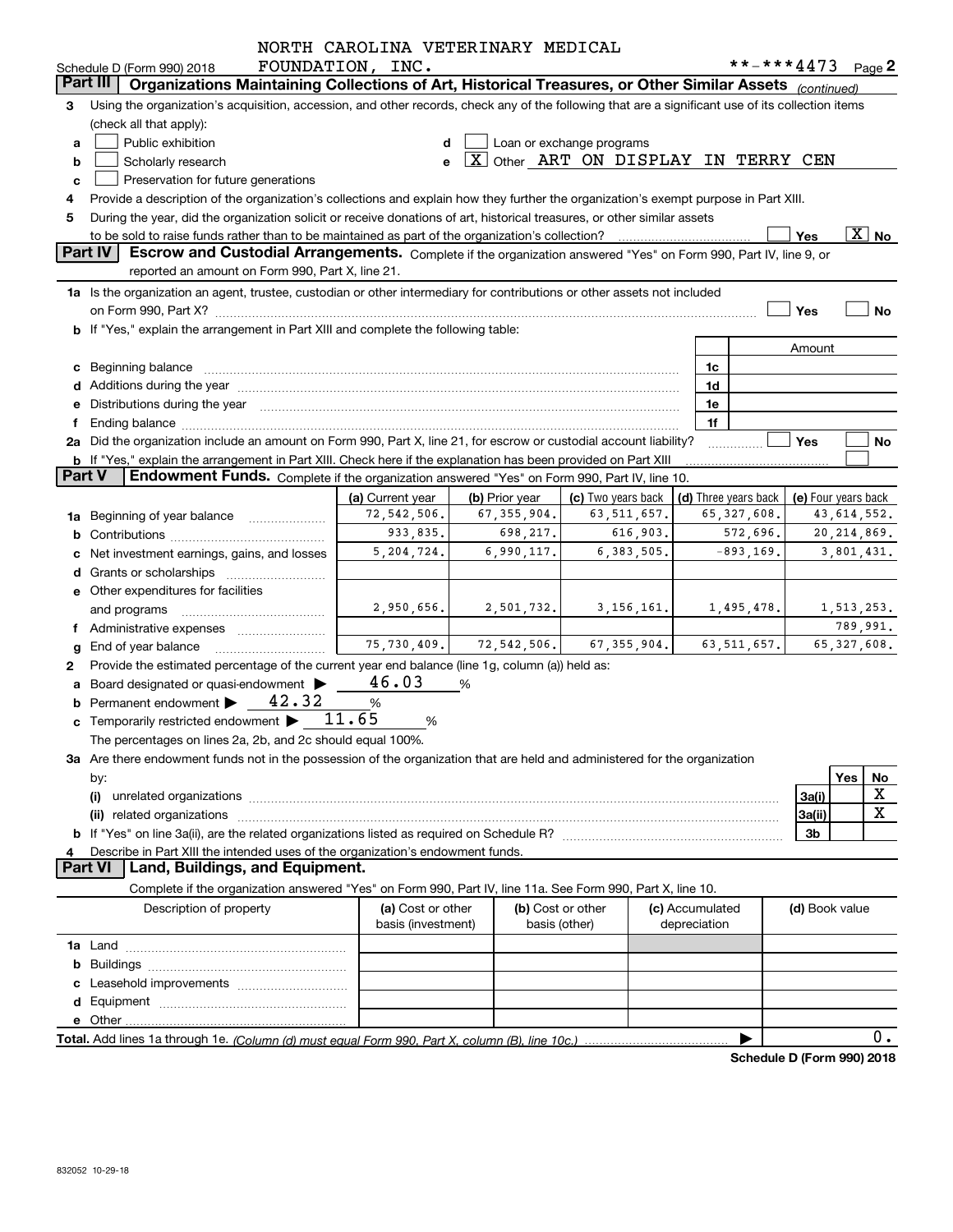Schedule D (Form 990) 2018 NORTH CAROLINA VETERINARY MEDICAL FOUNDATION, INC. **-***4473 Page 2

**Part III** **Organizations Maintaining Collections of Art, Historical Treasures, or Other Similar Assets** *(continued)*

3 Using the organization's acquisition, accession, and other records, check any of the following that are a significant use of its collection items (check all that apply):

a [ ] Public exhibition
b [ ] Scholarly research
c [ ] Preservation for future generations
d [ ] Loan or exchange programs
e [X] Other ART ON DISPLAY IN TERRY CEN

4 Provide a description of the organization's collections and explain how they further the organization's exempt purpose in Part XIII.

5 During the year, did the organization solicit or receive donations of art, historical treasures, or other similar assets to be sold to raise funds rather than to be maintained as part of the organization's collection? [ ] Yes [X] No

**Part IV** **Escrow and Custodial Arrangements.** Complete if the organization answered "Yes" on Form 990, Part IV, line 9, or reported an amount on Form 990, Part X, line 21.

1a Is the organization an agent, trustee, custodian or other intermediary for contributions or other assets not included on Form 990, Part X? [ ] Yes [ ] No

b If "Yes," explain the arrangement in Part XIII and complete the following table:

| | | Amount |
|---|---|---|
| c Beginning balance | 1c | |
| d Additions during the year | 1d | |
| e Distributions during the year | 1e | |
| f Ending balance | 1f | |

2a Did the organization include an amount on Form 990, Part X, line 21, for escrow or custodial account liability? [ ] Yes [ ] No

b If "Yes," explain the arrangement in Part XIII. Check here if the explanation has been provided on Part XIII [ ]

**Part V** **Endowment Funds.** Complete if the organization answered "Yes" on Form 990, Part IV, line 10.

| | (a) Current year | (b) Prior year | (c) Two years back | (d) Three years back | (e) Four years back |
|---|---|---|---|---|---|
| 1a Beginning of year balance | 72,542,506. | 67,355,904. | 63,511,657. | 65,327,608. | 43,614,552. |
| b Contributions | 933,835. | 698,217. | 616,903. | 572,696. | 20,214,869. |
| c Net investment earnings, gains, and losses | 5,204,724. | 6,990,117. | 6,383,505. | -893,169. | 3,801,431. |
| d Grants or scholarships | | | | | |
| e Other expenditures for facilities and programs | 2,950,656. | 2,501,732. | 3,156,161. | 1,495,478. | 1,513,253. |
| f Administrative expenses | | | | | 789,991. |
| g End of year balance | 75,730,409. | 72,542,506. | 67,355,904. | 63,511,657. | 65,327,608. |

2 Provide the estimated percentage of the current year end balance (line 1g, column (a)) held as:

a Board designated or quasi-endowment ▶ 46.03 %

b Permanent endowment ▶ 42.32 %

c Temporarily restricted endowment ▶ 11.65 %

The percentages on lines 2a, 2b, and 2c should equal 100%.

3a Are there endowment funds not in the possession of the organization that are held and administered for the organization by:

| | | Yes | No |
|---|---|---|---|
| (i) unrelated organizations | 3a(i) | | X |
| (ii) related organizations | 3a(ii) | | X |
| b If "Yes" on line 3a(ii), are the related organizations listed as required on Schedule R? | 3b | | |

4 Describe in Part XIII the intended uses of the organization's endowment funds.

**Part VI** **Land, Buildings, and Equipment.**

Complete if the organization answered "Yes" on Form 990, Part IV, line 11a. See Form 990, Part X, line 10.

| Description of property | (a) Cost or other basis (investment) | (b) Cost or other basis (other) | (c) Accumulated depreciation | (d) Book value |
|---|---|---|---|---|
| 1a Land | | | | |
| b Buildings | | | | |
| c Leasehold improvements | | | | |
| d Equipment | | | | |
| e Other | | | | |
| **Total.** Add lines 1a through 1e. *(Column (d) must equal Form 990, Part X, column (B), line 10c.)* ▶ | | | | 0. |

**Schedule D (Form 990) 2018**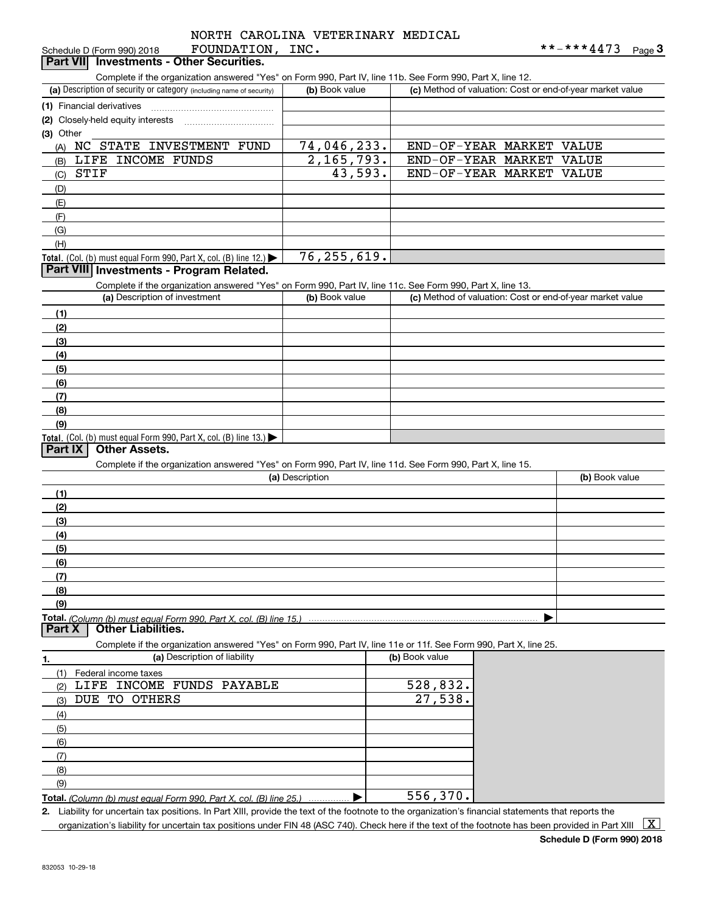NORTH CAROLINA VETERINARY MEDICAL FOUNDATION, INC.

Schedule D (Form 990) 2018 **-***4473 Page 3

## Part VII Investments - Other Securities.

Complete if the organization answered "Yes" on Form 990, Part IV, line 11b. See Form 990, Part X, line 12.

| (a) Description of security or category (including name of security) | (b) Book value | (c) Method of valuation: Cost or end-of-year market value |
|---|---|---|
| (1) Financial derivatives | | |
| (2) Closely-held equity interests | | |
| (3) Other | | |
| (A) NC STATE INVESTMENT FUND | 74,046,233. | END-OF-YEAR MARKET VALUE |
| (B) LIFE INCOME FUNDS | 2,165,793. | END-OF-YEAR MARKET VALUE |
| (C) STIF | 43,593. | END-OF-YEAR MARKET VALUE |
| (D) | | |
| (E) | | |
| (F) | | |
| (G) | | |
| (H) | | |
| **Total.** (Col. (b) must equal Form 990, Part X, col. (B) line 12.) ▶ | 76,255,619. | |

## Part VIII Investments - Program Related.

Complete if the organization answered "Yes" on Form 990, Part IV, line 11c. See Form 990, Part X, line 13.

| (a) Description of investment | (b) Book value | (c) Method of valuation: Cost or end-of-year market value |
|---|---|---|
| (1) | | |
| (2) | | |
| (3) | | |
| (4) | | |
| (5) | | |
| (6) | | |
| (7) | | |
| (8) | | |
| (9) | | |
| **Total.** (Col. (b) must equal Form 990, Part X, col. (B) line 13.) ▶ | | |

## Part IX Other Assets.

Complete if the organization answered "Yes" on Form 990, Part IV, line 11d. See Form 990, Part X, line 15.

| (a) Description | (b) Book value |
|---|---|
| (1) | |
| (2) | |
| (3) | |
| (4) | |
| (5) | |
| (6) | |
| (7) | |
| (8) | |
| (9) | |
| **Total.** *(Column (b) must equal Form 990, Part X, col. (B) line 15.)* ▶ | |

## Part X Other Liabilities.

Complete if the organization answered "Yes" on Form 990, Part IV, line 11e or 11f. See Form 990, Part X, line 25.

| 1. (a) Description of liability | (b) Book value |
|---|---|
| (1) Federal income taxes | |
| (2) LIFE INCOME FUNDS PAYABLE | 528,832. |
| (3) DUE TO OTHERS | 27,538. |
| (4) | |
| (5) | |
| (6) | |
| (7) | |
| (8) | |
| (9) | |
| **Total.** *(Column (b) must equal Form 990, Part X, col. (B) line 25.)* ▶ | 556,370. |

2. Liability for uncertain tax positions. In Part XIII, provide the text of the footnote to the organization's financial statements that reports the organization's liability for uncertain tax positions under FIN 48 (ASC 740). Check here if the text of the footnote has been provided in Part XIII [X]

**Schedule D (Form 990) 2018**

832053 10-29-18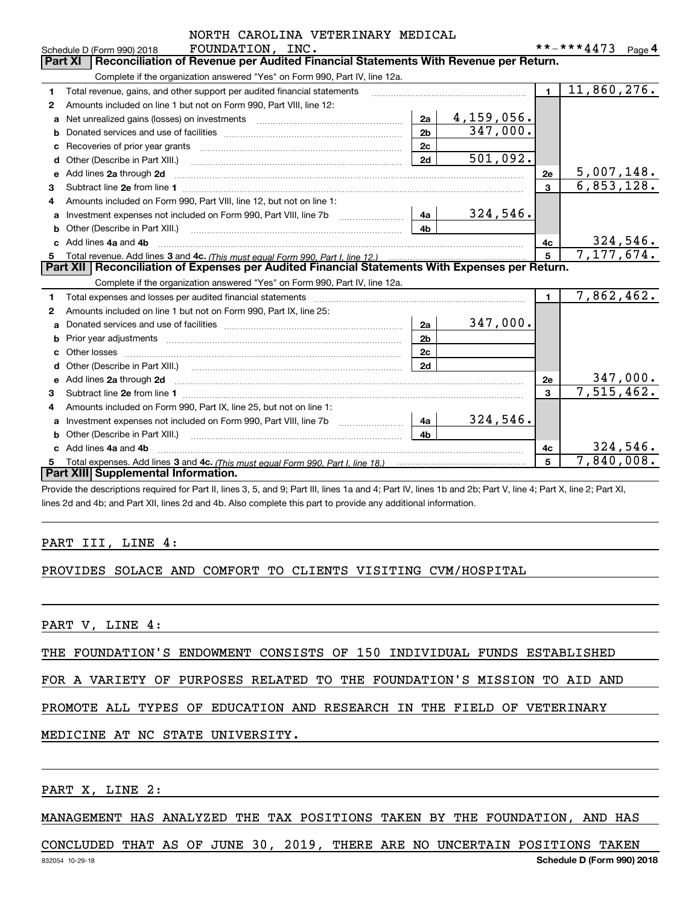NORTH CAROLINA VETERINARY MEDICAL FOUNDATION, INC.

Schedule D (Form 990) 2018 **-***4473 Page 4

## Part XI Reconciliation of Revenue per Audited Financial Statements With Revenue per Return.

Complete if the organization answered "Yes" on Form 990, Part IV, line 12a.

| | | | | | |
|---|---|---|---|---|---|
| 1 | Total revenue, gains, and other support per audited financial statements | | | 1 | 11,860,276. |
| 2 | Amounts included on line 1 but not on Form 990, Part VIII, line 12: | | | | |
| a | Net unrealized gains (losses) on investments | 2a | 4,159,056. | | |
| b | Donated services and use of facilities | 2b | 347,000. | | |
| c | Recoveries of prior year grants | 2c | | | |
| d | Other (Describe in Part XIII.) | 2d | 501,092. | | |
| e | Add lines 2a through 2d | | | 2e | 5,007,148. |
| 3 | Subtract line 2e from line 1 | | | 3 | 6,853,128. |
| 4 | Amounts included on Form 990, Part VIII, line 12, but not on line 1: | | | | |
| a | Investment expenses not included on Form 990, Part VIII, line 7b | 4a | 324,546. | | |
| b | Other (Describe in Part XIII.) | 4b | | | |
| c | Add lines 4a and 4b | | | 4c | 324,546. |
| 5 | Total revenue. Add lines 3 and 4c. *(This must equal Form 990, Part I, line 12.)* | | | 5 | 7,177,674. |

## Part XII Reconciliation of Expenses per Audited Financial Statements With Expenses per Return.

Complete if the organization answered "Yes" on Form 990, Part IV, line 12a.

| | | | | | |
|---|---|---|---|---|---|
| 1 | Total expenses and losses per audited financial statements | | | 1 | 7,862,462. |
| 2 | Amounts included on line 1 but not on Form 990, Part IX, line 25: | | | | |
| a | Donated services and use of facilities | 2a | 347,000. | | |
| b | Prior year adjustments | 2b | | | |
| c | Other losses | 2c | | | |
| d | Other (Describe in Part XIII.) | 2d | | | |
| e | Add lines 2a through 2d | | | 2e | 347,000. |
| 3 | Subtract line 2e from line 1 | | | 3 | 7,515,462. |
| 4 | Amounts included on Form 990, Part IX, line 25, but not on line 1: | | | | |
| a | Investment expenses not included on Form 990, Part VIII, line 7b | 4a | 324,546. | | |
| b | Other (Describe in Part XIII.) | 4b | | | |
| c | Add lines 4a and 4b | | | 4c | 324,546. |
| 5 | Total expenses. Add lines 3 and 4c. *(This must equal Form 990, Part I, line 18.)* | | | 5 | 7,840,008. |

## Part XIII Supplemental Information.

Provide the descriptions required for Part II, lines 3, 5, and 9; Part III, lines 1a and 4; Part IV, lines 1b and 2b; Part V, line 4; Part X, line 2; Part XI, lines 2d and 4b; and Part XII, lines 2d and 4b. Also complete this part to provide any additional information.

PART III, LINE 4:

PROVIDES SOLACE AND COMFORT TO CLIENTS VISITING CVM/HOSPITAL

PART V, LINE 4:

THE FOUNDATION'S ENDOWMENT CONSISTS OF 150 INDIVIDUAL FUNDS ESTABLISHED FOR A VARIETY OF PURPOSES RELATED TO THE FOUNDATION'S MISSION TO AID AND PROMOTE ALL TYPES OF EDUCATION AND RESEARCH IN THE FIELD OF VETERINARY MEDICINE AT NC STATE UNIVERSITY.

PART X, LINE 2:

MANAGEMENT HAS ANALYZED THE TAX POSITIONS TAKEN BY THE FOUNDATION, AND HAS CONCLUDED THAT AS OF JUNE 30, 2019, THERE ARE NO UNCERTAIN POSITIONS TAKEN

832054 10-29-18 Schedule D (Form 990) 2018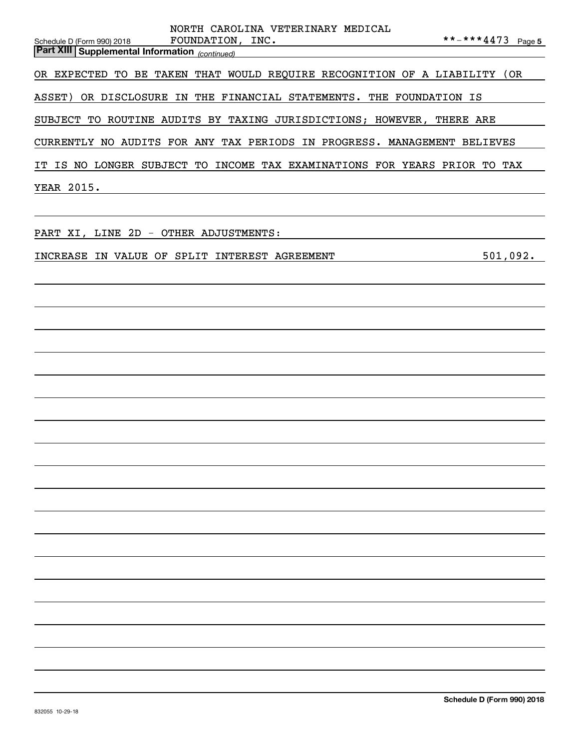NORTH CAROLINA VETERINARY MEDICAL FOUNDATION, INC. **-***4473

**Part XIII | Supplemental Information** *(continued)*

OR EXPECTED TO BE TAKEN THAT WOULD REQUIRE RECOGNITION OF A LIABILITY (OR ASSET) OR DISCLOSURE IN THE FINANCIAL STATEMENTS. THE FOUNDATION IS SUBJECT TO ROUTINE AUDITS BY TAXING JURISDICTIONS; HOWEVER, THERE ARE CURRENTLY NO AUDITS FOR ANY TAX PERIODS IN PROGRESS. MANAGEMENT BELIEVES IT IS NO LONGER SUBJECT TO INCOME TAX EXAMINATIONS FOR YEARS PRIOR TO TAX YEAR 2015.

PART XI, LINE 2D - OTHER ADJUSTMENTS:

| | |
|---|---|
| INCREASE IN VALUE OF SPLIT INTEREST AGREEMENT | 501,092. |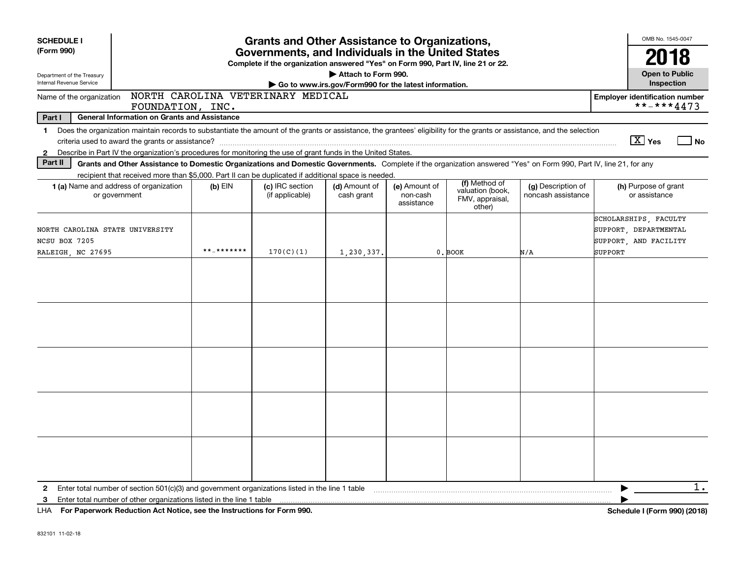**SCHEDULE I**
**(Form 990)**

Department of the Treasury
Internal Revenue Service

# Grants and Other Assistance to Organizations, Governments, and Individuals in the United States

**Complete if the organization answered "Yes" on Form 990, Part IV, line 21 or 22.**

**▶ Attach to Form 990.**

**▶ Go to www.irs.gov/Form990 for the latest information.**

OMB No. 1545-0047

**2018**

**Open to Public Inspection**

Name of the organization: NORTH CAROLINA VETERINARY MEDICAL FOUNDATION, INC.

**Employer identification number**: **-***4473

**Part I — General Information on Grants and Assistance**

1 Does the organization maintain records to substantiate the amount of the grants or assistance, the grantees' eligibility for the grants or assistance, and the selection criteria used to award the grants or assistance? [X] Yes [ ] No

2 Describe in Part IV the organization's procedures for monitoring the use of grant funds in the United States.

**Part II — Grants and Other Assistance to Domestic Organizations and Domestic Governments.** Complete if the organization answered "Yes" on Form 990, Part IV, line 21, for any recipient that received more than $5,000. Part II can be duplicated if additional space is needed.

| 1 (a) Name and address of organization or government | (b) EIN | (c) IRC section (if applicable) | (d) Amount of cash grant | (e) Amount of non-cash assistance | (f) Method of valuation (book, FMV, appraisal, other) | (g) Description of noncash assistance | (h) Purpose of grant or assistance |
|---|---|---|---|---|---|---|---|
| NORTH CAROLINA STATE UNIVERSITY<br>NCSU BOX 7205<br>RALEIGH, NC 27695 | **-******* | 170(C)(1) | 1,230,337. | 0. | BOOK | N/A | SCHOLARSHIPS, FACULTY SUPPORT, DEPARTMENTAL SUPPORT, AND FACILITY SUPPORT |
| | | | | | | | |
| | | | | | | | |
| | | | | | | | |
| | | | | | | | |
| | | | | | | | |

2 Enter total number of section 501(c)(3) and government organizations listed in the line 1 table ▶ 1.

3 Enter total number of other organizations listed in the line 1 table ▶

LHA **For Paperwork Reduction Act Notice, see the Instructions for Form 990.** **Schedule I (Form 990) (2018)**

832101 11-02-18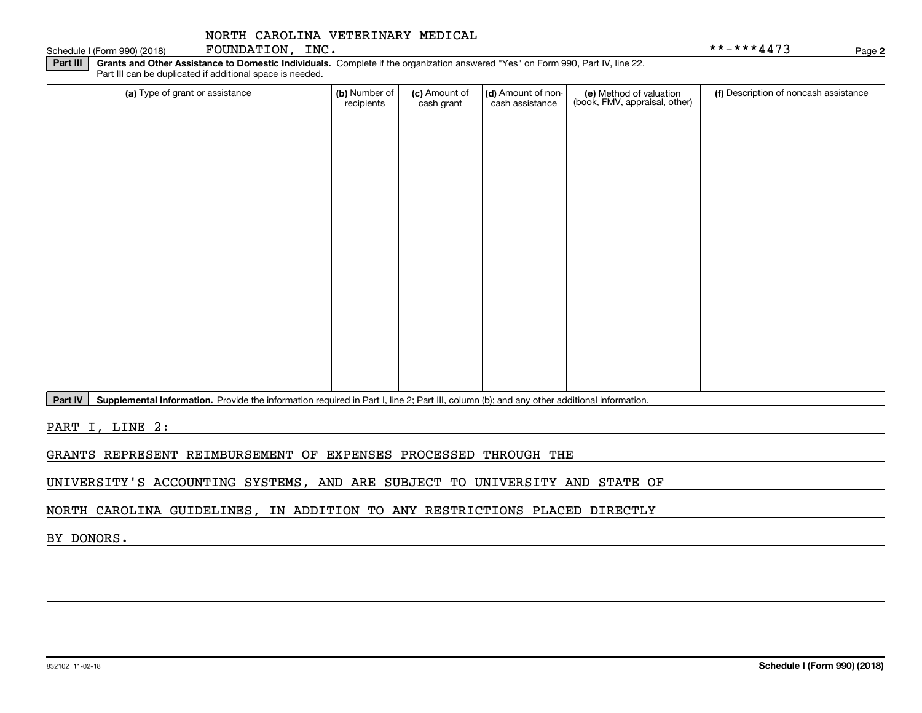NORTH CAROLINA VETERINARY MEDICAL FOUNDATION, INC. **-***4473

## Part III Grants and Other Assistance to Domestic Individuals.

Complete if the organization answered "Yes" on Form 990, Part IV, line 22. Part III can be duplicated if additional space is needed.

| (a) Type of grant or assistance | (b) Number of recipients | (c) Amount of cash grant | (d) Amount of non-cash assistance | (e) Method of valuation (book, FMV, appraisal, other) | (f) Description of noncash assistance |
|---|---|---|---|---|---|
| | | | | | |
| | | | | | |
| | | | | | |
| | | | | | |
| | | | | | |

## Part IV Supplemental Information.

Provide the information required in Part I, line 2; Part III, column (b); and any other additional information.

PART I, LINE 2:

GRANTS REPRESENT REIMBURSEMENT OF EXPENSES PROCESSED THROUGH THE UNIVERSITY'S ACCOUNTING SYSTEMS, AND ARE SUBJECT TO UNIVERSITY AND STATE OF NORTH CAROLINA GUIDELINES, IN ADDITION TO ANY RESTRICTIONS PLACED DIRECTLY BY DONORS.

832102 11-02-18 **Schedule I (Form 990) (2018)**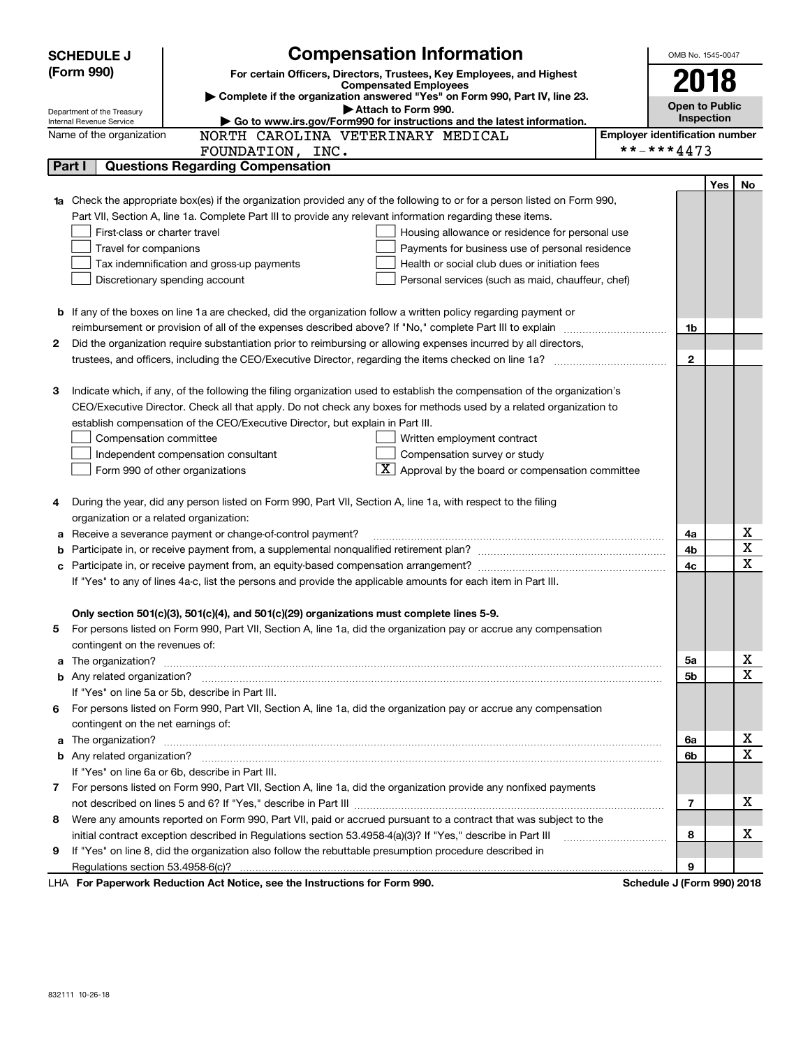**SCHEDULE J (Form 990)**

# Compensation Information

**For certain Officers, Directors, Trustees, Key Employees, and Highest Compensated Employees**

▶ Complete if the organization answered "Yes" on Form 990, Part IV, line 23.

▶ Attach to Form 990.

▶ Go to www.irs.gov/Form990 for instructions and the latest information.

Department of the Treasury
Internal Revenue Service

OMB No. 1545-0047

**2018**

**Open to Public Inspection**

Name of the organization: NORTH CAROLINA VETERINARY MEDICAL FOUNDATION, INC.

Employer identification number: **-***4473

## Part I Questions Regarding Compensation

| | | | Yes | No |
|---|---|---|---|---|
| **1a** | Check the appropriate box(es) if the organization provided any of the following to or for a person listed on Form 990, Part VII, Section A, line 1a. Complete Part III to provide any relevant information regarding these items.<br>☐ First-class or charter travel<br>☐ Travel for companions<br>☐ Tax indemnification and gross-up payments<br>☐ Discretionary spending account<br>☐ Housing allowance or residence for personal use<br>☐ Payments for business use of personal residence<br>☐ Health or social club dues or initiation fees<br>☐ Personal services (such as maid, chauffeur, chef) | | | |
| **b** | If any of the boxes on line 1a are checked, did the organization follow a written policy regarding payment or reimbursement or provision of all of the expenses described above? If "No," complete Part III to explain | 1b | | |
| **2** | Did the organization require substantiation prior to reimbursing or allowing expenses incurred by all directors, trustees, and officers, including the CEO/Executive Director, regarding the items checked on line 1a? | 2 | | |
| **3** | Indicate which, if any, of the following the filing organization used to establish the compensation of the organization's CEO/Executive Director. Check all that apply. Do not check any boxes for methods used by a related organization to establish compensation of the CEO/Executive Director, but explain in Part III.<br>☐ Compensation committee<br>☐ Independent compensation consultant<br>☐ Form 990 of other organizations<br>☐ Written employment contract<br>☐ Compensation survey or study<br>☒ Approval by the board or compensation committee | | | |
| **4** | During the year, did any person listed on Form 990, Part VII, Section A, line 1a, with respect to the filing organization or a related organization: | | | |
| **a** | Receive a severance payment or change-of-control payment? | 4a | | X |
| **b** | Participate in, or receive payment from, a supplemental nonqualified retirement plan? | 4b | | X |
| **c** | Participate in, or receive payment from, an equity-based compensation arrangement? | 4c | | X |
| | If "Yes" to any of lines 4a-c, list the persons and provide the applicable amounts for each item in Part III. | | | |
| | **Only section 501(c)(3), 501(c)(4), and 501(c)(29) organizations must complete lines 5-9.** | | | |
| **5** | For persons listed on Form 990, Part VII, Section A, line 1a, did the organization pay or accrue any compensation contingent on the revenues of: | | | |
| **a** | The organization? | 5a | | X |
| **b** | Any related organization? | 5b | | X |
| | If "Yes" on line 5a or 5b, describe in Part III. | | | |
| **6** | For persons listed on Form 990, Part VII, Section A, line 1a, did the organization pay or accrue any compensation contingent on the net earnings of: | | | |
| **a** | The organization? | 6a | | X |
| **b** | Any related organization? | 6b | | X |
| | If "Yes" on line 6a or 6b, describe in Part III. | | | |
| **7** | For persons listed on Form 990, Part VII, Section A, line 1a, did the organization provide any nonfixed payments not described on lines 5 and 6? If "Yes," describe in Part III | 7 | | X |
| **8** | Were any amounts reported on Form 990, Part VII, paid or accrued pursuant to a contract that was subject to the initial contract exception described in Regulations section 53.4958-4(a)(3)? If "Yes," describe in Part III | 8 | | X |
| **9** | If "Yes" on line 8, did the organization also follow the rebuttable presumption procedure described in Regulations section 53.4958-6(c)? | 9 | | |

LHA **For Paperwork Reduction Act Notice, see the Instructions for Form 990.** **Schedule J (Form 990) 2018**

832111 10-26-18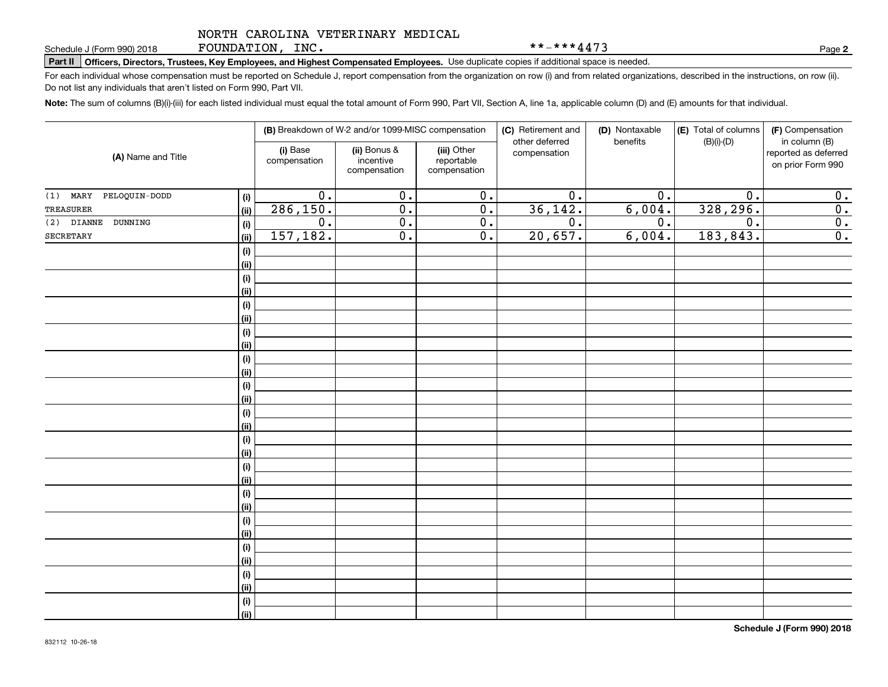NORTH CAROLINA VETERINARY MEDICAL FOUNDATION, INC. **-***4473

## Part II Officers, Directors, Trustees, Key Employees, and Highest Compensated Employees. Use duplicate copies if additional space is needed.

For each individual whose compensation must be reported on Schedule J, report compensation from the organization on row (i) and from related organizations, described in the instructions, on row (ii). Do not list any individuals that aren't listed on Form 990, Part VII.

**Note:** The sum of columns (B)(i)-(iii) for each listed individual must equal the total amount of Form 990, Part VII, Section A, line 1a, applicable column (D) and (E) amounts for that individual.

| (A) Name and Title | | (B) Breakdown of W-2 and/or 1099-MISC compensation | | | (C) Retirement and other deferred compensation | (D) Nontaxable benefits | (E) Total of columns (B)(i)-(D) | (F) Compensation in column (B) reported as deferred on prior Form 990 |
|---|---|---|---|---|---|---|---|---|
| | | (i) Base compensation | (ii) Bonus & incentive compensation | (iii) Other reportable compensation | | | | |
| (1) MARY PELOQUIN-DODD | (i) | 0. | 0. | 0. | 0. | 0. | 0. | 0. |
| TREASURER | (ii) | 286,150. | 0. | 0. | 36,142. | 6,004. | 328,296. | 0. |
| (2) DIANNE DUNNING | (i) | 0. | 0. | 0. | 0. | 0. | 0. | 0. |
| SECRETARY | (ii) | 157,182. | 0. | 0. | 20,657. | 6,004. | 183,843. | 0. |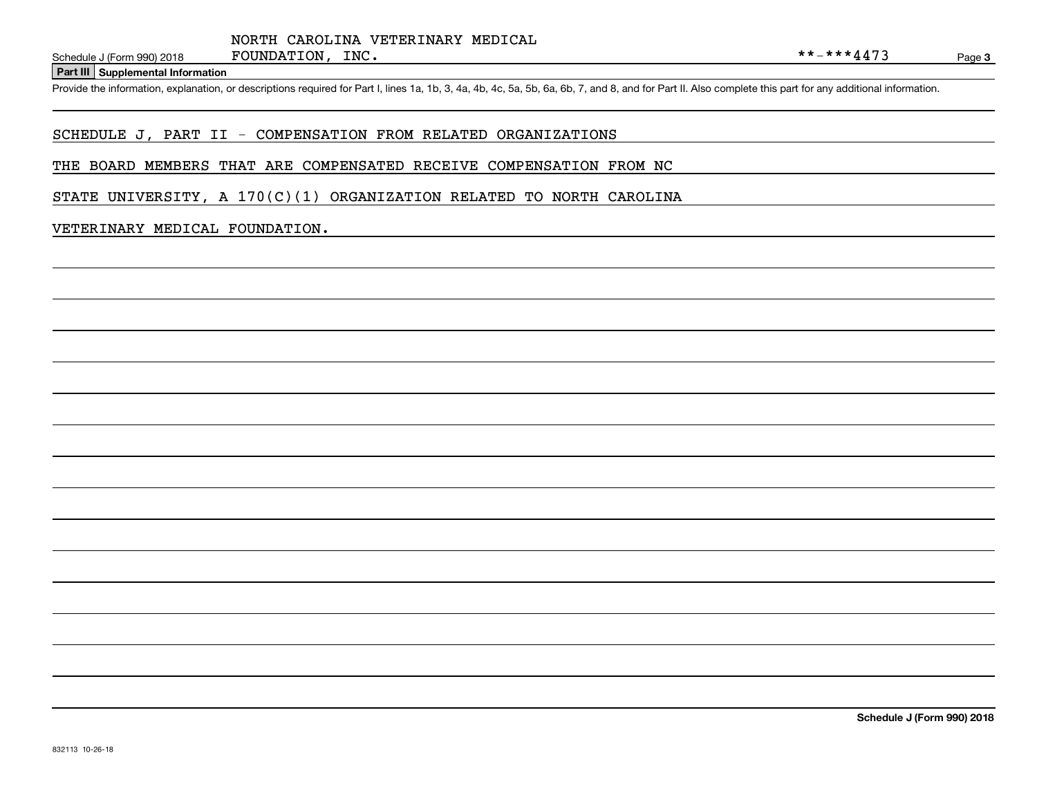Schedule J (Form 990) 2018 NORTH CAROLINA VETERINARY MEDICAL FOUNDATION, INC. **-***4473

**Part III Supplemental Information**

Provide the information, explanation, or descriptions required for Part I, lines 1a, 1b, 3, 4a, 4b, 4c, 5a, 5b, 6a, 6b, 7, and 8, and for Part II. Also complete this part for any additional information.

SCHEDULE J, PART II - COMPENSATION FROM RELATED ORGANIZATIONS

THE BOARD MEMBERS THAT ARE COMPENSATED RECEIVE COMPENSATION FROM NC STATE UNIVERSITY, A 170(C)(1) ORGANIZATION RELATED TO NORTH CAROLINA VETERINARY MEDICAL FOUNDATION.

**Schedule J (Form 990) 2018**

832113 10-26-18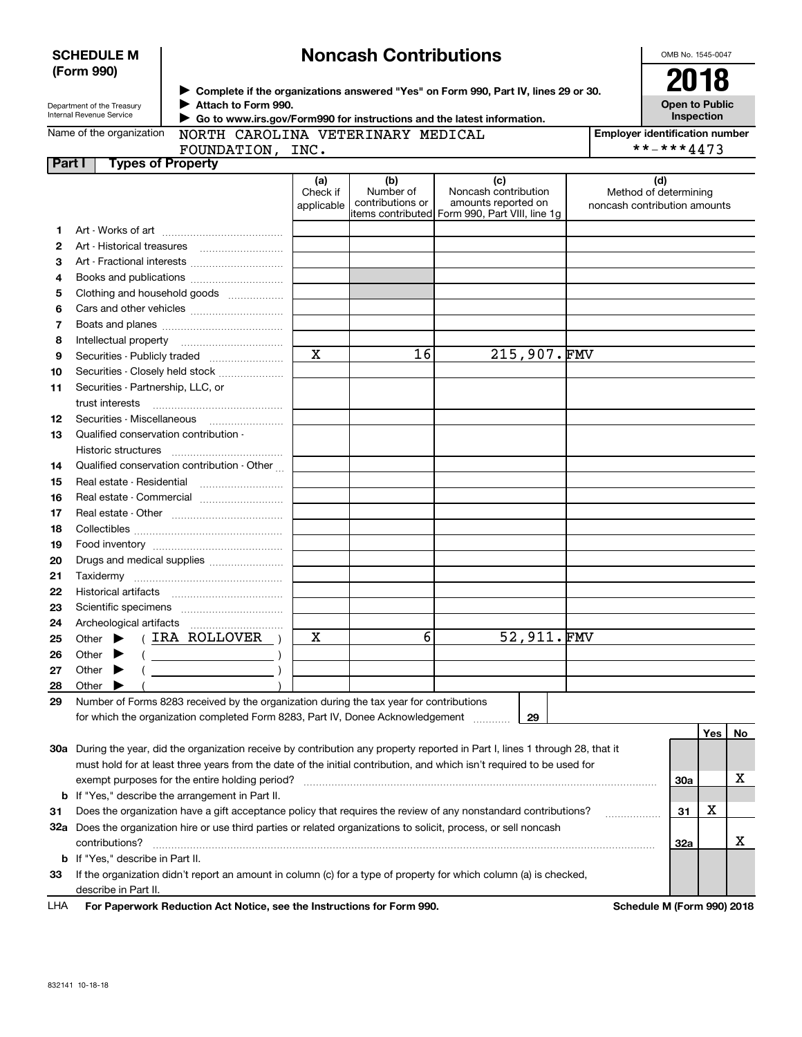**SCHEDULE M (Form 990)**

Department of the Treasury
Internal Revenue Service

# Noncash Contributions

▶ Complete if the organizations answered "Yes" on Form 990, Part IV, lines 29 or 30.
▶ Attach to Form 990.
▶ Go to www.irs.gov/Form990 for instructions and the latest information.

OMB No. 1545-0047

**2018**

**Open to Public Inspection**

Name of the organization: NORTH CAROLINA VETERINARY MEDICAL FOUNDATION, INC.

Employer identification number: **-***4473

**Part I — Types of Property**

| | | (a) Check if applicable | (b) Number of contributions or items contributed | (c) Noncash contribution amounts reported on Form 990, Part VIII, line 1g | (d) Method of determining noncash contribution amounts |
|---|---|---|---|---|---|
| 1 | Art - Works of art | | | | |
| 2 | Art - Historical treasures | | | | |
| 3 | Art - Fractional interests | | | | |
| 4 | Books and publications | | | | |
| 5 | Clothing and household goods | | | | |
| 6 | Cars and other vehicles | | | | |
| 7 | Boats and planes | | | | |
| 8 | Intellectual property | | | | |
| 9 | Securities - Publicly traded | X | 16 | 215,907. | FMV |
| 10 | Securities - Closely held stock | | | | |
| 11 | Securities - Partnership, LLC, or trust interests | | | | |
| 12 | Securities - Miscellaneous | | | | |
| 13 | Qualified conservation contribution - Historic structures | | | | |
| 14 | Qualified conservation contribution - Other | | | | |
| 15 | Real estate - Residential | | | | |
| 16 | Real estate - Commercial | | | | |
| 17 | Real estate - Other | | | | |
| 18 | Collectibles | | | | |
| 19 | Food inventory | | | | |
| 20 | Drugs and medical supplies | | | | |
| 21 | Taxidermy | | | | |
| 22 | Historical artifacts | | | | |
| 23 | Scientific specimens | | | | |
| 24 | Archeological artifacts | | | | |
| 25 | Other ▶ ( IRA ROLLOVER ) | X | 6 | 52,911. | FMV |
| 26 | Other ▶ ( ) | | | | |
| 27 | Other ▶ ( ) | | | | |
| 28 | Other ▶ ( ) | | | | |

29 Number of Forms 8283 received by the organization during the tax year for contributions for which the organization completed Form 8283, Part IV, Donee Acknowledgement ........ 29

| | | | Yes | No |
|---|---|---|---|---|
| 30a | During the year, did the organization receive by contribution any property reported in Part I, lines 1 through 28, that it must hold for at least three years from the date of the initial contribution, and which isn't required to be used for exempt purposes for the entire holding period? | 30a | | X |
| b | If "Yes," describe the arrangement in Part II. | | | |
| 31 | Does the organization have a gift acceptance policy that requires the review of any nonstandard contributions? | 31 | X | |
| 32a | Does the organization hire or use third parties or related organizations to solicit, process, or sell noncash contributions? | 32a | | X |
| b | If "Yes," describe in Part II. | | | |
| 33 | If the organization didn't report an amount in column (c) for a type of property for which column (a) is checked, describe in Part II. | | | |

LHA **For Paperwork Reduction Act Notice, see the Instructions for Form 990.** **Schedule M (Form 990) 2018**

832141 10-18-18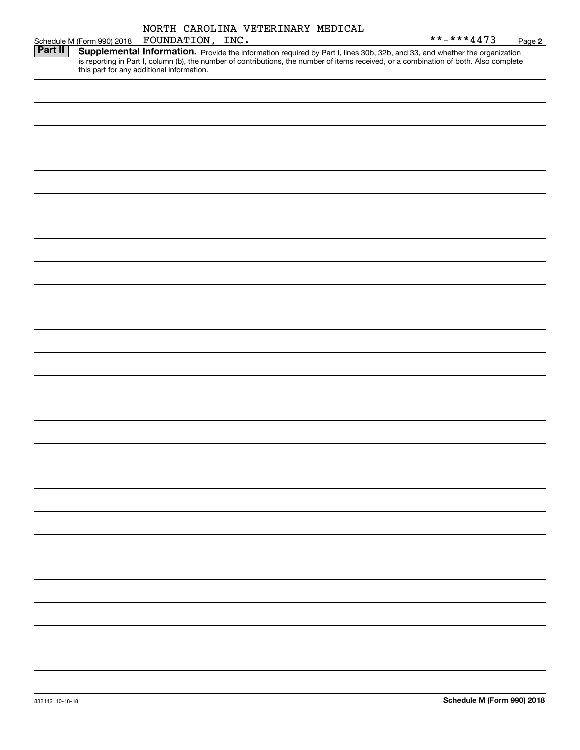Schedule M (Form 990) 2018 NORTH CAROLINA VETERINARY MEDICAL FOUNDATION, INC. **-***4473 Page **2**

**Part II** **Supplemental Information.** Provide the information required by Part I, lines 30b, 32b, and 33, and whether the organization is reporting in Part I, column (b), the number of contributions, the number of items received, or a combination of both. Also complete this part for any additional information.

832142 10-18-18

**Schedule M (Form 990) 2018**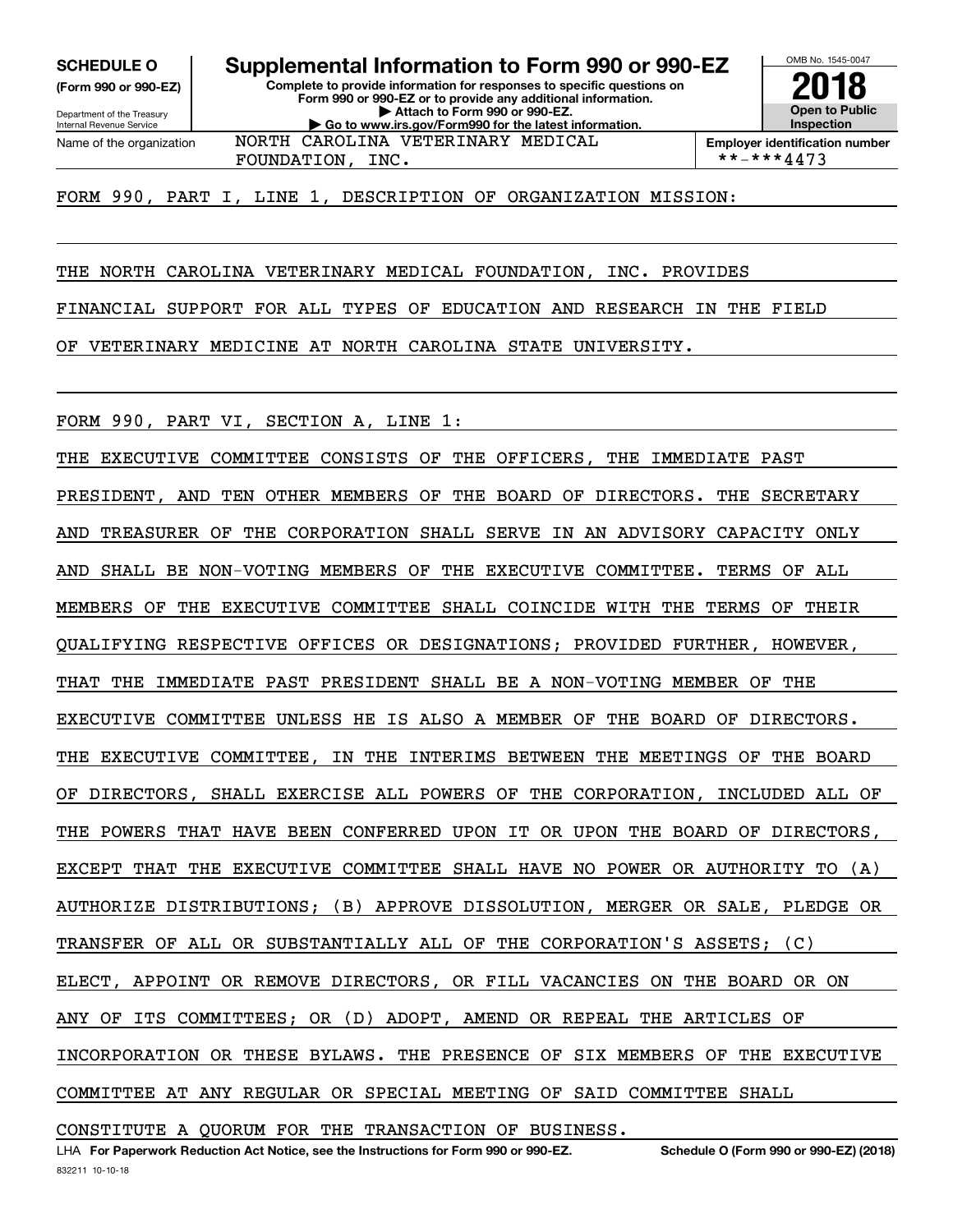**SCHEDULE O**
**(Form 990 or 990-EZ)**

Department of the Treasury
Internal Revenue Service

# Supplemental Information to Form 990 or 990-EZ

**Complete to provide information for responses to specific questions on Form 990 or 990-EZ or to provide any additional information.**
**▶ Attach to Form 990 or 990-EZ.**
**▶ Go to www.irs.gov/Form990 for the latest information.**

OMB No. 1545-0047

**2018**

**Open to Public Inspection**

| Name of the organization | Employer identification number |
|---|---|
| NORTH CAROLINA VETERINARY MEDICAL FOUNDATION, INC. | **-***4473 |

FORM 990, PART I, LINE 1, DESCRIPTION OF ORGANIZATION MISSION:

THE NORTH CAROLINA VETERINARY MEDICAL FOUNDATION, INC. PROVIDES FINANCIAL SUPPORT FOR ALL TYPES OF EDUCATION AND RESEARCH IN THE FIELD OF VETERINARY MEDICINE AT NORTH CAROLINA STATE UNIVERSITY.

FORM 990, PART VI, SECTION A, LINE 1:

THE EXECUTIVE COMMITTEE CONSISTS OF THE OFFICERS, THE IMMEDIATE PAST PRESIDENT, AND TEN OTHER MEMBERS OF THE BOARD OF DIRECTORS. THE SECRETARY AND TREASURER OF THE CORPORATION SHALL SERVE IN AN ADVISORY CAPACITY ONLY AND SHALL BE NON-VOTING MEMBERS OF THE EXECUTIVE COMMITTEE. TERMS OF ALL MEMBERS OF THE EXECUTIVE COMMITTEE SHALL COINCIDE WITH THE TERMS OF THEIR QUALIFYING RESPECTIVE OFFICES OR DESIGNATIONS; PROVIDED FURTHER, HOWEVER, THAT THE IMMEDIATE PAST PRESIDENT SHALL BE A NON-VOTING MEMBER OF THE EXECUTIVE COMMITTEE UNLESS HE IS ALSO A MEMBER OF THE BOARD OF DIRECTORS. THE EXECUTIVE COMMITTEE, IN THE INTERIMS BETWEEN THE MEETINGS OF THE BOARD OF DIRECTORS, SHALL EXERCISE ALL POWERS OF THE CORPORATION, INCLUDED ALL OF THE POWERS THAT HAVE BEEN CONFERRED UPON IT OR UPON THE BOARD OF DIRECTORS, EXCEPT THAT THE EXECUTIVE COMMITTEE SHALL HAVE NO POWER OR AUTHORITY TO (A) AUTHORIZE DISTRIBUTIONS; (B) APPROVE DISSOLUTION, MERGER OR SALE, PLEDGE OR TRANSFER OF ALL OR SUBSTANTIALLY ALL OF THE CORPORATION'S ASSETS; (C) ELECT, APPOINT OR REMOVE DIRECTORS, OR FILL VACANCIES ON THE BOARD OR ON ANY OF ITS COMMITTEES; OR (D) ADOPT, AMEND OR REPEAL THE ARTICLES OF INCORPORATION OR THESE BYLAWS. THE PRESENCE OF SIX MEMBERS OF THE EXECUTIVE COMMITTEE AT ANY REGULAR OR SPECIAL MEETING OF SAID COMMITTEE SHALL CONSTITUTE A QUORUM FOR THE TRANSACTION OF BUSINESS.

LHA **For Paperwork Reduction Act Notice, see the Instructions for Form 990 or 990-EZ.** **Schedule O (Form 990 or 990-EZ) (2018)**

832211 10-10-18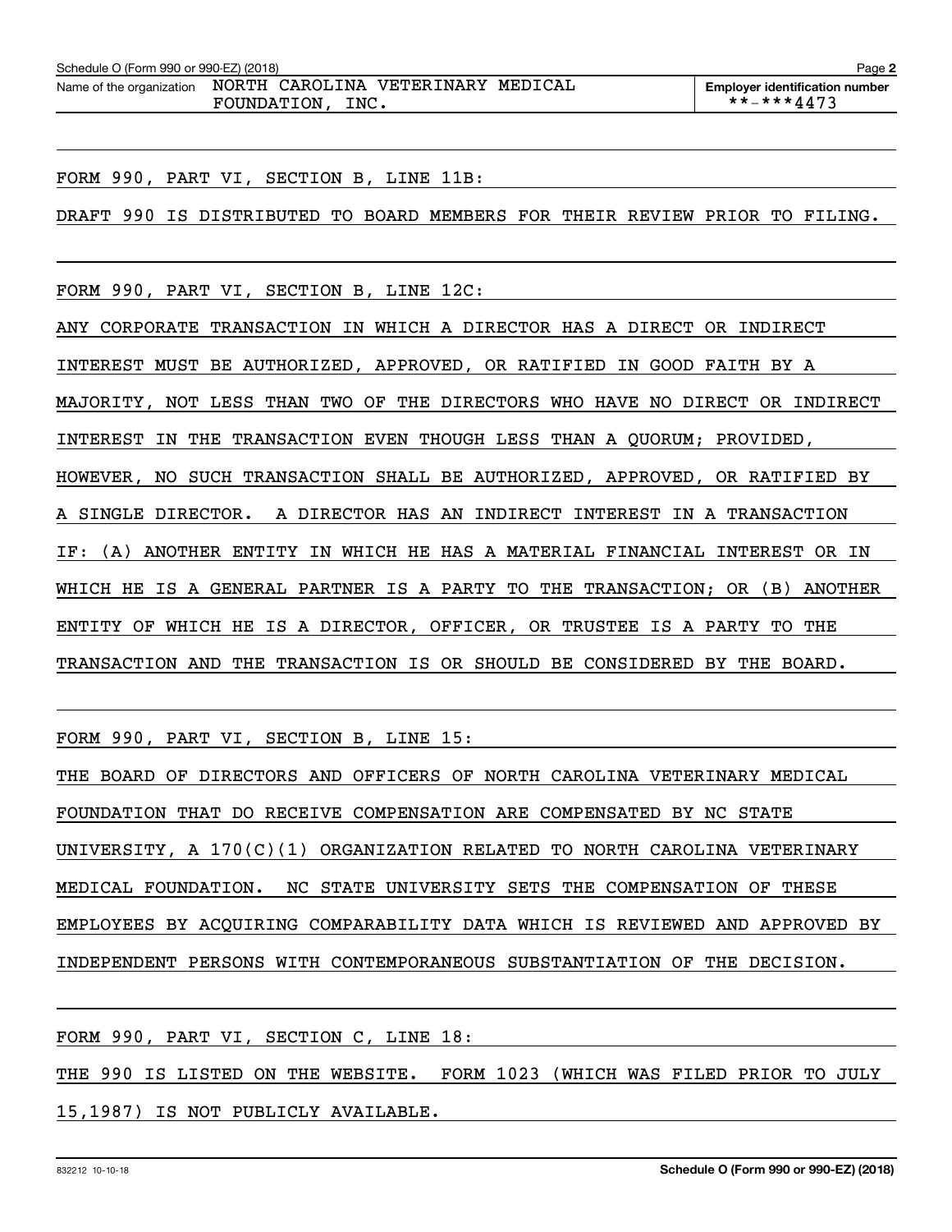Schedule O (Form 990 or 990-EZ) (2018) Page 2

Name of the organization: NORTH CAROLINA VETERINARY MEDICAL FOUNDATION, INC.

Employer identification number: **-***4473

FORM 990, PART VI, SECTION B, LINE 11B:

DRAFT 990 IS DISTRIBUTED TO BOARD MEMBERS FOR THEIR REVIEW PRIOR TO FILING.

FORM 990, PART VI, SECTION B, LINE 12C:

ANY CORPORATE TRANSACTION IN WHICH A DIRECTOR HAS A DIRECT OR INDIRECT INTEREST MUST BE AUTHORIZED, APPROVED, OR RATIFIED IN GOOD FAITH BY A MAJORITY, NOT LESS THAN TWO OF THE DIRECTORS WHO HAVE NO DIRECT OR INDIRECT INTEREST IN THE TRANSACTION EVEN THOUGH LESS THAN A QUORUM; PROVIDED, HOWEVER, NO SUCH TRANSACTION SHALL BE AUTHORIZED, APPROVED, OR RATIFIED BY A SINGLE DIRECTOR. A DIRECTOR HAS AN INDIRECT INTEREST IN A TRANSACTION IF: (A) ANOTHER ENTITY IN WHICH HE HAS A MATERIAL FINANCIAL INTEREST OR IN WHICH HE IS A GENERAL PARTNER IS A PARTY TO THE TRANSACTION; OR (B) ANOTHER ENTITY OF WHICH HE IS A DIRECTOR, OFFICER, OR TRUSTEE IS A PARTY TO THE TRANSACTION AND THE TRANSACTION IS OR SHOULD BE CONSIDERED BY THE BOARD.

FORM 990, PART VI, SECTION B, LINE 15:

THE BOARD OF DIRECTORS AND OFFICERS OF NORTH CAROLINA VETERINARY MEDICAL FOUNDATION THAT DO RECEIVE COMPENSATION ARE COMPENSATED BY NC STATE UNIVERSITY, A 170(C)(1) ORGANIZATION RELATED TO NORTH CAROLINA VETERINARY MEDICAL FOUNDATION. NC STATE UNIVERSITY SETS THE COMPENSATION OF THESE EMPLOYEES BY ACQUIRING COMPARABILITY DATA WHICH IS REVIEWED AND APPROVED BY INDEPENDENT PERSONS WITH CONTEMPORANEOUS SUBSTANTIATION OF THE DECISION.

FORM 990, PART VI, SECTION C, LINE 18:

THE 990 IS LISTED ON THE WEBSITE. FORM 1023 (WHICH WAS FILED PRIOR TO JULY 15,1987) IS NOT PUBLICLY AVAILABLE.

832212 10-10-18 Schedule O (Form 990 or 990-EZ) (2018)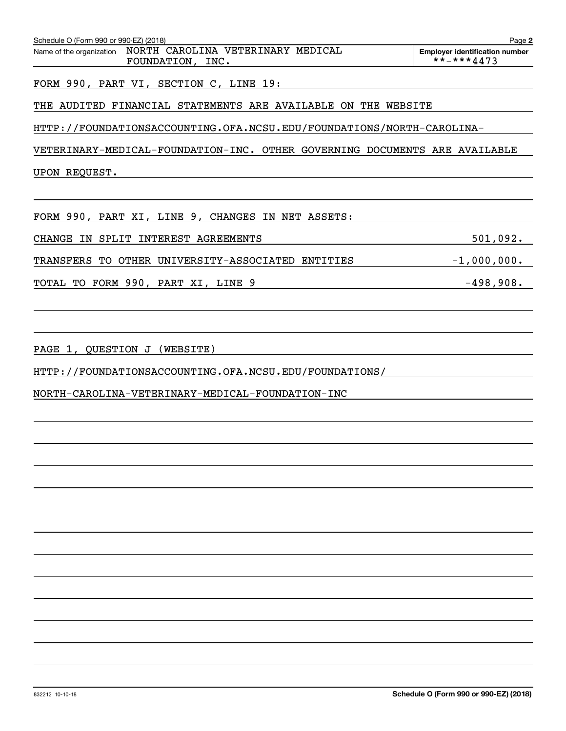Schedule O (Form 990 or 990-EZ) (2018)

Name of the organization: NORTH CAROLINA VETERINARY MEDICAL FOUNDATION, INC.

**Employer identification number** **-***4473

FORM 990, PART VI, SECTION C, LINE 19:

THE AUDITED FINANCIAL STATEMENTS ARE AVAILABLE ON THE WEBSITE HTTP://FOUNDATIONSACCOUNTING.OFA.NCSU.EDU/FOUNDATIONS/NORTH-CAROLINA-VETERINARY-MEDICAL-FOUNDATION-INC. OTHER GOVERNING DOCUMENTS ARE AVAILABLE UPON REQUEST.

FORM 990, PART XI, LINE 9, CHANGES IN NET ASSETS:

| | |
|---|---|
| CHANGE IN SPLIT INTEREST AGREEMENTS | 501,092. |
| TRANSFERS TO OTHER UNIVERSITY-ASSOCIATED ENTITIES | -1,000,000. |
| TOTAL TO FORM 990, PART XI, LINE 9 | -498,908. |

PAGE 1, QUESTION J (WEBSITE)

HTTP://FOUNDATIONSACCOUNTING.OFA.NCSU.EDU/FOUNDATIONS/NORTH-CAROLINA-VETERINARY-MEDICAL-FOUNDATION-INC

832212 10-10-18

**Schedule O (Form 990 or 990-EZ) (2018)**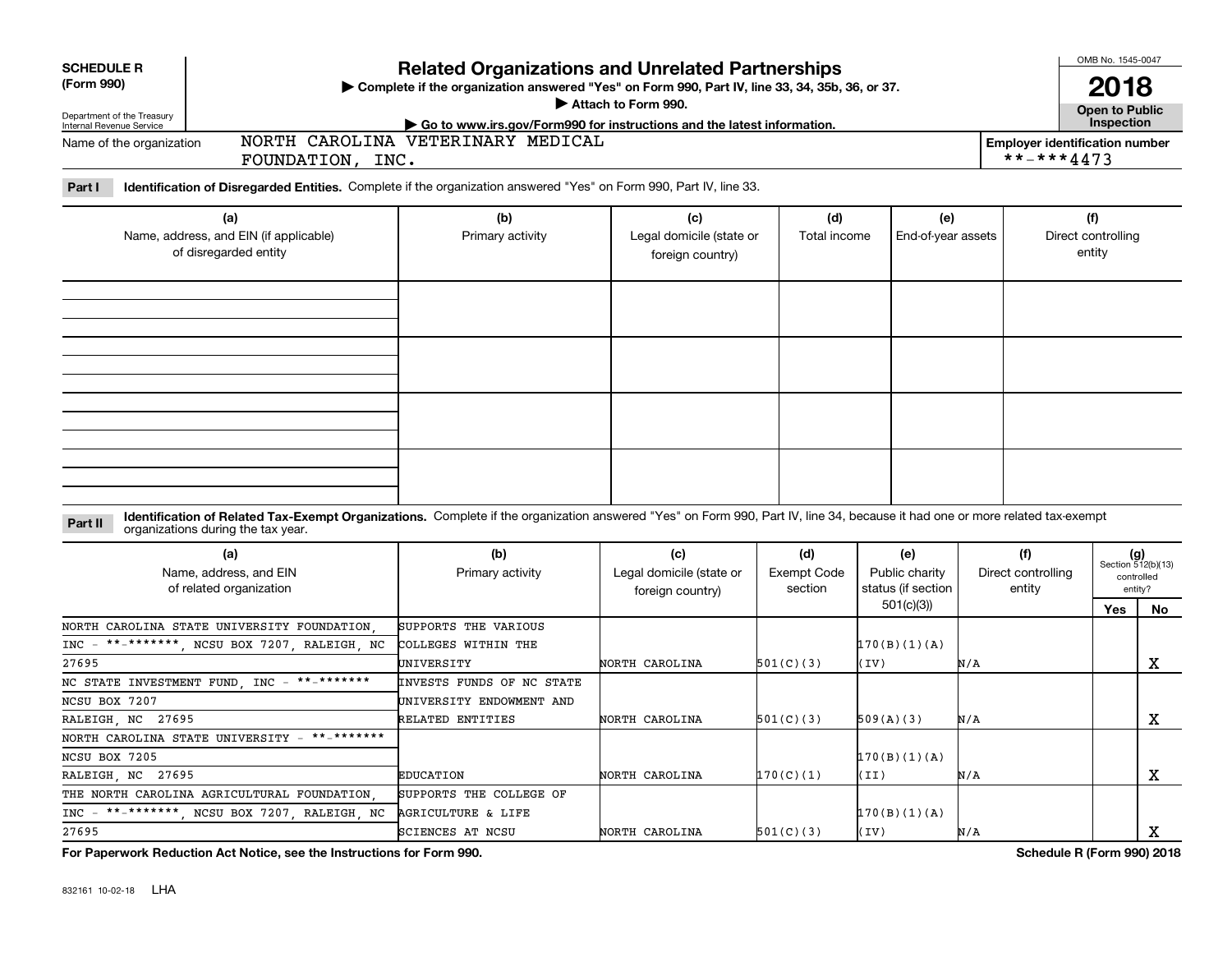**SCHEDULE R (Form 990)**

Department of the Treasury
Internal Revenue Service

# Related Organizations and Unrelated Partnerships

▶ Complete if the organization answered "Yes" on Form 990, Part IV, line 33, 34, 35b, 36, or 37.
▶ Attach to Form 990.
▶ Go to www.irs.gov/Form990 for instructions and the latest information.

OMB No. 1545-0047

**2018**

**Open to Public Inspection**

Name of the organization: NORTH CAROLINA VETERINARY MEDICAL FOUNDATION, INC.

Employer identification number: **-***4473

**Part I** **Identification of Disregarded Entities.** Complete if the organization answered "Yes" on Form 990, Part IV, line 33.

| (a) Name, address, and EIN (if applicable) of disregarded entity | (b) Primary activity | (c) Legal domicile (state or foreign country) | (d) Total income | (e) End-of-year assets | (f) Direct controlling entity |
|---|---|---|---|---|---|
| | | | | | |
| | | | | | |
| | | | | | |
| | | | | | |

**Part II** **Identification of Related Tax-Exempt Organizations.** Complete if the organization answered "Yes" on Form 990, Part IV, line 34, because it had one or more related tax-exempt organizations during the tax year.

| (a) Name, address, and EIN of related organization | (b) Primary activity | (c) Legal domicile (state or foreign country) | (d) Exempt Code section | (e) Public charity status (if section 501(c)(3)) | (f) Direct controlling entity | (g) Section 512(b)(13) controlled entity? Yes | No |
|---|---|---|---|---|---|---|---|
| NORTH CAROLINA STATE UNIVERSITY FOUNDATION, INC - **-*******, NCSU BOX 7207, RALEIGH, NC 27695 | SUPPORTS THE VARIOUS COLLEGES WITHIN THE UNIVERSITY | NORTH CAROLINA | 501(C)(3) | 170(B)(1)(A)(IV) | N/A | | X |
| NC STATE INVESTMENT FUND, INC - **-******* NCSU BOX 7207 RALEIGH, NC 27695 | INVESTS FUNDS OF NC STATE UNIVERSITY ENDOWMENT AND RELATED ENTITIES | NORTH CAROLINA | 501(C)(3) | 509(A)(3) | N/A | | X |
| NORTH CAROLINA STATE UNIVERSITY - **-******* NCSU BOX 7205 RALEIGH, NC 27695 | EDUCATION | NORTH CAROLINA | 170(C)(1) | 170(B)(1)(A)(II) | N/A | | X |
| THE NORTH CAROLINA AGRICULTURAL FOUNDATION, INC - **-*******, NCSU BOX 7207, RALEIGH, NC 27695 | SUPPORTS THE COLLEGE OF AGRICULTURE & LIFE SCIENCES AT NCSU | NORTH CAROLINA | 501(C)(3) | 170(B)(1)(A)(IV) | N/A | | X |

**For Paperwork Reduction Act Notice, see the Instructions for Form 990.**

**Schedule R (Form 990) 2018**

832161 10-02-18 LHA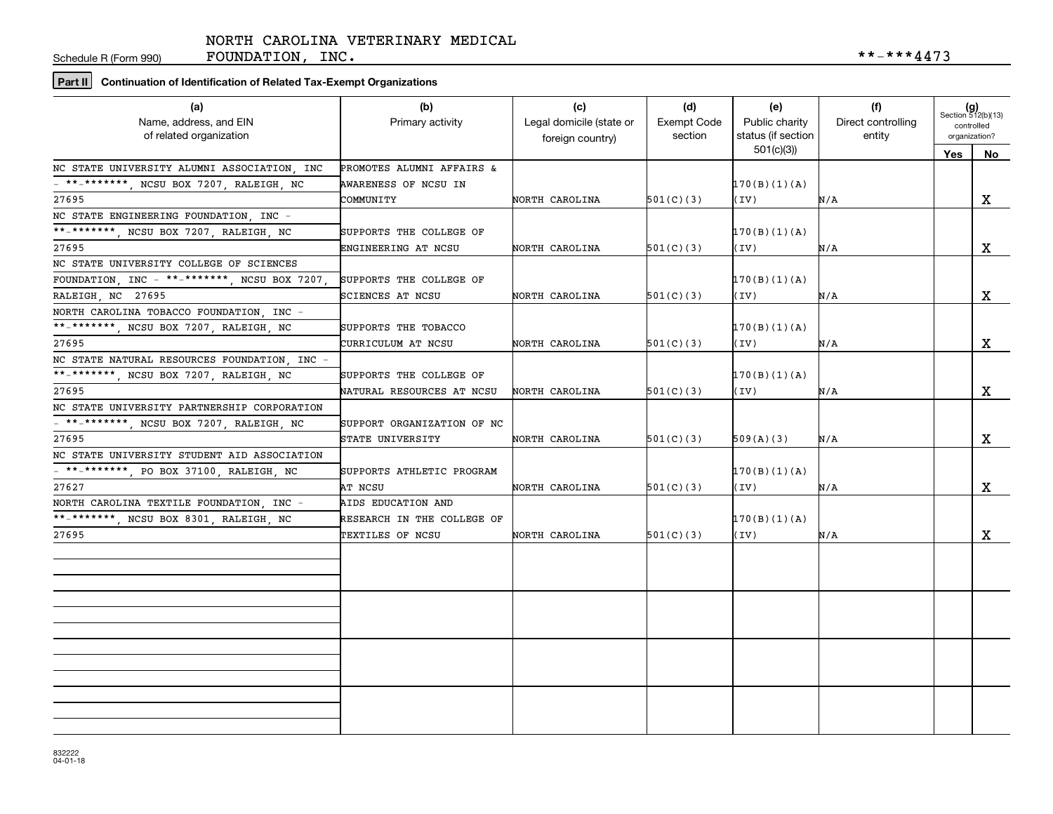Schedule R (Form 990)

NORTH CAROLINA VETERINARY MEDICAL FOUNDATION, INC.

**-***4473

**Part II** **Continuation of Identification of Related Tax-Exempt Organizations**

| (a) Name, address, and EIN of related organization | (b) Primary activity | (c) Legal domicile (state or foreign country) | (d) Exempt Code section | (e) Public charity status (if section 501(c)(3)) | (f) Direct controlling entity | (g) Section 512(b)(13) controlled organization? Yes | No |
|---|---|---|---|---|---|---|---|
| NC STATE UNIVERSITY ALUMNI ASSOCIATION, INC - **-*******, NCSU BOX 7207, RALEIGH, NC 27695 | PROMOTES ALUMNI AFFAIRS & AWARENESS OF NCSU IN COMMUNITY | NORTH CAROLINA | 501(C)(3) | 170(B)(1)(A)(IV) | N/A | | X |
| NC STATE ENGINEERING FOUNDATION, INC - **-*******, NCSU BOX 7207, RALEIGH, NC 27695 | SUPPORTS THE COLLEGE OF ENGINEERING AT NCSU | NORTH CAROLINA | 501(C)(3) | 170(B)(1)(A)(IV) | N/A | | X |
| NC STATE UNIVERSITY COLLEGE OF SCIENCES FOUNDATION, INC - **-*******, NCSU BOX 7207, RALEIGH, NC 27695 | SUPPORTS THE COLLEGE OF SCIENCES AT NCSU | NORTH CAROLINA | 501(C)(3) | 170(B)(1)(A)(IV) | N/A | | X |
| NORTH CAROLINA TOBACCO FOUNDATION, INC - **-*******, NCSU BOX 7207, RALEIGH, NC 27695 | SUPPORTS THE TOBACCO CURRICULUM AT NCSU | NORTH CAROLINA | 501(C)(3) | 170(B)(1)(A)(IV) | N/A | | X |
| NC STATE NATURAL RESOURCES FOUNDATION, INC - **-*******, NCSU BOX 7207, RALEIGH, NC 27695 | SUPPORTS THE COLLEGE OF NATURAL RESOURCES AT NCSU | NORTH CAROLINA | 501(C)(3) | 170(B)(1)(A)(IV) | N/A | | X |
| NC STATE UNIVERSITY PARTNERSHIP CORPORATION - **-*******, NCSU BOX 7207, RALEIGH, NC 27695 | SUPPORT ORGANIZATION OF NC STATE UNIVERSITY | NORTH CAROLINA | 501(C)(3) | 509(A)(3) | N/A | | X |
| NC STATE UNIVERSITY STUDENT AID ASSOCIATION - **-*******, PO BOX 37100, RALEIGH, NC 27627 | SUPPORTS ATHLETIC PROGRAM AT NCSU | NORTH CAROLINA | 501(C)(3) | 170(B)(1)(A)(IV) | N/A | | X |
| NORTH CAROLINA TEXTILE FOUNDATION, INC - **-*******, NCSU BOX 8301, RALEIGH, NC 27695 | AIDS EDUCATION AND RESEARCH IN THE COLLEGE OF TEXTILES OF NCSU | NORTH CAROLINA | 501(C)(3) | 170(B)(1)(A)(IV) | N/A | | X |
| | | | | | | | |
| | | | | | | | |
| | | | | | | | |
| | | | | | | | |

832222 04-01-18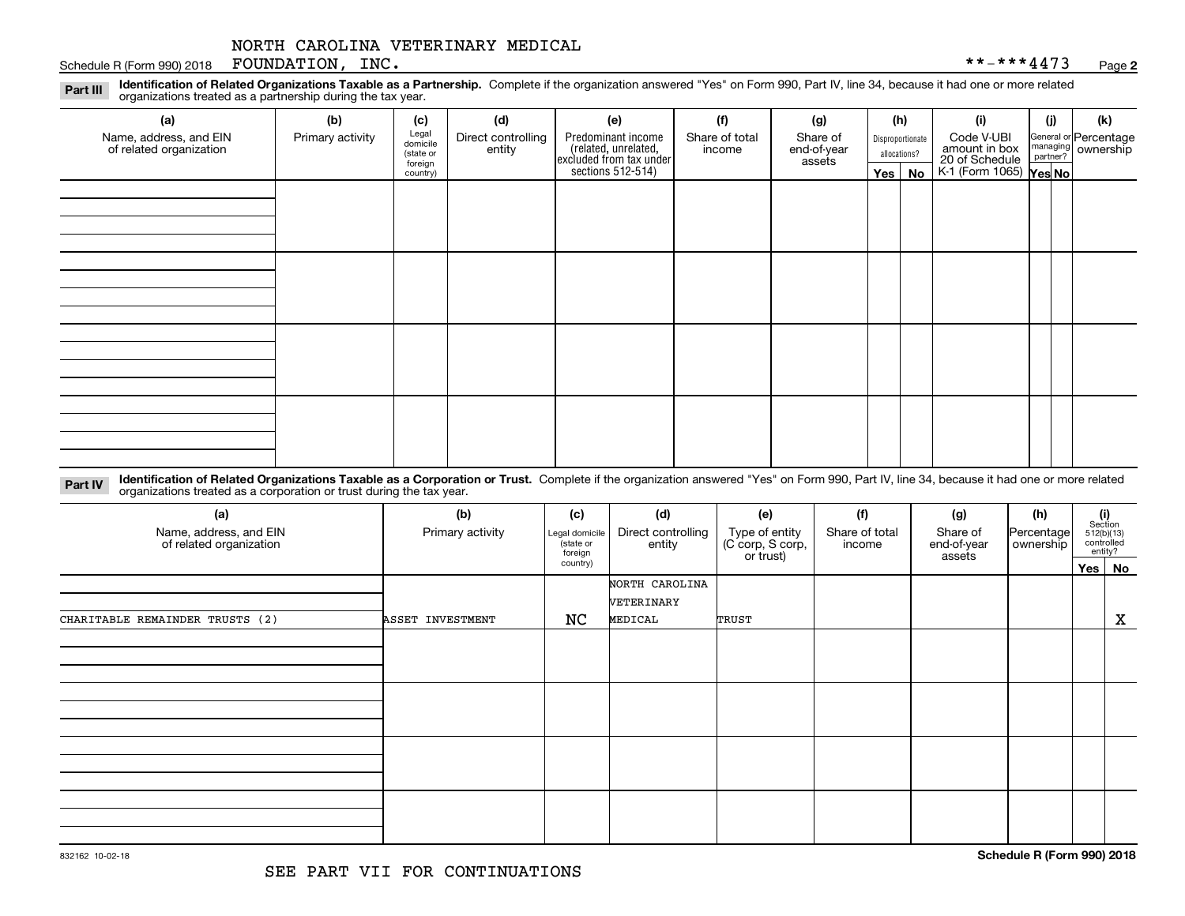NORTH CAROLINA VETERINARY MEDICAL FOUNDATION, INC.

Schedule R (Form 990) 2018 **-***4473 Page 2

**Part III** **Identification of Related Organizations Taxable as a Partnership.** Complete if the organization answered "Yes" on Form 990, Part IV, line 34, because it had one or more related organizations treated as a partnership during the tax year.

| (a) Name, address, and EIN of related organization | (b) Primary activity | (c) Legal domicile (state or foreign country) | (d) Direct controlling entity | (e) Predominant income (related, unrelated, excluded from tax under sections 512-514) | (f) Share of total income | (g) Share of end-of-year assets | (h) Disproportionate allocations? Yes | No | (i) Code V-UBI amount in box 20 of Schedule K-1 (Form 1065) | (j) General or managing partner? Yes | No | (k) Percentage ownership |
|---|---|---|---|---|---|---|---|---|---|---|---|---|
| | | | | | | | | | | | | |
| | | | | | | | | | | | | |
| | | | | | | | | | | | | |
| | | | | | | | | | | | | |

**Part IV** **Identification of Related Organizations Taxable as a Corporation or Trust.** Complete if the organization answered "Yes" on Form 990, Part IV, line 34, because it had one or more related organizations treated as a corporation or trust during the tax year.

| (a) Name, address, and EIN of related organization | (b) Primary activity | (c) Legal domicile (state or foreign country) | (d) Direct controlling entity | (e) Type of entity (C corp, S corp, or trust) | (f) Share of total income | (g) Share of end-of-year assets | (h) Percentage ownership | (i) Section 512(b)(13) controlled entity? Yes | No |
|---|---|---|---|---|---|---|---|---|---|
| CHARITABLE REMAINDER TRUSTS (2) | ASSET INVESTMENT | NC | NORTH CAROLINA VETERINARY MEDICAL | TRUST | | | | | X |
| | | | | | | | | | |
| | | | | | | | | | |
| | | | | | | | | | |
| | | | | | | | | | |

832162 10-02-18

SEE PART VII FOR CONTINUATIONS

Schedule R (Form 990) 2018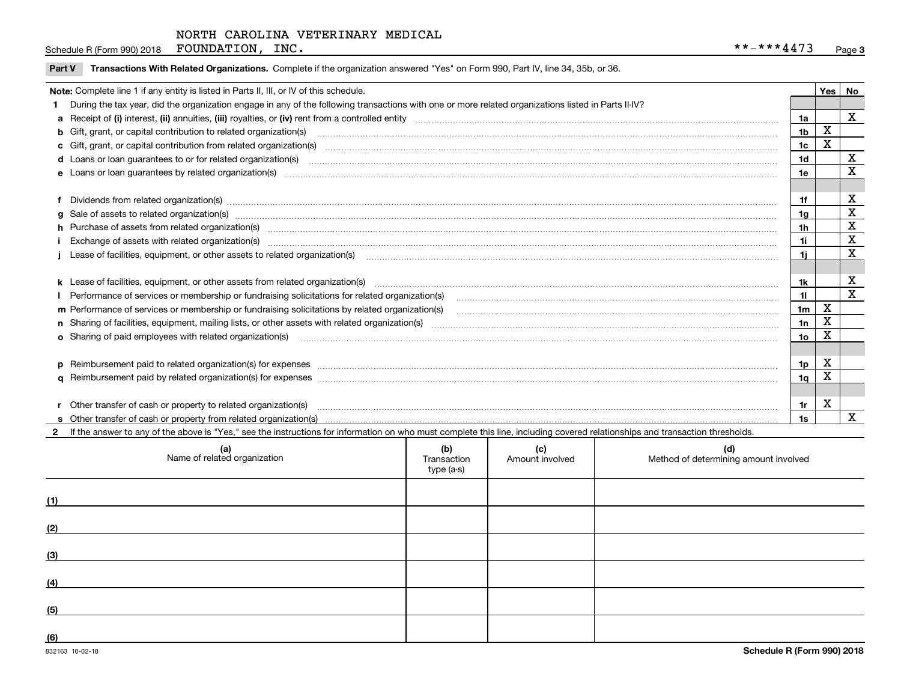NORTH CAROLINA VETERINARY MEDICAL FOUNDATION, INC. **-***4473

## Part V Transactions With Related Organizations.

Complete if the organization answered "Yes" on Form 990, Part IV, line 34, 35b, or 36.

| Note: Complete line 1 if any entity is listed in Parts II, III, or IV of this schedule. | | Yes | No |
|---|---|---|---|
| **1** During the tax year, did the organization engage in any of the following transactions with one or more related organizations listed in Parts II-IV? | | | |
| **a** Receipt of **(i)** interest, **(ii)** annuities, **(iii)** royalties, or **(iv)** rent from a controlled entity | 1a | | X |
| **b** Gift, grant, or capital contribution to related organization(s) | 1b | X | |
| **c** Gift, grant, or capital contribution from related organization(s) | 1c | X | |
| **d** Loans or loan guarantees to or for related organization(s) | 1d | | X |
| **e** Loans or loan guarantees by related organization(s) | 1e | | X |
| **f** Dividends from related organization(s) | 1f | | X |
| **g** Sale of assets to related organization(s) | 1g | | X |
| **h** Purchase of assets from related organization(s) | 1h | | X |
| **i** Exchange of assets with related organization(s) | 1i | | X |
| **j** Lease of facilities, equipment, or other assets to related organization(s) | 1j | | X |
| **k** Lease of facilities, equipment, or other assets from related organization(s) | 1k | | X |
| **l** Performance of services or membership or fundraising solicitations for related organization(s) | 1l | | X |
| **m** Performance of services or membership or fundraising solicitations by related organization(s) | 1m | X | |
| **n** Sharing of facilities, equipment, mailing lists, or other assets with related organization(s) | 1n | X | |
| **o** Sharing of paid employees with related organization(s) | 1o | X | |
| **p** Reimbursement paid to related organization(s) for expenses | 1p | X | |
| **q** Reimbursement paid by related organization(s) for expenses | 1q | X | |
| **r** Other transfer of cash or property to related organization(s) | 1r | X | |
| **s** Other transfer of cash or property from related organization(s) | 1s | | X |

**2** If the answer to any of the above is "Yes," see the instructions for information on who must complete this line, including covered relationships and transaction thresholds.

| | (a) Name of related organization | (b) Transaction type (a-s) | (c) Amount involved | (d) Method of determining amount involved |
|---|---|---|---|---|
| (1) | | | | |
| (2) | | | | |
| (3) | | | | |
| (4) | | | | |
| (5) | | | | |
| (6) | | | | |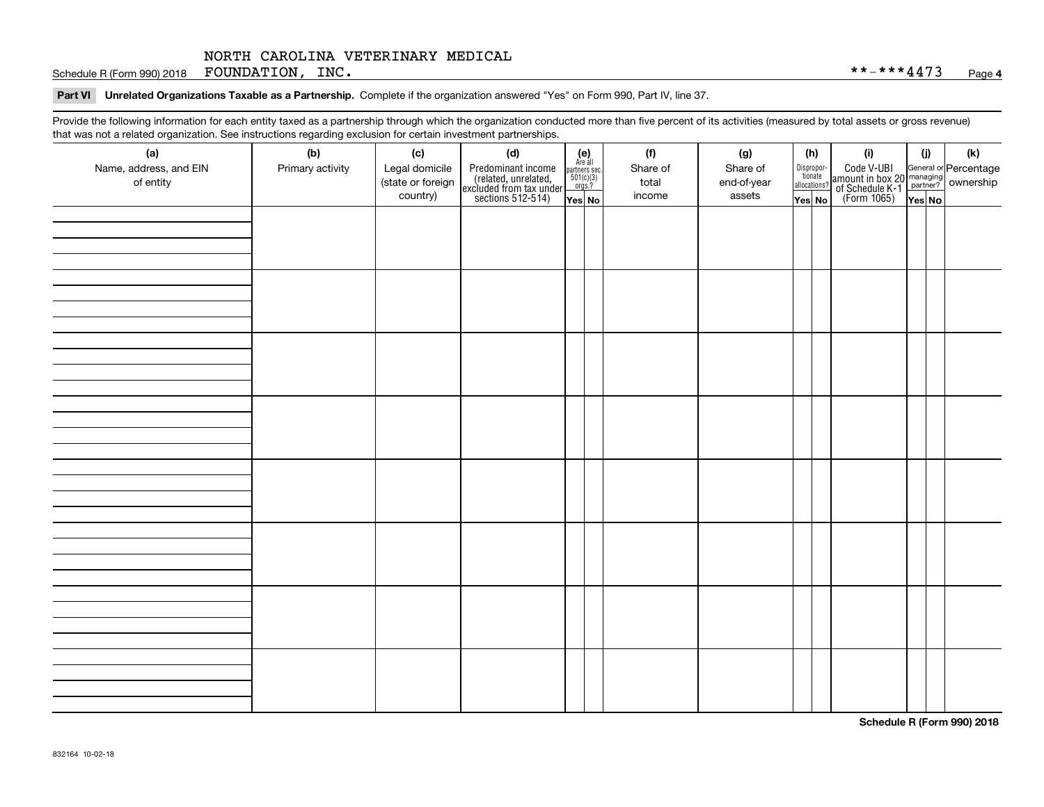NORTH CAROLINA VETERINARY MEDICAL FOUNDATION, INC.

**-***4473

**Part VI Unrelated Organizations Taxable as a Partnership.** Complete if the organization answered "Yes" on Form 990, Part IV, line 37.

Provide the following information for each entity taxed as a partnership through which the organization conducted more than five percent of its activities (measured by total assets or gross revenue) that was not a related organization. See instructions regarding exclusion for certain investment partnerships.

| (a) Name, address, and EIN of entity | (b) Primary activity | (c) Legal domicile (state or foreign country) | (d) Predominant income (related, unrelated, excluded from tax under sections 512-514) | (e) Are all partners sec. 501(c)(3) orgs.? | | (f) Share of total income | (g) Share of end-of-year assets | (h) Disproportionate allocations? | | (i) Code V-UBI amount in box 20 of Schedule K-1 (Form 1065) | (j) General or managing partner? | | (k) Percentage ownership |
|---|---|---|---|---|---|---|---|---|---|---|---|---|---|
| | | | | Yes | No | | | Yes | No | | Yes | No | |
| | | | | | | | | | | | | | |
| | | | | | | | | | | | | | |
| | | | | | | | | | | | | | |
| | | | | | | | | | | | | | |
| | | | | | | | | | | | | | |
| | | | | | | | | | | | | | |
| | | | | | | | | | | | | | |
| | | | | | | | | | | | | | |

**Schedule R (Form 990) 2018**

832164 10-02-18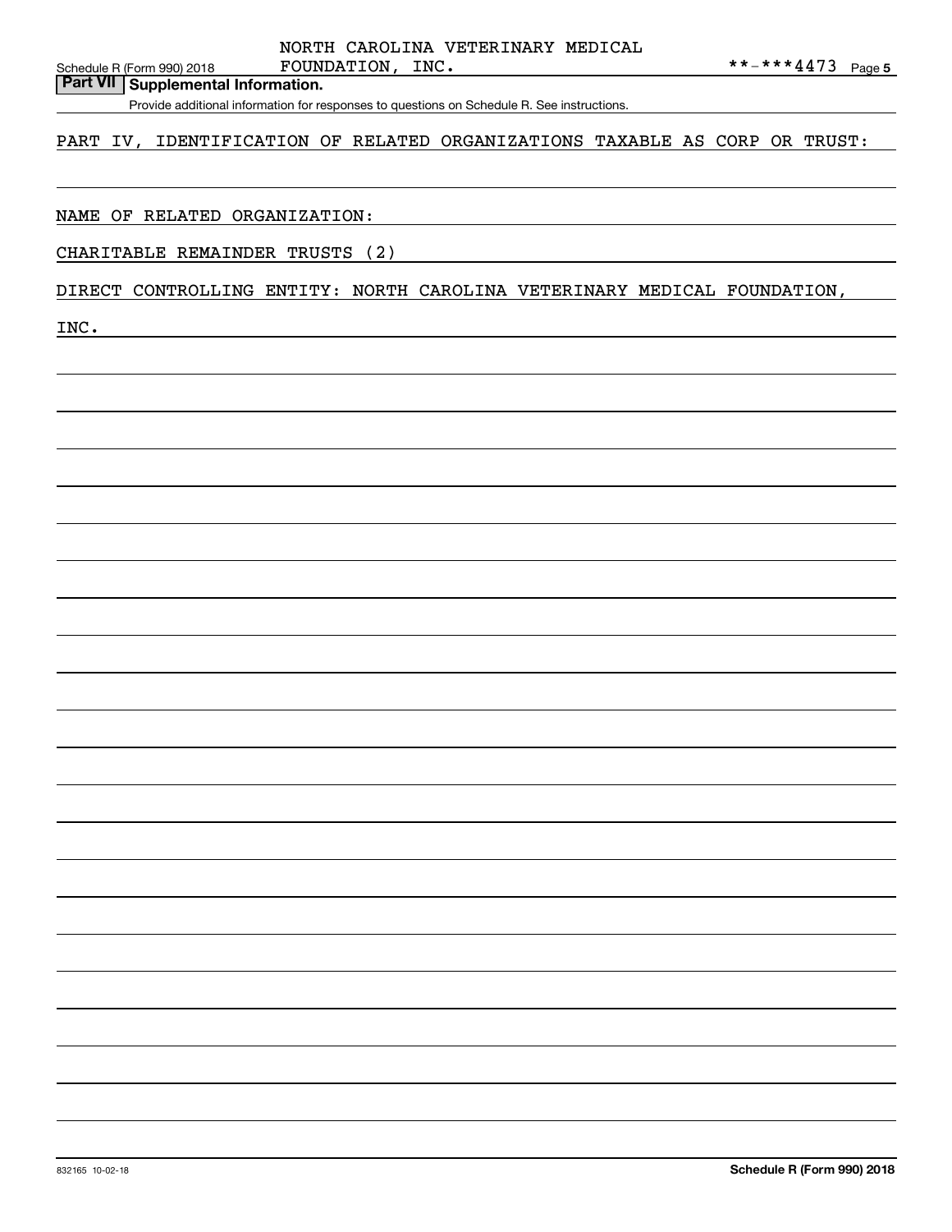NORTH CAROLINA VETERINARY MEDICAL FOUNDATION, INC. **-***4473

## Part VII Supplemental Information.

Provide additional information for responses to questions on Schedule R. See instructions.

PART IV, IDENTIFICATION OF RELATED ORGANIZATIONS TAXABLE AS CORP OR TRUST:

NAME OF RELATED ORGANIZATION:

CHARITABLE REMAINDER TRUSTS (2)

DIRECT CONTROLLING ENTITY: NORTH CAROLINA VETERINARY MEDICAL FOUNDATION, INC.

832165 10-02-18

Schedule R (Form 990) 2018